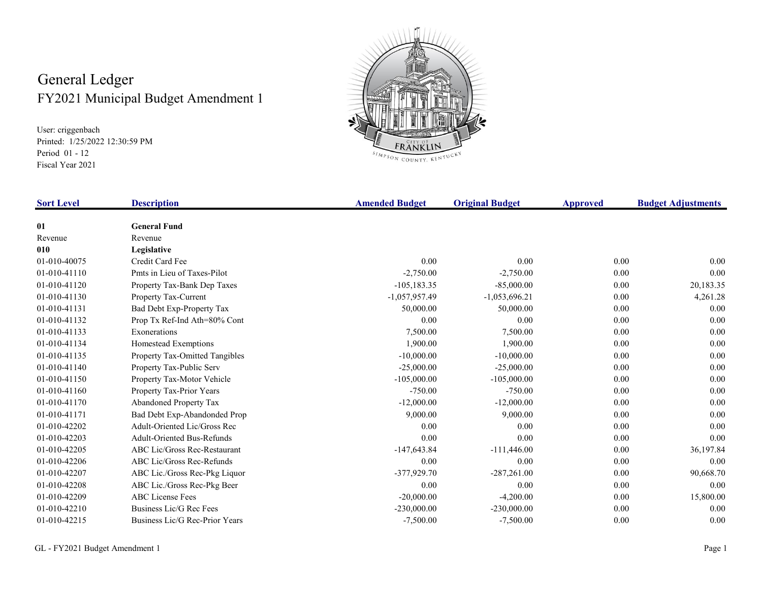# General Ledger
## FY2021 Municipal Budget Amendment 1

User: criggenbach
Printed: 1/25/2022 12:30:59 PM
Period 01 - 12
Fiscal Year 2021

| Sort Level | Description | Amended Budget | Original Budget | Approved | Budget Adjustments |
|---|---|---|---|---|---|
| **01** | **General Fund** | | | | |
| Revenue | Revenue | | | | |
| **010** | **Legislative** | | | | |
| 01-010-40075 | Credit Card Fee | 0.00 | 0.00 | 0.00 | 0.00 |
| 01-010-41110 | Pmts in Lieu of Taxes-Pilot | -2,750.00 | -2,750.00 | 0.00 | 0.00 |
| 01-010-41120 | Property Tax-Bank Dep Taxes | -105,183.35 | -85,000.00 | 0.00 | 20,183.35 |
| 01-010-41130 | Property Tax-Current | -1,057,957.49 | -1,053,696.21 | 0.00 | 4,261.28 |
| 01-010-41131 | Bad Debt Exp-Property Tax | 50,000.00 | 50,000.00 | 0.00 | 0.00 |
| 01-010-41132 | Prop Tx Ref-Ind Ath=80% Cont | 0.00 | 0.00 | 0.00 | 0.00 |
| 01-010-41133 | Exonerations | 7,500.00 | 7,500.00 | 0.00 | 0.00 |
| 01-010-41134 | Homestead Exemptions | 1,900.00 | 1,900.00 | 0.00 | 0.00 |
| 01-010-41135 | Property Tax-Omitted Tangibles | -10,000.00 | -10,000.00 | 0.00 | 0.00 |
| 01-010-41140 | Property Tax-Public Serv | -25,000.00 | -25,000.00 | 0.00 | 0.00 |
| 01-010-41150 | Property Tax-Motor Vehicle | -105,000.00 | -105,000.00 | 0.00 | 0.00 |
| 01-010-41160 | Property Tax-Prior Years | -750.00 | -750.00 | 0.00 | 0.00 |
| 01-010-41170 | Abandoned Property Tax | -12,000.00 | -12,000.00 | 0.00 | 0.00 |
| 01-010-41171 | Bad Debt Exp-Abandonded Prop | 9,000.00 | 9,000.00 | 0.00 | 0.00 |
| 01-010-42202 | Adult-Oriented Lic/Gross Rec | 0.00 | 0.00 | 0.00 | 0.00 |
| 01-010-42203 | Adult-Oriented Bus-Refunds | 0.00 | 0.00 | 0.00 | 0.00 |
| 01-010-42205 | ABC Lic/Gross Rec-Restaurant | -147,643.84 | -111,446.00 | 0.00 | 36,197.84 |
| 01-010-42206 | ABC Lic/Gross Rec-Refunds | 0.00 | 0.00 | 0.00 | 0.00 |
| 01-010-42207 | ABC Lic./Gross Rec-Pkg Liquor | -377,929.70 | -287,261.00 | 0.00 | 90,668.70 |
| 01-010-42208 | ABC Lic./Gross Rec-Pkg Beer | 0.00 | 0.00 | 0.00 | 0.00 |
| 01-010-42209 | ABC License Fees | -20,000.00 | -4,200.00 | 0.00 | 15,800.00 |
| 01-010-42210 | Business Lic/G Rec Fees | -230,000.00 | -230,000.00 | 0.00 | 0.00 |
| 01-010-42215 | Business Lic/G Rec-Prior Years | -7,500.00 | -7,500.00 | 0.00 | 0.00 |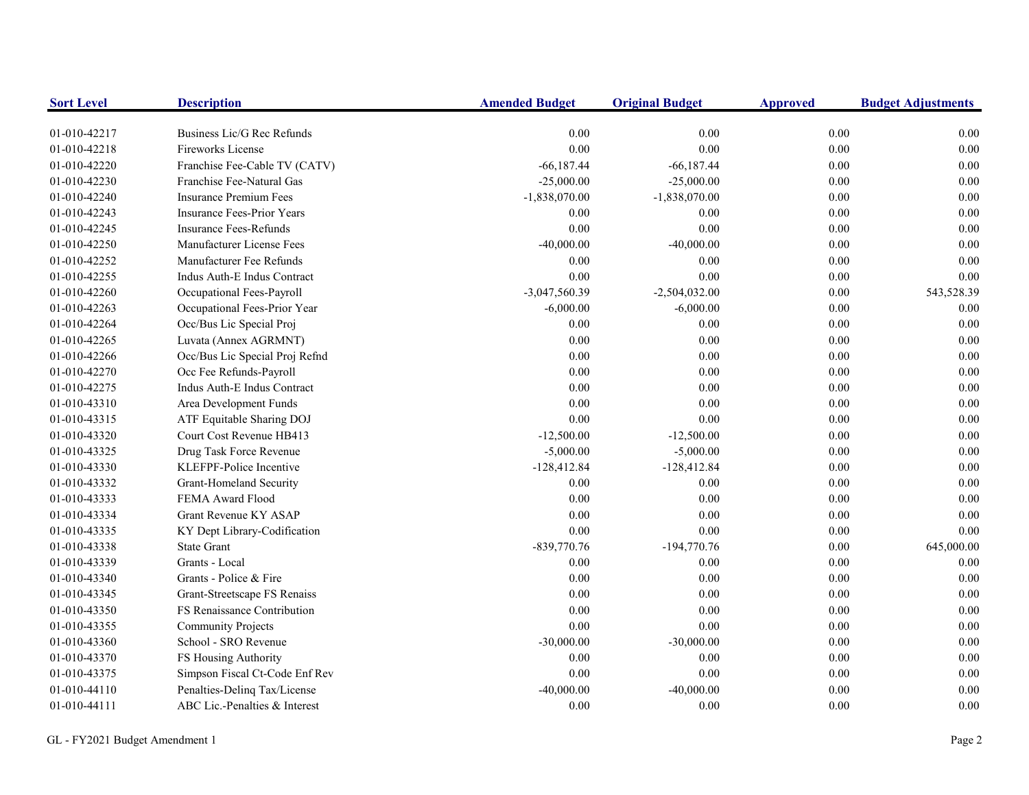| Sort Level | Description | Amended Budget | Original Budget | Approved | Budget Adjustments |
|---|---|---|---|---|---|
| 01-010-42217 | Business Lic/G Rec Refunds | 0.00 | 0.00 | 0.00 | 0.00 |
| 01-010-42218 | Fireworks License | 0.00 | 0.00 | 0.00 | 0.00 |
| 01-010-42220 | Franchise Fee-Cable TV (CATV) | -66,187.44 | -66,187.44 | 0.00 | 0.00 |
| 01-010-42230 | Franchise Fee-Natural Gas | -25,000.00 | -25,000.00 | 0.00 | 0.00 |
| 01-010-42240 | Insurance Premium Fees | -1,838,070.00 | -1,838,070.00 | 0.00 | 0.00 |
| 01-010-42243 | Insurance Fees-Prior Years | 0.00 | 0.00 | 0.00 | 0.00 |
| 01-010-42245 | Insurance Fees-Refunds | 0.00 | 0.00 | 0.00 | 0.00 |
| 01-010-42250 | Manufacturer License Fees | -40,000.00 | -40,000.00 | 0.00 | 0.00 |
| 01-010-42252 | Manufacturer Fee Refunds | 0.00 | 0.00 | 0.00 | 0.00 |
| 01-010-42255 | Indus Auth-E Indus Contract | 0.00 | 0.00 | 0.00 | 0.00 |
| 01-010-42260 | Occupational Fees-Payroll | -3,047,560.39 | -2,504,032.00 | 0.00 | 543,528.39 |
| 01-010-42263 | Occupational Fees-Prior Year | -6,000.00 | -6,000.00 | 0.00 | 0.00 |
| 01-010-42264 | Occ/Bus Lic Special Proj | 0.00 | 0.00 | 0.00 | 0.00 |
| 01-010-42265 | Luvata (Annex AGRMNT) | 0.00 | 0.00 | 0.00 | 0.00 |
| 01-010-42266 | Occ/Bus Lic Special Proj Refnd | 0.00 | 0.00 | 0.00 | 0.00 |
| 01-010-42270 | Occ Fee Refunds-Payroll | 0.00 | 0.00 | 0.00 | 0.00 |
| 01-010-42275 | Indus Auth-E Indus Contract | 0.00 | 0.00 | 0.00 | 0.00 |
| 01-010-43310 | Area Development Funds | 0.00 | 0.00 | 0.00 | 0.00 |
| 01-010-43315 | ATF Equitable Sharing DOJ | 0.00 | 0.00 | 0.00 | 0.00 |
| 01-010-43320 | Court Cost Revenue HB413 | -12,500.00 | -12,500.00 | 0.00 | 0.00 |
| 01-010-43325 | Drug Task Force Revenue | -5,000.00 | -5,000.00 | 0.00 | 0.00 |
| 01-010-43330 | KLEFPF-Police Incentive | -128,412.84 | -128,412.84 | 0.00 | 0.00 |
| 01-010-43332 | Grant-Homeland Security | 0.00 | 0.00 | 0.00 | 0.00 |
| 01-010-43333 | FEMA Award Flood | 0.00 | 0.00 | 0.00 | 0.00 |
| 01-010-43334 | Grant Revenue KY ASAP | 0.00 | 0.00 | 0.00 | 0.00 |
| 01-010-43335 | KY Dept Library-Codification | 0.00 | 0.00 | 0.00 | 0.00 |
| 01-010-43338 | State Grant | -839,770.76 | -194,770.76 | 0.00 | 645,000.00 |
| 01-010-43339 | Grants - Local | 0.00 | 0.00 | 0.00 | 0.00 |
| 01-010-43340 | Grants - Police & Fire | 0.00 | 0.00 | 0.00 | 0.00 |
| 01-010-43345 | Grant-Streetscape FS Renaiss | 0.00 | 0.00 | 0.00 | 0.00 |
| 01-010-43350 | FS Renaissance Contribution | 0.00 | 0.00 | 0.00 | 0.00 |
| 01-010-43355 | Community Projects | 0.00 | 0.00 | 0.00 | 0.00 |
| 01-010-43360 | School - SRO Revenue | -30,000.00 | -30,000.00 | 0.00 | 0.00 |
| 01-010-43370 | FS Housing Authority | 0.00 | 0.00 | 0.00 | 0.00 |
| 01-010-43375 | Simpson Fiscal Ct-Code Enf Rev | 0.00 | 0.00 | 0.00 | 0.00 |
| 01-010-44110 | Penalties-Delinq Tax/License | -40,000.00 | -40,000.00 | 0.00 | 0.00 |
| 01-010-44111 | ABC Lic.-Penalties & Interest | 0.00 | 0.00 | 0.00 | 0.00 |

GL - FY2021 Budget Amendment 1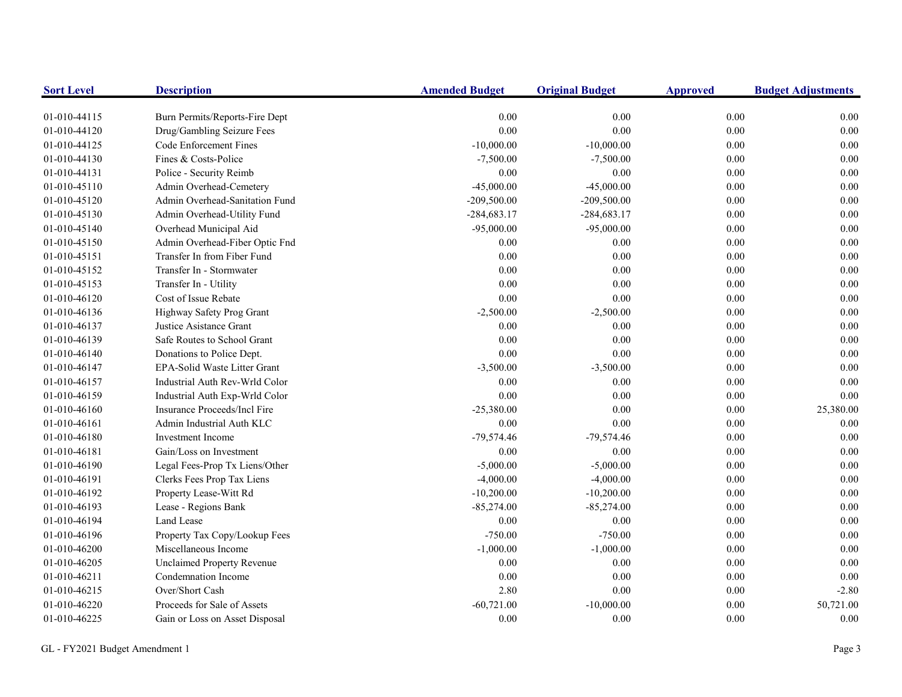| Sort Level | Description | Amended Budget | Original Budget | Approved | Budget Adjustments |
|---|---|---|---|---|---|
| 01-010-44115 | Burn Permits/Reports-Fire Dept | 0.00 | 0.00 | 0.00 | 0.00 |
| 01-010-44120 | Drug/Gambling Seizure Fees | 0.00 | 0.00 | 0.00 | 0.00 |
| 01-010-44125 | Code Enforcement Fines | -10,000.00 | -10,000.00 | 0.00 | 0.00 |
| 01-010-44130 | Fines & Costs-Police | -7,500.00 | -7,500.00 | 0.00 | 0.00 |
| 01-010-44131 | Police - Security Reimb | 0.00 | 0.00 | 0.00 | 0.00 |
| 01-010-45110 | Admin Overhead-Cemetery | -45,000.00 | -45,000.00 | 0.00 | 0.00 |
| 01-010-45120 | Admin Overhead-Sanitation Fund | -209,500.00 | -209,500.00 | 0.00 | 0.00 |
| 01-010-45130 | Admin Overhead-Utility Fund | -284,683.17 | -284,683.17 | 0.00 | 0.00 |
| 01-010-45140 | Overhead Municipal Aid | -95,000.00 | -95,000.00 | 0.00 | 0.00 |
| 01-010-45150 | Admin Overhead-Fiber Optic Fnd | 0.00 | 0.00 | 0.00 | 0.00 |
| 01-010-45151 | Transfer In from Fiber Fund | 0.00 | 0.00 | 0.00 | 0.00 |
| 01-010-45152 | Transfer In - Stormwater | 0.00 | 0.00 | 0.00 | 0.00 |
| 01-010-45153 | Transfer In - Utility | 0.00 | 0.00 | 0.00 | 0.00 |
| 01-010-46120 | Cost of Issue Rebate | 0.00 | 0.00 | 0.00 | 0.00 |
| 01-010-46136 | Highway Safety Prog Grant | -2,500.00 | -2,500.00 | 0.00 | 0.00 |
| 01-010-46137 | Justice Asistance Grant | 0.00 | 0.00 | 0.00 | 0.00 |
| 01-010-46139 | Safe Routes to School Grant | 0.00 | 0.00 | 0.00 | 0.00 |
| 01-010-46140 | Donations to Police Dept. | 0.00 | 0.00 | 0.00 | 0.00 |
| 01-010-46147 | EPA-Solid Waste Litter Grant | -3,500.00 | -3,500.00 | 0.00 | 0.00 |
| 01-010-46157 | Industrial Auth Rev-Wrld Color | 0.00 | 0.00 | 0.00 | 0.00 |
| 01-010-46159 | Industrial Auth Exp-Wrld Color | 0.00 | 0.00 | 0.00 | 0.00 |
| 01-010-46160 | Insurance Proceeds/Incl Fire | -25,380.00 | 0.00 | 0.00 | 25,380.00 |
| 01-010-46161 | Admin Industrial Auth KLC | 0.00 | 0.00 | 0.00 | 0.00 |
| 01-010-46180 | Investment Income | -79,574.46 | -79,574.46 | 0.00 | 0.00 |
| 01-010-46181 | Gain/Loss on Investment | 0.00 | 0.00 | 0.00 | 0.00 |
| 01-010-46190 | Legal Fees-Prop Tx Liens/Other | -5,000.00 | -5,000.00 | 0.00 | 0.00 |
| 01-010-46191 | Clerks Fees Prop Tax Liens | -4,000.00 | -4,000.00 | 0.00 | 0.00 |
| 01-010-46192 | Property Lease-Witt Rd | -10,200.00 | -10,200.00 | 0.00 | 0.00 |
| 01-010-46193 | Lease - Regions Bank | -85,274.00 | -85,274.00 | 0.00 | 0.00 |
| 01-010-46194 | Land Lease | 0.00 | 0.00 | 0.00 | 0.00 |
| 01-010-46196 | Property Tax Copy/Lookup Fees | -750.00 | -750.00 | 0.00 | 0.00 |
| 01-010-46200 | Miscellaneous Income | -1,000.00 | -1,000.00 | 0.00 | 0.00 |
| 01-010-46205 | Unclaimed Property Revenue | 0.00 | 0.00 | 0.00 | 0.00 |
| 01-010-46211 | Condemnation Income | 0.00 | 0.00 | 0.00 | 0.00 |
| 01-010-46215 | Over/Short Cash | 2.80 | 0.00 | 0.00 | -2.80 |
| 01-010-46220 | Proceeds for Sale of Assets | -60,721.00 | -10,000.00 | 0.00 | 50,721.00 |
| 01-010-46225 | Gain or Loss on Asset Disposal | 0.00 | 0.00 | 0.00 | 0.00 |

GL - FY2021 Budget Amendment 1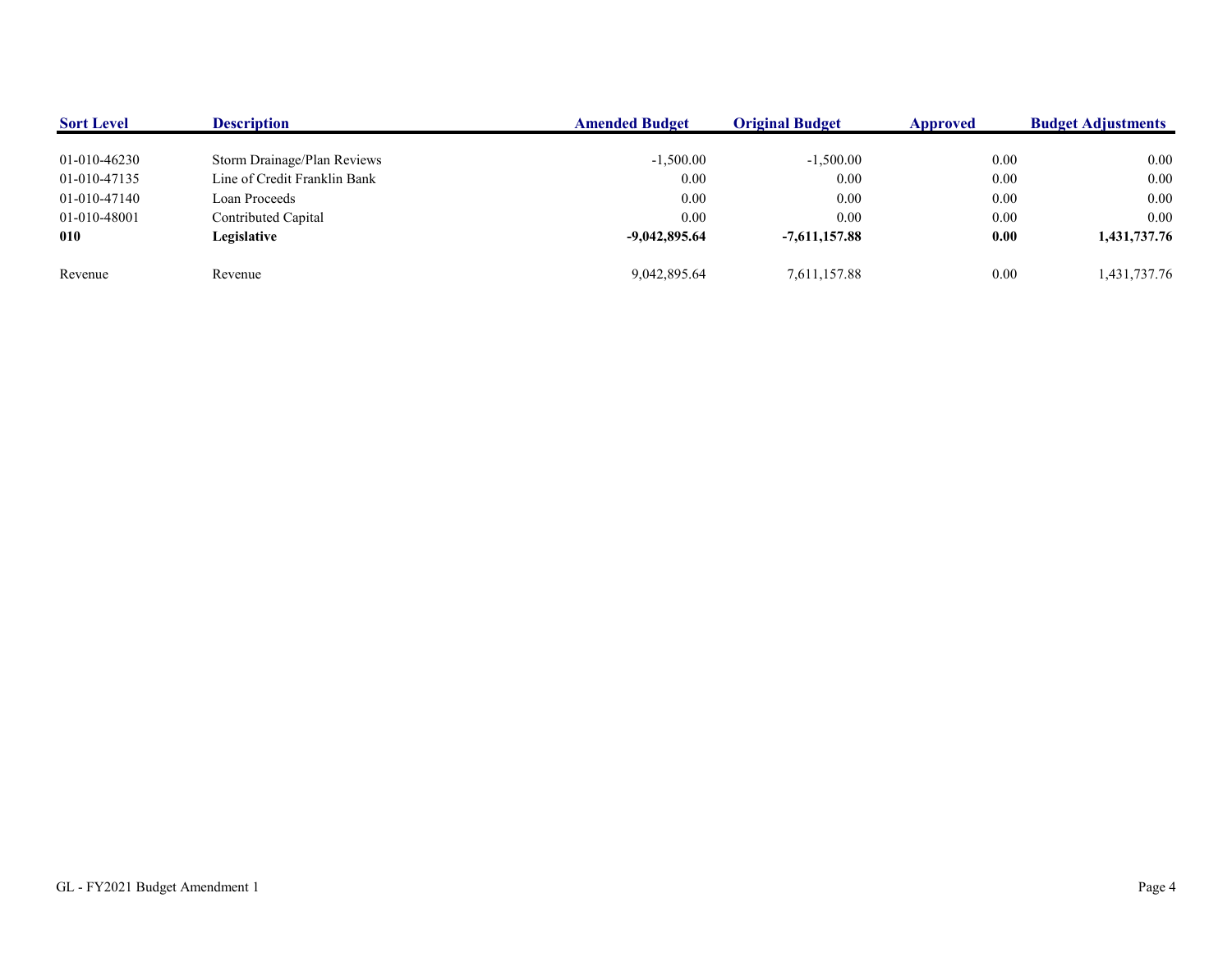| Sort Level | Description | Amended Budget | Original Budget | Approved | Budget Adjustments |
|---|---|---|---|---|---|
| 01-010-46230 | Storm Drainage/Plan Reviews | -1,500.00 | -1,500.00 | 0.00 | 0.00 |
| 01-010-47135 | Line of Credit Franklin Bank | 0.00 | 0.00 | 0.00 | 0.00 |
| 01-010-47140 | Loan Proceeds | 0.00 | 0.00 | 0.00 | 0.00 |
| 01-010-48001 | Contributed Capital | 0.00 | 0.00 | 0.00 | 0.00 |
| **010** | **Legislative** | **-9,042,895.64** | **-7,611,157.88** | **0.00** | **1,431,737.76** |
| Revenue | Revenue | 9,042,895.64 | 7,611,157.88 | 0.00 | 1,431,737.76 |

GL - FY2021 Budget Amendment 1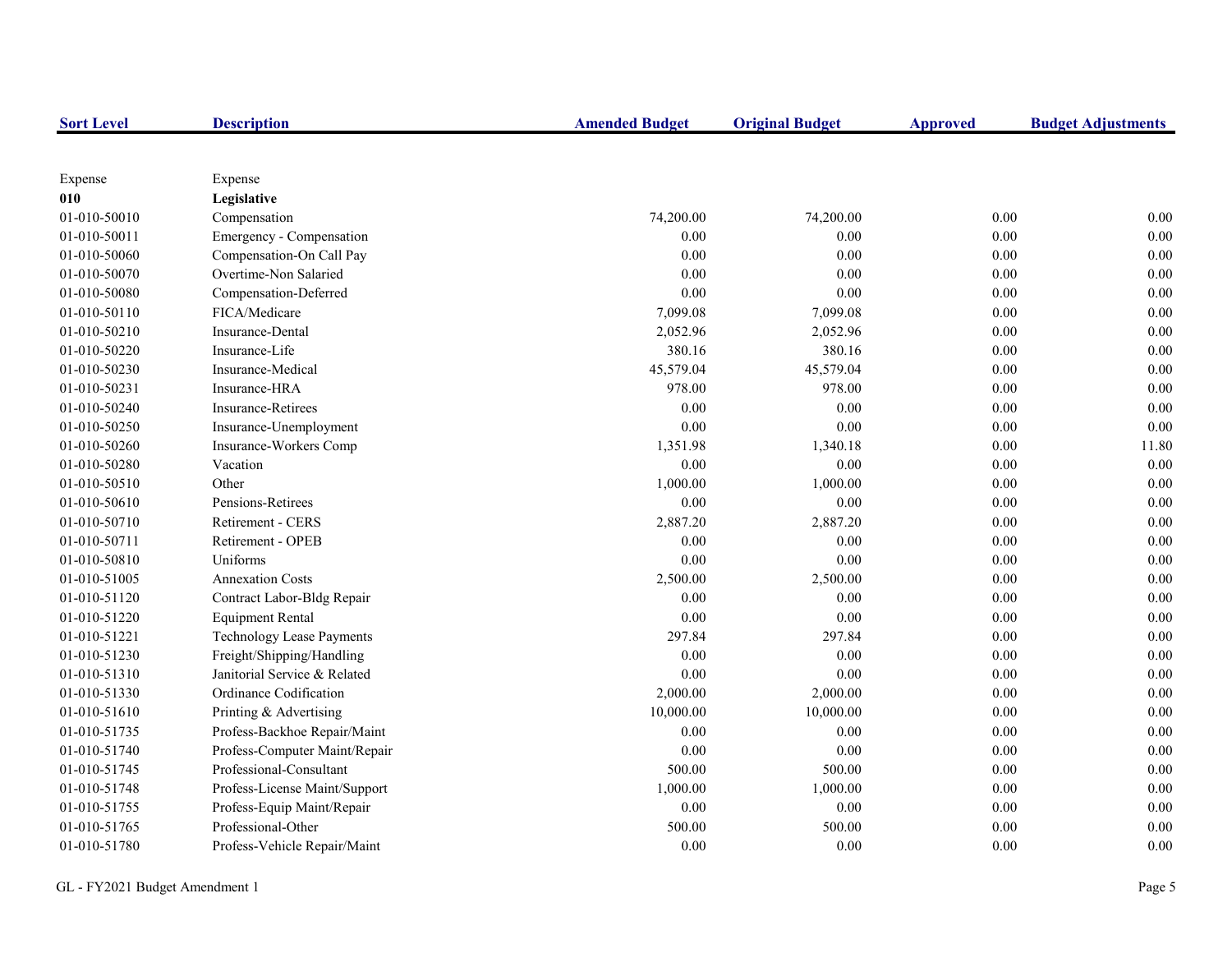| Sort Level | Description | Amended Budget | Original Budget | Approved | Budget Adjustments |
|---|---|---|---|---|---|
| Expense | Expense | | | | |
| **010** | **Legislative** | | | | |
| 01-010-50010 | Compensation | 74,200.00 | 74,200.00 | 0.00 | 0.00 |
| 01-010-50011 | Emergency - Compensation | 0.00 | 0.00 | 0.00 | 0.00 |
| 01-010-50060 | Compensation-On Call Pay | 0.00 | 0.00 | 0.00 | 0.00 |
| 01-010-50070 | Overtime-Non Salaried | 0.00 | 0.00 | 0.00 | 0.00 |
| 01-010-50080 | Compensation-Deferred | 0.00 | 0.00 | 0.00 | 0.00 |
| 01-010-50110 | FICA/Medicare | 7,099.08 | 7,099.08 | 0.00 | 0.00 |
| 01-010-50210 | Insurance-Dental | 2,052.96 | 2,052.96 | 0.00 | 0.00 |
| 01-010-50220 | Insurance-Life | 380.16 | 380.16 | 0.00 | 0.00 |
| 01-010-50230 | Insurance-Medical | 45,579.04 | 45,579.04 | 0.00 | 0.00 |
| 01-010-50231 | Insurance-HRA | 978.00 | 978.00 | 0.00 | 0.00 |
| 01-010-50240 | Insurance-Retirees | 0.00 | 0.00 | 0.00 | 0.00 |
| 01-010-50250 | Insurance-Unemployment | 0.00 | 0.00 | 0.00 | 0.00 |
| 01-010-50260 | Insurance-Workers Comp | 1,351.98 | 1,340.18 | 0.00 | 11.80 |
| 01-010-50280 | Vacation | 0.00 | 0.00 | 0.00 | 0.00 |
| 01-010-50510 | Other | 1,000.00 | 1,000.00 | 0.00 | 0.00 |
| 01-010-50610 | Pensions-Retirees | 0.00 | 0.00 | 0.00 | 0.00 |
| 01-010-50710 | Retirement - CERS | 2,887.20 | 2,887.20 | 0.00 | 0.00 |
| 01-010-50711 | Retirement - OPEB | 0.00 | 0.00 | 0.00 | 0.00 |
| 01-010-50810 | Uniforms | 0.00 | 0.00 | 0.00 | 0.00 |
| 01-010-51005 | Annexation Costs | 2,500.00 | 2,500.00 | 0.00 | 0.00 |
| 01-010-51120 | Contract Labor-Bldg Repair | 0.00 | 0.00 | 0.00 | 0.00 |
| 01-010-51220 | Equipment Rental | 0.00 | 0.00 | 0.00 | 0.00 |
| 01-010-51221 | Technology Lease Payments | 297.84 | 297.84 | 0.00 | 0.00 |
| 01-010-51230 | Freight/Shipping/Handling | 0.00 | 0.00 | 0.00 | 0.00 |
| 01-010-51310 | Janitorial Service & Related | 0.00 | 0.00 | 0.00 | 0.00 |
| 01-010-51330 | Ordinance Codification | 2,000.00 | 2,000.00 | 0.00 | 0.00 |
| 01-010-51610 | Printing & Advertising | 10,000.00 | 10,000.00 | 0.00 | 0.00 |
| 01-010-51735 | Profess-Backhoe Repair/Maint | 0.00 | 0.00 | 0.00 | 0.00 |
| 01-010-51740 | Profess-Computer Maint/Repair | 0.00 | 0.00 | 0.00 | 0.00 |
| 01-010-51745 | Professional-Consultant | 500.00 | 500.00 | 0.00 | 0.00 |
| 01-010-51748 | Profess-License Maint/Support | 1,000.00 | 1,000.00 | 0.00 | 0.00 |
| 01-010-51755 | Profess-Equip Maint/Repair | 0.00 | 0.00 | 0.00 | 0.00 |
| 01-010-51765 | Professional-Other | 500.00 | 500.00 | 0.00 | 0.00 |
| 01-010-51780 | Profess-Vehicle Repair/Maint | 0.00 | 0.00 | 0.00 | 0.00 |

GL - FY2021 Budget Amendment 1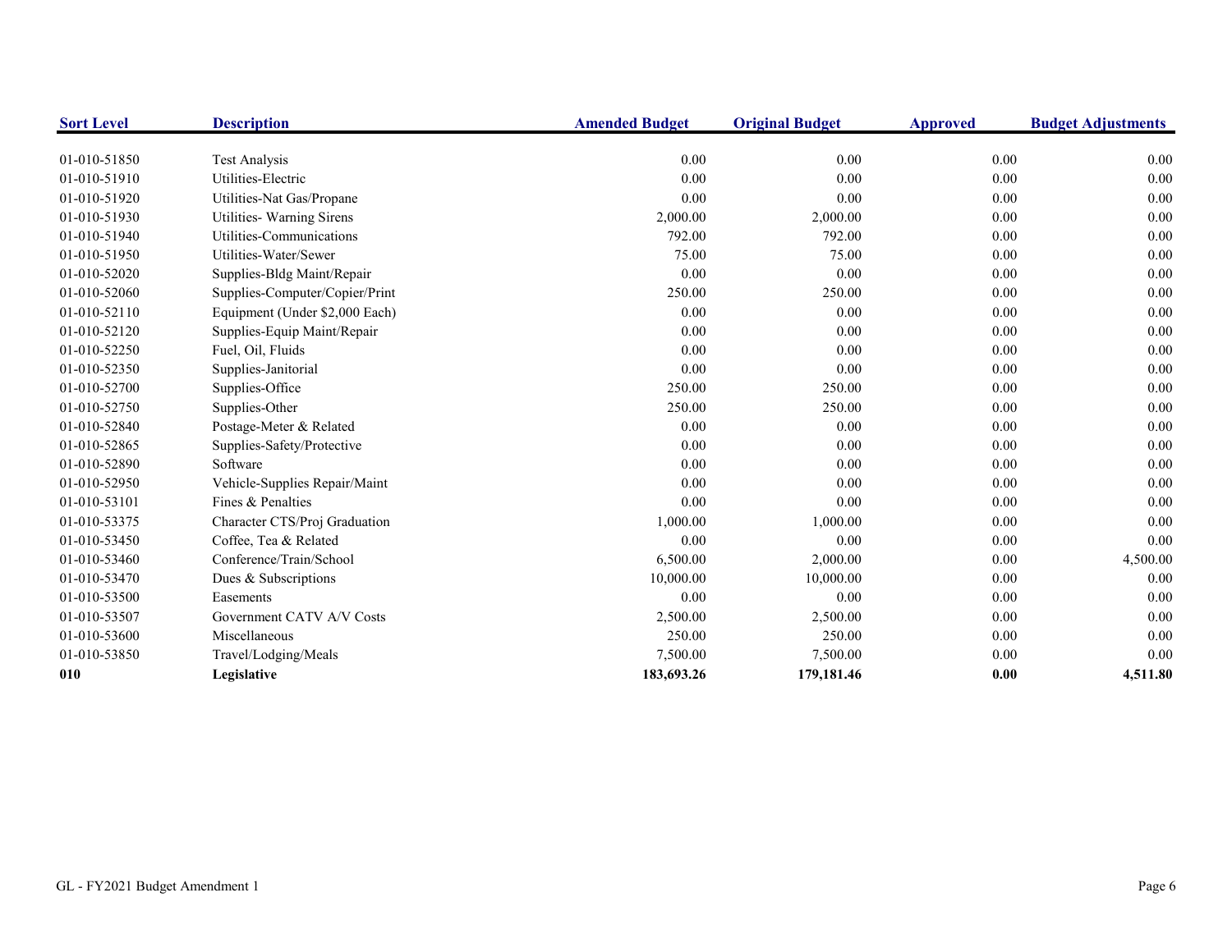| Sort Level | Description | Amended Budget | Original Budget | Approved | Budget Adjustments |
|---|---|---|---|---|---|
| 01-010-51850 | Test Analysis | 0.00 | 0.00 | 0.00 | 0.00 |
| 01-010-51910 | Utilities-Electric | 0.00 | 0.00 | 0.00 | 0.00 |
| 01-010-51920 | Utilities-Nat Gas/Propane | 0.00 | 0.00 | 0.00 | 0.00 |
| 01-010-51930 | Utilities- Warning Sirens | 2,000.00 | 2,000.00 | 0.00 | 0.00 |
| 01-010-51940 | Utilities-Communications | 792.00 | 792.00 | 0.00 | 0.00 |
| 01-010-51950 | Utilities-Water/Sewer | 75.00 | 75.00 | 0.00 | 0.00 |
| 01-010-52020 | Supplies-Bldg Maint/Repair | 0.00 | 0.00 | 0.00 | 0.00 |
| 01-010-52060 | Supplies-Computer/Copier/Print | 250.00 | 250.00 | 0.00 | 0.00 |
| 01-010-52110 | Equipment (Under $2,000 Each) | 0.00 | 0.00 | 0.00 | 0.00 |
| 01-010-52120 | Supplies-Equip Maint/Repair | 0.00 | 0.00 | 0.00 | 0.00 |
| 01-010-52250 | Fuel, Oil, Fluids | 0.00 | 0.00 | 0.00 | 0.00 |
| 01-010-52350 | Supplies-Janitorial | 0.00 | 0.00 | 0.00 | 0.00 |
| 01-010-52700 | Supplies-Office | 250.00 | 250.00 | 0.00 | 0.00 |
| 01-010-52750 | Supplies-Other | 250.00 | 250.00 | 0.00 | 0.00 |
| 01-010-52840 | Postage-Meter & Related | 0.00 | 0.00 | 0.00 | 0.00 |
| 01-010-52865 | Supplies-Safety/Protective | 0.00 | 0.00 | 0.00 | 0.00 |
| 01-010-52890 | Software | 0.00 | 0.00 | 0.00 | 0.00 |
| 01-010-52950 | Vehicle-Supplies Repair/Maint | 0.00 | 0.00 | 0.00 | 0.00 |
| 01-010-53101 | Fines & Penalties | 0.00 | 0.00 | 0.00 | 0.00 |
| 01-010-53375 | Character CTS/Proj Graduation | 1,000.00 | 1,000.00 | 0.00 | 0.00 |
| 01-010-53450 | Coffee, Tea & Related | 0.00 | 0.00 | 0.00 | 0.00 |
| 01-010-53460 | Conference/Train/School | 6,500.00 | 2,000.00 | 0.00 | 4,500.00 |
| 01-010-53470 | Dues & Subscriptions | 10,000.00 | 10,000.00 | 0.00 | 0.00 |
| 01-010-53500 | Easements | 0.00 | 0.00 | 0.00 | 0.00 |
| 01-010-53507 | Government CATV A/V Costs | 2,500.00 | 2,500.00 | 0.00 | 0.00 |
| 01-010-53600 | Miscellaneous | 250.00 | 250.00 | 0.00 | 0.00 |
| 01-010-53850 | Travel/Lodging/Meals | 7,500.00 | 7,500.00 | 0.00 | 0.00 |
| **010** | **Legislative** | **183,693.26** | **179,181.46** | **0.00** | **4,511.80** |

GL - FY2021 Budget Amendment 1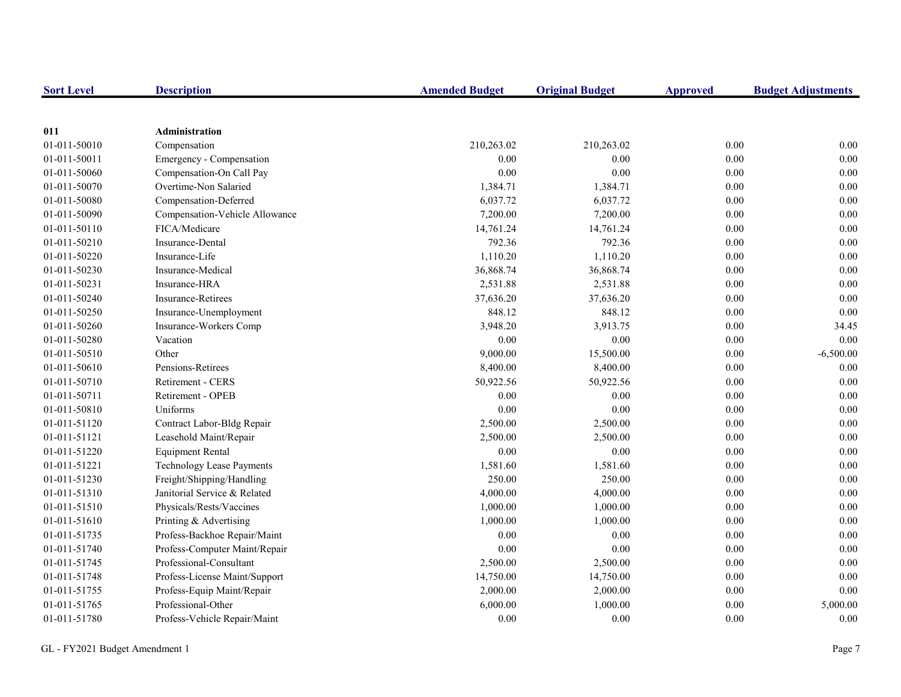| Sort Level | Description | Amended Budget | Original Budget | Approved | Budget Adjustments |
|---|---|---|---|---|---|
| **011** | **Administration** | | | | |
| 01-011-50010 | Compensation | 210,263.02 | 210,263.02 | 0.00 | 0.00 |
| 01-011-50011 | Emergency - Compensation | 0.00 | 0.00 | 0.00 | 0.00 |
| 01-011-50060 | Compensation-On Call Pay | 0.00 | 0.00 | 0.00 | 0.00 |
| 01-011-50070 | Overtime-Non Salaried | 1,384.71 | 1,384.71 | 0.00 | 0.00 |
| 01-011-50080 | Compensation-Deferred | 6,037.72 | 6,037.72 | 0.00 | 0.00 |
| 01-011-50090 | Compensation-Vehicle Allowance | 7,200.00 | 7,200.00 | 0.00 | 0.00 |
| 01-011-50110 | FICA/Medicare | 14,761.24 | 14,761.24 | 0.00 | 0.00 |
| 01-011-50210 | Insurance-Dental | 792.36 | 792.36 | 0.00 | 0.00 |
| 01-011-50220 | Insurance-Life | 1,110.20 | 1,110.20 | 0.00 | 0.00 |
| 01-011-50230 | Insurance-Medical | 36,868.74 | 36,868.74 | 0.00 | 0.00 |
| 01-011-50231 | Insurance-HRA | 2,531.88 | 2,531.88 | 0.00 | 0.00 |
| 01-011-50240 | Insurance-Retirees | 37,636.20 | 37,636.20 | 0.00 | 0.00 |
| 01-011-50250 | Insurance-Unemployment | 848.12 | 848.12 | 0.00 | 0.00 |
| 01-011-50260 | Insurance-Workers Comp | 3,948.20 | 3,913.75 | 0.00 | 34.45 |
| 01-011-50280 | Vacation | 0.00 | 0.00 | 0.00 | 0.00 |
| 01-011-50510 | Other | 9,000.00 | 15,500.00 | 0.00 | -6,500.00 |
| 01-011-50610 | Pensions-Retirees | 8,400.00 | 8,400.00 | 0.00 | 0.00 |
| 01-011-50710 | Retirement - CERS | 50,922.56 | 50,922.56 | 0.00 | 0.00 |
| 01-011-50711 | Retirement - OPEB | 0.00 | 0.00 | 0.00 | 0.00 |
| 01-011-50810 | Uniforms | 0.00 | 0.00 | 0.00 | 0.00 |
| 01-011-51120 | Contract Labor-Bldg Repair | 2,500.00 | 2,500.00 | 0.00 | 0.00 |
| 01-011-51121 | Leasehold Maint/Repair | 2,500.00 | 2,500.00 | 0.00 | 0.00 |
| 01-011-51220 | Equipment Rental | 0.00 | 0.00 | 0.00 | 0.00 |
| 01-011-51221 | Technology Lease Payments | 1,581.60 | 1,581.60 | 0.00 | 0.00 |
| 01-011-51230 | Freight/Shipping/Handling | 250.00 | 250.00 | 0.00 | 0.00 |
| 01-011-51310 | Janitorial Service & Related | 4,000.00 | 4,000.00 | 0.00 | 0.00 |
| 01-011-51510 | Physicals/Rests/Vaccines | 1,000.00 | 1,000.00 | 0.00 | 0.00 |
| 01-011-51610 | Printing & Advertising | 1,000.00 | 1,000.00 | 0.00 | 0.00 |
| 01-011-51735 | Profess-Backhoe Repair/Maint | 0.00 | 0.00 | 0.00 | 0.00 |
| 01-011-51740 | Profess-Computer Maint/Repair | 0.00 | 0.00 | 0.00 | 0.00 |
| 01-011-51745 | Professional-Consultant | 2,500.00 | 2,500.00 | 0.00 | 0.00 |
| 01-011-51748 | Profess-License Maint/Support | 14,750.00 | 14,750.00 | 0.00 | 0.00 |
| 01-011-51755 | Profess-Equip Maint/Repair | 2,000.00 | 2,000.00 | 0.00 | 0.00 |
| 01-011-51765 | Professional-Other | 6,000.00 | 1,000.00 | 0.00 | 5,000.00 |
| 01-011-51780 | Profess-Vehicle Repair/Maint | 0.00 | 0.00 | 0.00 | 0.00 |

GL - FY2021 Budget Amendment 1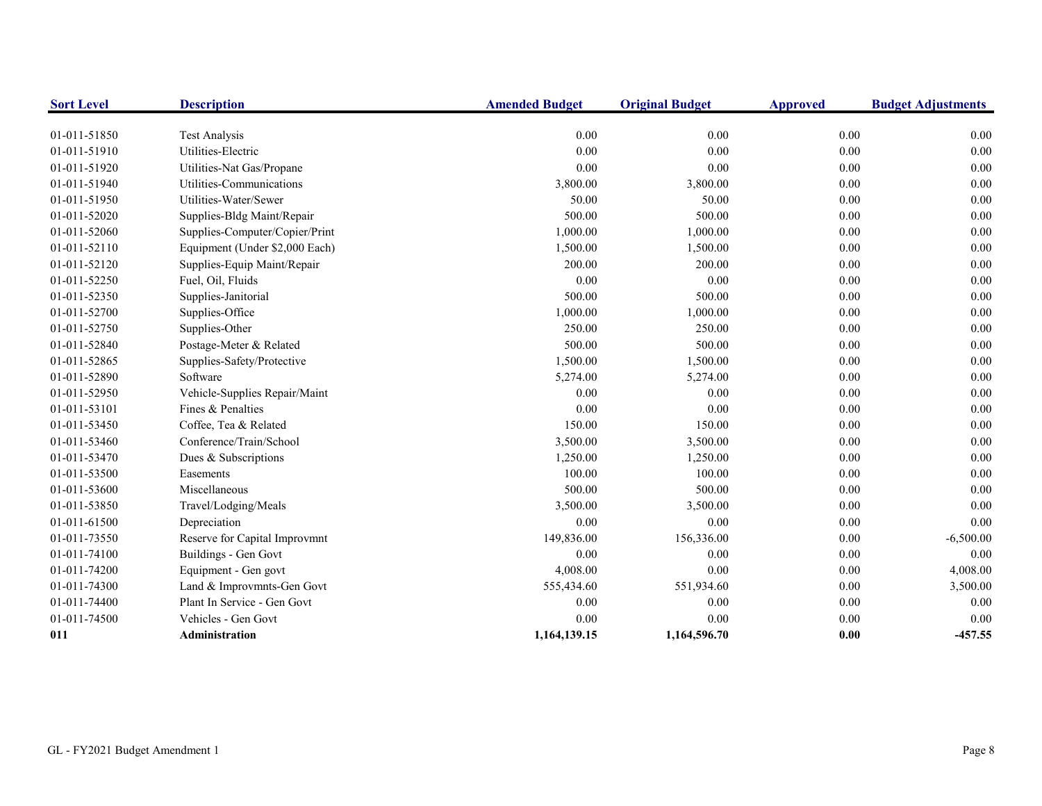| Sort Level | Description | Amended Budget | Original Budget | Approved | Budget Adjustments |
|---|---|---|---|---|---|
| 01-011-51850 | Test Analysis | 0.00 | 0.00 | 0.00 | 0.00 |
| 01-011-51910 | Utilities-Electric | 0.00 | 0.00 | 0.00 | 0.00 |
| 01-011-51920 | Utilities-Nat Gas/Propane | 0.00 | 0.00 | 0.00 | 0.00 |
| 01-011-51940 | Utilities-Communications | 3,800.00 | 3,800.00 | 0.00 | 0.00 |
| 01-011-51950 | Utilities-Water/Sewer | 50.00 | 50.00 | 0.00 | 0.00 |
| 01-011-52020 | Supplies-Bldg Maint/Repair | 500.00 | 500.00 | 0.00 | 0.00 |
| 01-011-52060 | Supplies-Computer/Copier/Print | 1,000.00 | 1,000.00 | 0.00 | 0.00 |
| 01-011-52110 | Equipment (Under $2,000 Each) | 1,500.00 | 1,500.00 | 0.00 | 0.00 |
| 01-011-52120 | Supplies-Equip Maint/Repair | 200.00 | 200.00 | 0.00 | 0.00 |
| 01-011-52250 | Fuel, Oil, Fluids | 0.00 | 0.00 | 0.00 | 0.00 |
| 01-011-52350 | Supplies-Janitorial | 500.00 | 500.00 | 0.00 | 0.00 |
| 01-011-52700 | Supplies-Office | 1,000.00 | 1,000.00 | 0.00 | 0.00 |
| 01-011-52750 | Supplies-Other | 250.00 | 250.00 | 0.00 | 0.00 |
| 01-011-52840 | Postage-Meter & Related | 500.00 | 500.00 | 0.00 | 0.00 |
| 01-011-52865 | Supplies-Safety/Protective | 1,500.00 | 1,500.00 | 0.00 | 0.00 |
| 01-011-52890 | Software | 5,274.00 | 5,274.00 | 0.00 | 0.00 |
| 01-011-52950 | Vehicle-Supplies Repair/Maint | 0.00 | 0.00 | 0.00 | 0.00 |
| 01-011-53101 | Fines & Penalties | 0.00 | 0.00 | 0.00 | 0.00 |
| 01-011-53450 | Coffee, Tea & Related | 150.00 | 150.00 | 0.00 | 0.00 |
| 01-011-53460 | Conference/Train/School | 3,500.00 | 3,500.00 | 0.00 | 0.00 |
| 01-011-53470 | Dues & Subscriptions | 1,250.00 | 1,250.00 | 0.00 | 0.00 |
| 01-011-53500 | Easements | 100.00 | 100.00 | 0.00 | 0.00 |
| 01-011-53600 | Miscellaneous | 500.00 | 500.00 | 0.00 | 0.00 |
| 01-011-53850 | Travel/Lodging/Meals | 3,500.00 | 3,500.00 | 0.00 | 0.00 |
| 01-011-61500 | Depreciation | 0.00 | 0.00 | 0.00 | 0.00 |
| 01-011-73550 | Reserve for Capital Improvmnt | 149,836.00 | 156,336.00 | 0.00 | -6,500.00 |
| 01-011-74100 | Buildings - Gen Govt | 0.00 | 0.00 | 0.00 | 0.00 |
| 01-011-74200 | Equipment - Gen govt | 4,008.00 | 0.00 | 0.00 | 4,008.00 |
| 01-011-74300 | Land & Improvmnts-Gen Govt | 555,434.60 | 551,934.60 | 0.00 | 3,500.00 |
| 01-011-74400 | Plant In Service - Gen Govt | 0.00 | 0.00 | 0.00 | 0.00 |
| 01-011-74500 | Vehicles - Gen Govt | 0.00 | 0.00 | 0.00 | 0.00 |
| **011** | **Administration** | **1,164,139.15** | **1,164,596.70** | **0.00** | **-457.55** |

GL - FY2021 Budget Amendment 1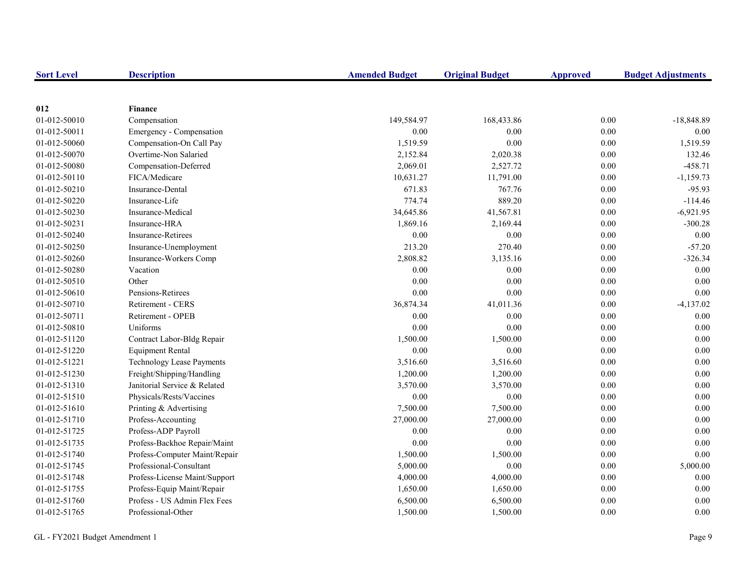| Sort Level | Description | Amended Budget | Original Budget | Approved | Budget Adjustments |
|---|---|---|---|---|---|
| **012** | **Finance** | | | | |
| 01-012-50010 | Compensation | 149,584.97 | 168,433.86 | 0.00 | -18,848.89 |
| 01-012-50011 | Emergency - Compensation | 0.00 | 0.00 | 0.00 | 0.00 |
| 01-012-50060 | Compensation-On Call Pay | 1,519.59 | 0.00 | 0.00 | 1,519.59 |
| 01-012-50070 | Overtime-Non Salaried | 2,152.84 | 2,020.38 | 0.00 | 132.46 |
| 01-012-50080 | Compensation-Deferred | 2,069.01 | 2,527.72 | 0.00 | -458.71 |
| 01-012-50110 | FICA/Medicare | 10,631.27 | 11,791.00 | 0.00 | -1,159.73 |
| 01-012-50210 | Insurance-Dental | 671.83 | 767.76 | 0.00 | -95.93 |
| 01-012-50220 | Insurance-Life | 774.74 | 889.20 | 0.00 | -114.46 |
| 01-012-50230 | Insurance-Medical | 34,645.86 | 41,567.81 | 0.00 | -6,921.95 |
| 01-012-50231 | Insurance-HRA | 1,869.16 | 2,169.44 | 0.00 | -300.28 |
| 01-012-50240 | Insurance-Retirees | 0.00 | 0.00 | 0.00 | 0.00 |
| 01-012-50250 | Insurance-Unemployment | 213.20 | 270.40 | 0.00 | -57.20 |
| 01-012-50260 | Insurance-Workers Comp | 2,808.82 | 3,135.16 | 0.00 | -326.34 |
| 01-012-50280 | Vacation | 0.00 | 0.00 | 0.00 | 0.00 |
| 01-012-50510 | Other | 0.00 | 0.00 | 0.00 | 0.00 |
| 01-012-50610 | Pensions-Retirees | 0.00 | 0.00 | 0.00 | 0.00 |
| 01-012-50710 | Retirement - CERS | 36,874.34 | 41,011.36 | 0.00 | -4,137.02 |
| 01-012-50711 | Retirement - OPEB | 0.00 | 0.00 | 0.00 | 0.00 |
| 01-012-50810 | Uniforms | 0.00 | 0.00 | 0.00 | 0.00 |
| 01-012-51120 | Contract Labor-Bldg Repair | 1,500.00 | 1,500.00 | 0.00 | 0.00 |
| 01-012-51220 | Equipment Rental | 0.00 | 0.00 | 0.00 | 0.00 |
| 01-012-51221 | Technology Lease Payments | 3,516.60 | 3,516.60 | 0.00 | 0.00 |
| 01-012-51230 | Freight/Shipping/Handling | 1,200.00 | 1,200.00 | 0.00 | 0.00 |
| 01-012-51310 | Janitorial Service & Related | 3,570.00 | 3,570.00 | 0.00 | 0.00 |
| 01-012-51510 | Physicals/Rests/Vaccines | 0.00 | 0.00 | 0.00 | 0.00 |
| 01-012-51610 | Printing & Advertising | 7,500.00 | 7,500.00 | 0.00 | 0.00 |
| 01-012-51710 | Profess-Accounting | 27,000.00 | 27,000.00 | 0.00 | 0.00 |
| 01-012-51725 | Profess-ADP Payroll | 0.00 | 0.00 | 0.00 | 0.00 |
| 01-012-51735 | Profess-Backhoe Repair/Maint | 0.00 | 0.00 | 0.00 | 0.00 |
| 01-012-51740 | Profess-Computer Maint/Repair | 1,500.00 | 1,500.00 | 0.00 | 0.00 |
| 01-012-51745 | Professional-Consultant | 5,000.00 | 0.00 | 0.00 | 5,000.00 |
| 01-012-51748 | Profess-License Maint/Support | 4,000.00 | 4,000.00 | 0.00 | 0.00 |
| 01-012-51755 | Profess-Equip Maint/Repair | 1,650.00 | 1,650.00 | 0.00 | 0.00 |
| 01-012-51760 | Profess - US Admin Flex Fees | 6,500.00 | 6,500.00 | 0.00 | 0.00 |
| 01-012-51765 | Professional-Other | 1,500.00 | 1,500.00 | 0.00 | 0.00 |

GL - FY2021 Budget Amendment 1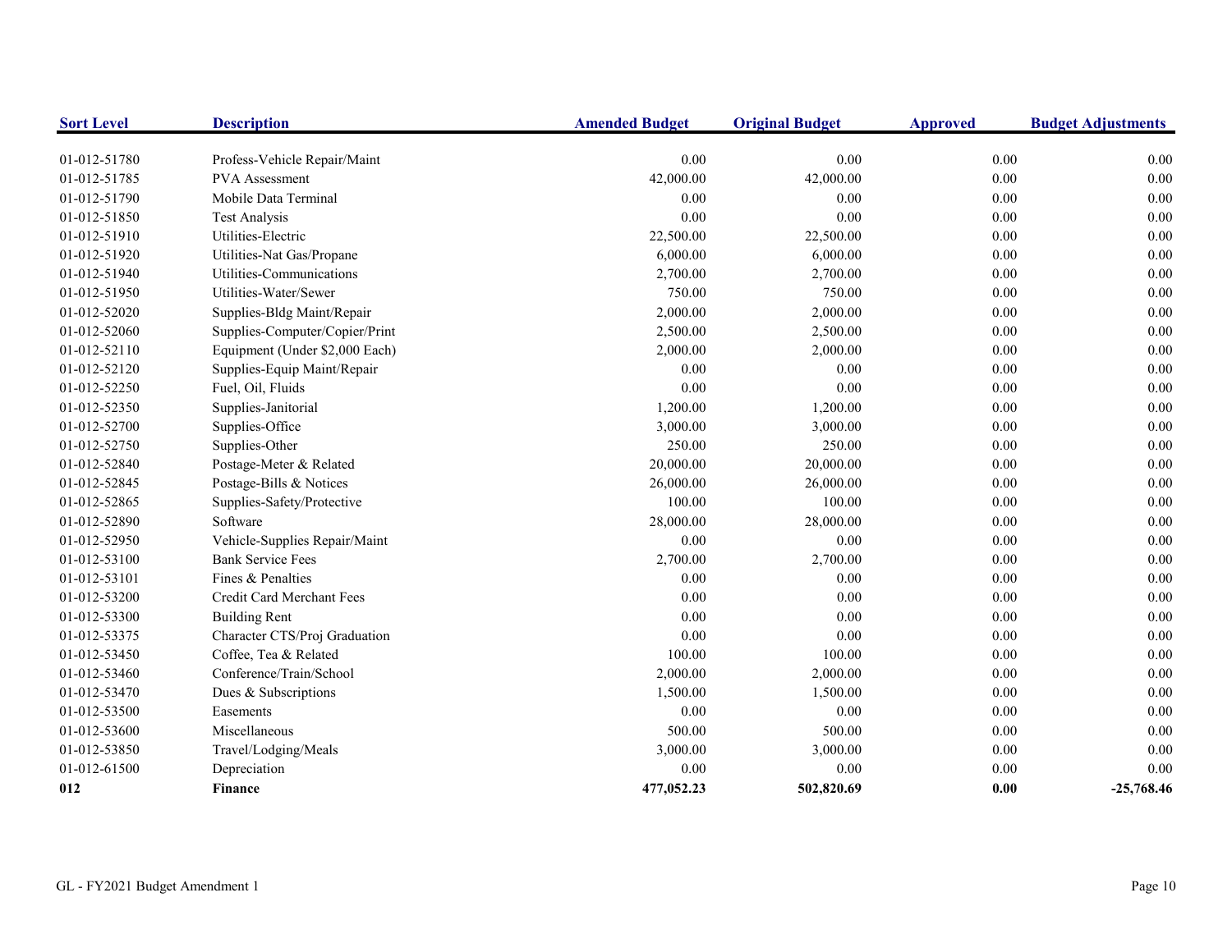| Sort Level | Description | Amended Budget | Original Budget | Approved | Budget Adjustments |
|---|---|---|---|---|---|
| 01-012-51780 | Profess-Vehicle Repair/Maint | 0.00 | 0.00 | 0.00 | 0.00 |
| 01-012-51785 | PVA Assessment | 42,000.00 | 42,000.00 | 0.00 | 0.00 |
| 01-012-51790 | Mobile Data Terminal | 0.00 | 0.00 | 0.00 | 0.00 |
| 01-012-51850 | Test Analysis | 0.00 | 0.00 | 0.00 | 0.00 |
| 01-012-51910 | Utilities-Electric | 22,500.00 | 22,500.00 | 0.00 | 0.00 |
| 01-012-51920 | Utilities-Nat Gas/Propane | 6,000.00 | 6,000.00 | 0.00 | 0.00 |
| 01-012-51940 | Utilities-Communications | 2,700.00 | 2,700.00 | 0.00 | 0.00 |
| 01-012-51950 | Utilities-Water/Sewer | 750.00 | 750.00 | 0.00 | 0.00 |
| 01-012-52020 | Supplies-Bldg Maint/Repair | 2,000.00 | 2,000.00 | 0.00 | 0.00 |
| 01-012-52060 | Supplies-Computer/Copier/Print | 2,500.00 | 2,500.00 | 0.00 | 0.00 |
| 01-012-52110 | Equipment (Under $2,000 Each) | 2,000.00 | 2,000.00 | 0.00 | 0.00 |
| 01-012-52120 | Supplies-Equip Maint/Repair | 0.00 | 0.00 | 0.00 | 0.00 |
| 01-012-52250 | Fuel, Oil, Fluids | 0.00 | 0.00 | 0.00 | 0.00 |
| 01-012-52350 | Supplies-Janitorial | 1,200.00 | 1,200.00 | 0.00 | 0.00 |
| 01-012-52700 | Supplies-Office | 3,000.00 | 3,000.00 | 0.00 | 0.00 |
| 01-012-52750 | Supplies-Other | 250.00 | 250.00 | 0.00 | 0.00 |
| 01-012-52840 | Postage-Meter & Related | 20,000.00 | 20,000.00 | 0.00 | 0.00 |
| 01-012-52845 | Postage-Bills & Notices | 26,000.00 | 26,000.00 | 0.00 | 0.00 |
| 01-012-52865 | Supplies-Safety/Protective | 100.00 | 100.00 | 0.00 | 0.00 |
| 01-012-52890 | Software | 28,000.00 | 28,000.00 | 0.00 | 0.00 |
| 01-012-52950 | Vehicle-Supplies Repair/Maint | 0.00 | 0.00 | 0.00 | 0.00 |
| 01-012-53100 | Bank Service Fees | 2,700.00 | 2,700.00 | 0.00 | 0.00 |
| 01-012-53101 | Fines & Penalties | 0.00 | 0.00 | 0.00 | 0.00 |
| 01-012-53200 | Credit Card Merchant Fees | 0.00 | 0.00 | 0.00 | 0.00 |
| 01-012-53300 | Building Rent | 0.00 | 0.00 | 0.00 | 0.00 |
| 01-012-53375 | Character CTS/Proj Graduation | 0.00 | 0.00 | 0.00 | 0.00 |
| 01-012-53450 | Coffee, Tea & Related | 100.00 | 100.00 | 0.00 | 0.00 |
| 01-012-53460 | Conference/Train/School | 2,000.00 | 2,000.00 | 0.00 | 0.00 |
| 01-012-53470 | Dues & Subscriptions | 1,500.00 | 1,500.00 | 0.00 | 0.00 |
| 01-012-53500 | Easements | 0.00 | 0.00 | 0.00 | 0.00 |
| 01-012-53600 | Miscellaneous | 500.00 | 500.00 | 0.00 | 0.00 |
| 01-012-53850 | Travel/Lodging/Meals | 3,000.00 | 3,000.00 | 0.00 | 0.00 |
| 01-012-61500 | Depreciation | 0.00 | 0.00 | 0.00 | 0.00 |
| **012** | **Finance** | **477,052.23** | **502,820.69** | **0.00** | **-25,768.46** |

GL - FY2021 Budget Amendment 1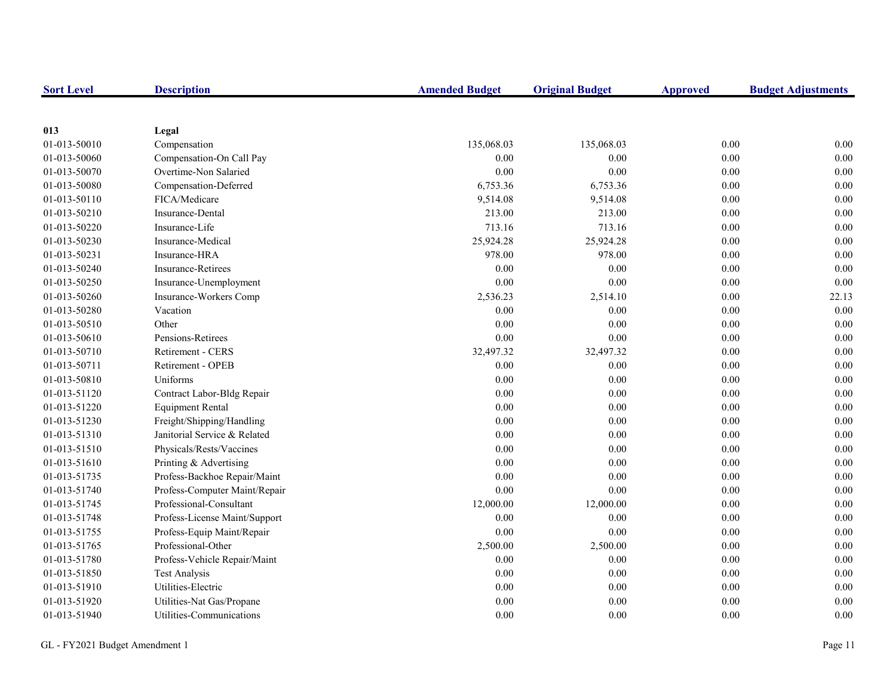| Sort Level | Description | Amended Budget | Original Budget | Approved | Budget Adjustments |
|---|---|---|---|---|---|
| **013** | **Legal** | | | | |
| 01-013-50010 | Compensation | 135,068.03 | 135,068.03 | 0.00 | 0.00 |
| 01-013-50060 | Compensation-On Call Pay | 0.00 | 0.00 | 0.00 | 0.00 |
| 01-013-50070 | Overtime-Non Salaried | 0.00 | 0.00 | 0.00 | 0.00 |
| 01-013-50080 | Compensation-Deferred | 6,753.36 | 6,753.36 | 0.00 | 0.00 |
| 01-013-50110 | FICA/Medicare | 9,514.08 | 9,514.08 | 0.00 | 0.00 |
| 01-013-50210 | Insurance-Dental | 213.00 | 213.00 | 0.00 | 0.00 |
| 01-013-50220 | Insurance-Life | 713.16 | 713.16 | 0.00 | 0.00 |
| 01-013-50230 | Insurance-Medical | 25,924.28 | 25,924.28 | 0.00 | 0.00 |
| 01-013-50231 | Insurance-HRA | 978.00 | 978.00 | 0.00 | 0.00 |
| 01-013-50240 | Insurance-Retirees | 0.00 | 0.00 | 0.00 | 0.00 |
| 01-013-50250 | Insurance-Unemployment | 0.00 | 0.00 | 0.00 | 0.00 |
| 01-013-50260 | Insurance-Workers Comp | 2,536.23 | 2,514.10 | 0.00 | 22.13 |
| 01-013-50280 | Vacation | 0.00 | 0.00 | 0.00 | 0.00 |
| 01-013-50510 | Other | 0.00 | 0.00 | 0.00 | 0.00 |
| 01-013-50610 | Pensions-Retirees | 0.00 | 0.00 | 0.00 | 0.00 |
| 01-013-50710 | Retirement - CERS | 32,497.32 | 32,497.32 | 0.00 | 0.00 |
| 01-013-50711 | Retirement - OPEB | 0.00 | 0.00 | 0.00 | 0.00 |
| 01-013-50810 | Uniforms | 0.00 | 0.00 | 0.00 | 0.00 |
| 01-013-51120 | Contract Labor-Bldg Repair | 0.00 | 0.00 | 0.00 | 0.00 |
| 01-013-51220 | Equipment Rental | 0.00 | 0.00 | 0.00 | 0.00 |
| 01-013-51230 | Freight/Shipping/Handling | 0.00 | 0.00 | 0.00 | 0.00 |
| 01-013-51310 | Janitorial Service & Related | 0.00 | 0.00 | 0.00 | 0.00 |
| 01-013-51510 | Physicals/Rests/Vaccines | 0.00 | 0.00 | 0.00 | 0.00 |
| 01-013-51610 | Printing & Advertising | 0.00 | 0.00 | 0.00 | 0.00 |
| 01-013-51735 | Profess-Backhoe Repair/Maint | 0.00 | 0.00 | 0.00 | 0.00 |
| 01-013-51740 | Profess-Computer Maint/Repair | 0.00 | 0.00 | 0.00 | 0.00 |
| 01-013-51745 | Professional-Consultant | 12,000.00 | 12,000.00 | 0.00 | 0.00 |
| 01-013-51748 | Profess-License Maint/Support | 0.00 | 0.00 | 0.00 | 0.00 |
| 01-013-51755 | Profess-Equip Maint/Repair | 0.00 | 0.00 | 0.00 | 0.00 |
| 01-013-51765 | Professional-Other | 2,500.00 | 2,500.00 | 0.00 | 0.00 |
| 01-013-51780 | Profess-Vehicle Repair/Maint | 0.00 | 0.00 | 0.00 | 0.00 |
| 01-013-51850 | Test Analysis | 0.00 | 0.00 | 0.00 | 0.00 |
| 01-013-51910 | Utilities-Electric | 0.00 | 0.00 | 0.00 | 0.00 |
| 01-013-51920 | Utilities-Nat Gas/Propane | 0.00 | 0.00 | 0.00 | 0.00 |
| 01-013-51940 | Utilities-Communications | 0.00 | 0.00 | 0.00 | 0.00 |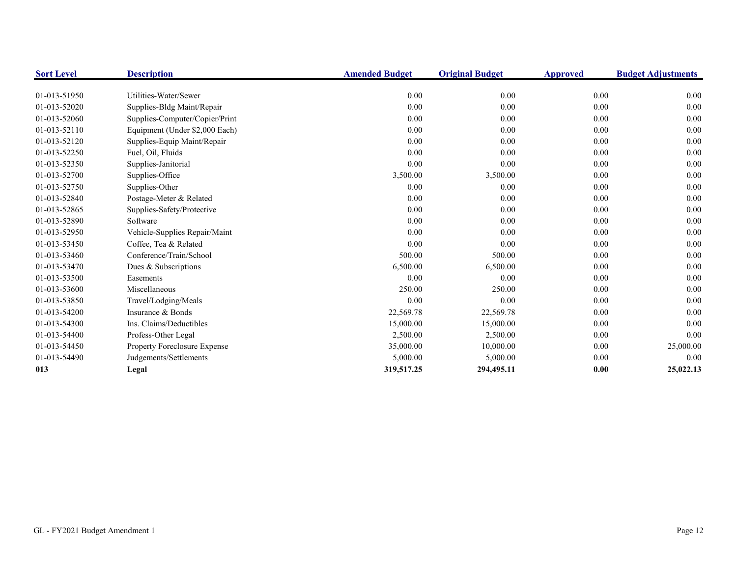| Sort Level | Description | Amended Budget | Original Budget | Approved | Budget Adjustments |
|---|---|---|---|---|---|
| 01-013-51950 | Utilities-Water/Sewer | 0.00 | 0.00 | 0.00 | 0.00 |
| 01-013-52020 | Supplies-Bldg Maint/Repair | 0.00 | 0.00 | 0.00 | 0.00 |
| 01-013-52060 | Supplies-Computer/Copier/Print | 0.00 | 0.00 | 0.00 | 0.00 |
| 01-013-52110 | Equipment (Under $2,000 Each) | 0.00 | 0.00 | 0.00 | 0.00 |
| 01-013-52120 | Supplies-Equip Maint/Repair | 0.00 | 0.00 | 0.00 | 0.00 |
| 01-013-52250 | Fuel, Oil, Fluids | 0.00 | 0.00 | 0.00 | 0.00 |
| 01-013-52350 | Supplies-Janitorial | 0.00 | 0.00 | 0.00 | 0.00 |
| 01-013-52700 | Supplies-Office | 3,500.00 | 3,500.00 | 0.00 | 0.00 |
| 01-013-52750 | Supplies-Other | 0.00 | 0.00 | 0.00 | 0.00 |
| 01-013-52840 | Postage-Meter & Related | 0.00 | 0.00 | 0.00 | 0.00 |
| 01-013-52865 | Supplies-Safety/Protective | 0.00 | 0.00 | 0.00 | 0.00 |
| 01-013-52890 | Software | 0.00 | 0.00 | 0.00 | 0.00 |
| 01-013-52950 | Vehicle-Supplies Repair/Maint | 0.00 | 0.00 | 0.00 | 0.00 |
| 01-013-53450 | Coffee, Tea & Related | 0.00 | 0.00 | 0.00 | 0.00 |
| 01-013-53460 | Conference/Train/School | 500.00 | 500.00 | 0.00 | 0.00 |
| 01-013-53470 | Dues & Subscriptions | 6,500.00 | 6,500.00 | 0.00 | 0.00 |
| 01-013-53500 | Easements | 0.00 | 0.00 | 0.00 | 0.00 |
| 01-013-53600 | Miscellaneous | 250.00 | 250.00 | 0.00 | 0.00 |
| 01-013-53850 | Travel/Lodging/Meals | 0.00 | 0.00 | 0.00 | 0.00 |
| 01-013-54200 | Insurance & Bonds | 22,569.78 | 22,569.78 | 0.00 | 0.00 |
| 01-013-54300 | Ins. Claims/Deductibles | 15,000.00 | 15,000.00 | 0.00 | 0.00 |
| 01-013-54400 | Profess-Other Legal | 2,500.00 | 2,500.00 | 0.00 | 0.00 |
| 01-013-54450 | Property Foreclosure Expense | 35,000.00 | 10,000.00 | 0.00 | 25,000.00 |
| 01-013-54490 | Judgements/Settlements | 5,000.00 | 5,000.00 | 0.00 | 0.00 |
| **013** | **Legal** | **319,517.25** | **294,495.11** | **0.00** | **25,022.13** |

GL - FY2021 Budget Amendment 1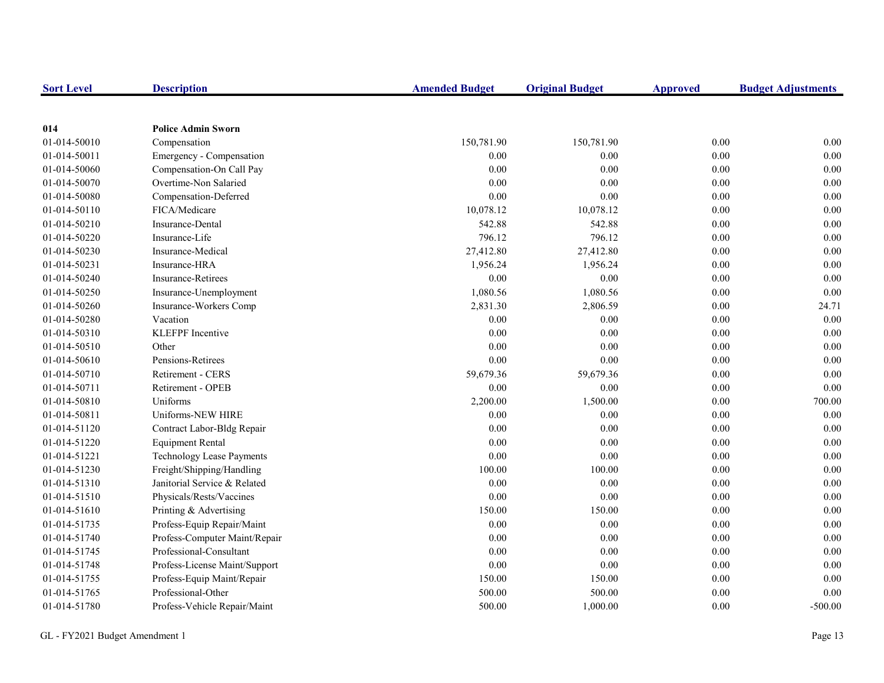| Sort Level | Description | Amended Budget | Original Budget | Approved | Budget Adjustments |
|---|---|---|---|---|---|
| **014** | **Police Admin Sworn** | | | | |
| 01-014-50010 | Compensation | 150,781.90 | 150,781.90 | 0.00 | 0.00 |
| 01-014-50011 | Emergency - Compensation | 0.00 | 0.00 | 0.00 | 0.00 |
| 01-014-50060 | Compensation-On Call Pay | 0.00 | 0.00 | 0.00 | 0.00 |
| 01-014-50070 | Overtime-Non Salaried | 0.00 | 0.00 | 0.00 | 0.00 |
| 01-014-50080 | Compensation-Deferred | 0.00 | 0.00 | 0.00 | 0.00 |
| 01-014-50110 | FICA/Medicare | 10,078.12 | 10,078.12 | 0.00 | 0.00 |
| 01-014-50210 | Insurance-Dental | 542.88 | 542.88 | 0.00 | 0.00 |
| 01-014-50220 | Insurance-Life | 796.12 | 796.12 | 0.00 | 0.00 |
| 01-014-50230 | Insurance-Medical | 27,412.80 | 27,412.80 | 0.00 | 0.00 |
| 01-014-50231 | Insurance-HRA | 1,956.24 | 1,956.24 | 0.00 | 0.00 |
| 01-014-50240 | Insurance-Retirees | 0.00 | 0.00 | 0.00 | 0.00 |
| 01-014-50250 | Insurance-Unemployment | 1,080.56 | 1,080.56 | 0.00 | 0.00 |
| 01-014-50260 | Insurance-Workers Comp | 2,831.30 | 2,806.59 | 0.00 | 24.71 |
| 01-014-50280 | Vacation | 0.00 | 0.00 | 0.00 | 0.00 |
| 01-014-50310 | KLEFPF Incentive | 0.00 | 0.00 | 0.00 | 0.00 |
| 01-014-50510 | Other | 0.00 | 0.00 | 0.00 | 0.00 |
| 01-014-50610 | Pensions-Retirees | 0.00 | 0.00 | 0.00 | 0.00 |
| 01-014-50710 | Retirement - CERS | 59,679.36 | 59,679.36 | 0.00 | 0.00 |
| 01-014-50711 | Retirement - OPEB | 0.00 | 0.00 | 0.00 | 0.00 |
| 01-014-50810 | Uniforms | 2,200.00 | 1,500.00 | 0.00 | 700.00 |
| 01-014-50811 | Uniforms-NEW HIRE | 0.00 | 0.00 | 0.00 | 0.00 |
| 01-014-51120 | Contract Labor-Bldg Repair | 0.00 | 0.00 | 0.00 | 0.00 |
| 01-014-51220 | Equipment Rental | 0.00 | 0.00 | 0.00 | 0.00 |
| 01-014-51221 | Technology Lease Payments | 0.00 | 0.00 | 0.00 | 0.00 |
| 01-014-51230 | Freight/Shipping/Handling | 100.00 | 100.00 | 0.00 | 0.00 |
| 01-014-51310 | Janitorial Service & Related | 0.00 | 0.00 | 0.00 | 0.00 |
| 01-014-51510 | Physicals/Rests/Vaccines | 0.00 | 0.00 | 0.00 | 0.00 |
| 01-014-51610 | Printing & Advertising | 150.00 | 150.00 | 0.00 | 0.00 |
| 01-014-51735 | Profess-Equip Repair/Maint | 0.00 | 0.00 | 0.00 | 0.00 |
| 01-014-51740 | Profess-Computer Maint/Repair | 0.00 | 0.00 | 0.00 | 0.00 |
| 01-014-51745 | Professional-Consultant | 0.00 | 0.00 | 0.00 | 0.00 |
| 01-014-51748 | Profess-License Maint/Support | 0.00 | 0.00 | 0.00 | 0.00 |
| 01-014-51755 | Profess-Equip Maint/Repair | 150.00 | 150.00 | 0.00 | 0.00 |
| 01-014-51765 | Professional-Other | 500.00 | 500.00 | 0.00 | 0.00 |
| 01-014-51780 | Profess-Vehicle Repair/Maint | 500.00 | 1,000.00 | 0.00 | -500.00 |

GL - FY2021 Budget Amendment 1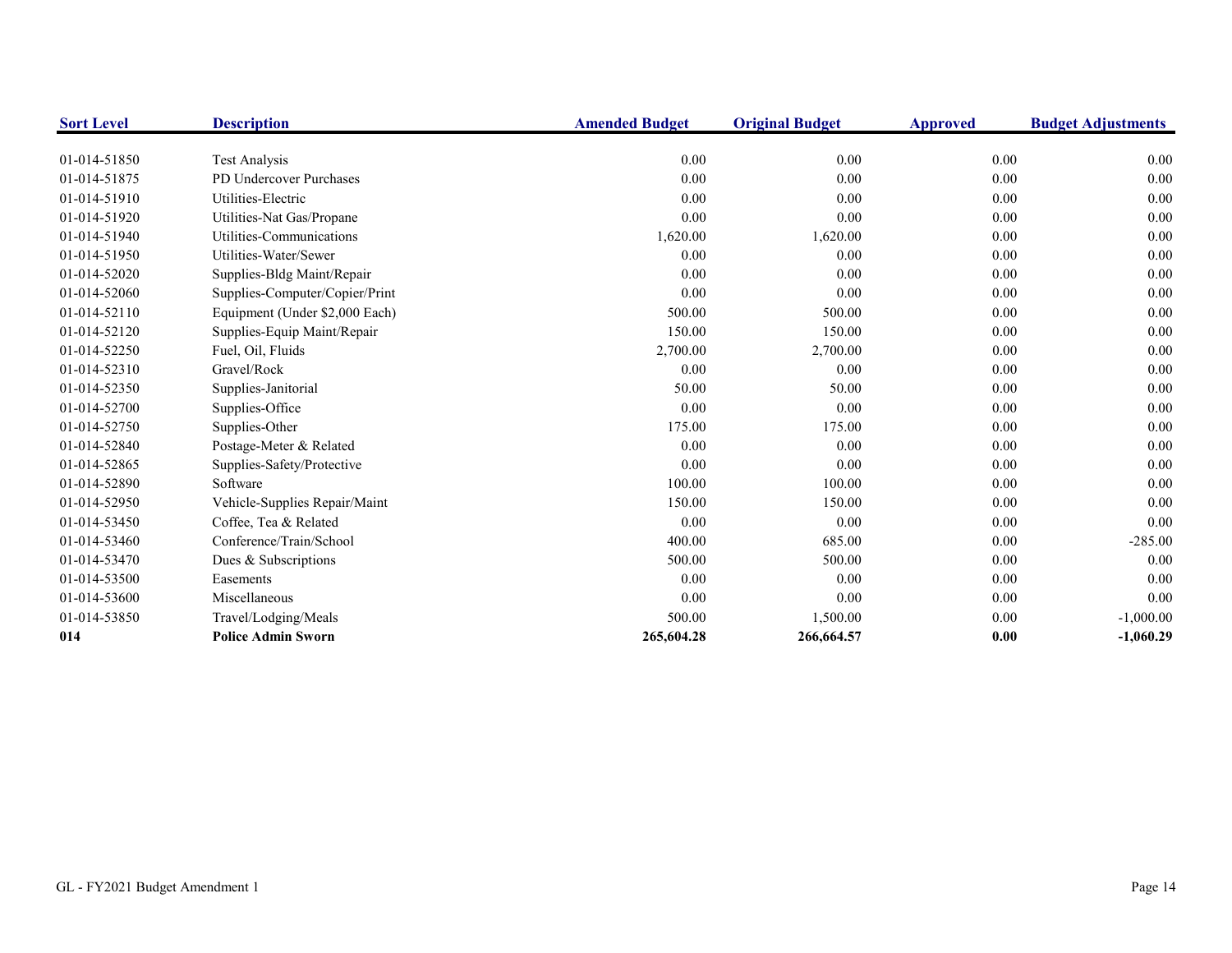| Sort Level | Description | Amended Budget | Original Budget | Approved | Budget Adjustments |
|---|---|---|---|---|---|
| 01-014-51850 | Test Analysis | 0.00 | 0.00 | 0.00 | 0.00 |
| 01-014-51875 | PD Undercover Purchases | 0.00 | 0.00 | 0.00 | 0.00 |
| 01-014-51910 | Utilities-Electric | 0.00 | 0.00 | 0.00 | 0.00 |
| 01-014-51920 | Utilities-Nat Gas/Propane | 0.00 | 0.00 | 0.00 | 0.00 |
| 01-014-51940 | Utilities-Communications | 1,620.00 | 1,620.00 | 0.00 | 0.00 |
| 01-014-51950 | Utilities-Water/Sewer | 0.00 | 0.00 | 0.00 | 0.00 |
| 01-014-52020 | Supplies-Bldg Maint/Repair | 0.00 | 0.00 | 0.00 | 0.00 |
| 01-014-52060 | Supplies-Computer/Copier/Print | 0.00 | 0.00 | 0.00 | 0.00 |
| 01-014-52110 | Equipment (Under $2,000 Each) | 500.00 | 500.00 | 0.00 | 0.00 |
| 01-014-52120 | Supplies-Equip Maint/Repair | 150.00 | 150.00 | 0.00 | 0.00 |
| 01-014-52250 | Fuel, Oil, Fluids | 2,700.00 | 2,700.00 | 0.00 | 0.00 |
| 01-014-52310 | Gravel/Rock | 0.00 | 0.00 | 0.00 | 0.00 |
| 01-014-52350 | Supplies-Janitorial | 50.00 | 50.00 | 0.00 | 0.00 |
| 01-014-52700 | Supplies-Office | 0.00 | 0.00 | 0.00 | 0.00 |
| 01-014-52750 | Supplies-Other | 175.00 | 175.00 | 0.00 | 0.00 |
| 01-014-52840 | Postage-Meter & Related | 0.00 | 0.00 | 0.00 | 0.00 |
| 01-014-52865 | Supplies-Safety/Protective | 0.00 | 0.00 | 0.00 | 0.00 |
| 01-014-52890 | Software | 100.00 | 100.00 | 0.00 | 0.00 |
| 01-014-52950 | Vehicle-Supplies Repair/Maint | 150.00 | 150.00 | 0.00 | 0.00 |
| 01-014-53450 | Coffee, Tea & Related | 0.00 | 0.00 | 0.00 | 0.00 |
| 01-014-53460 | Conference/Train/School | 400.00 | 685.00 | 0.00 | -285.00 |
| 01-014-53470 | Dues & Subscriptions | 500.00 | 500.00 | 0.00 | 0.00 |
| 01-014-53500 | Easements | 0.00 | 0.00 | 0.00 | 0.00 |
| 01-014-53600 | Miscellaneous | 0.00 | 0.00 | 0.00 | 0.00 |
| 01-014-53850 | Travel/Lodging/Meals | 500.00 | 1,500.00 | 0.00 | -1,000.00 |
| **014** | **Police Admin Sworn** | **265,604.28** | **266,664.57** | **0.00** | **-1,060.29** |

GL - FY2021 Budget Amendment 1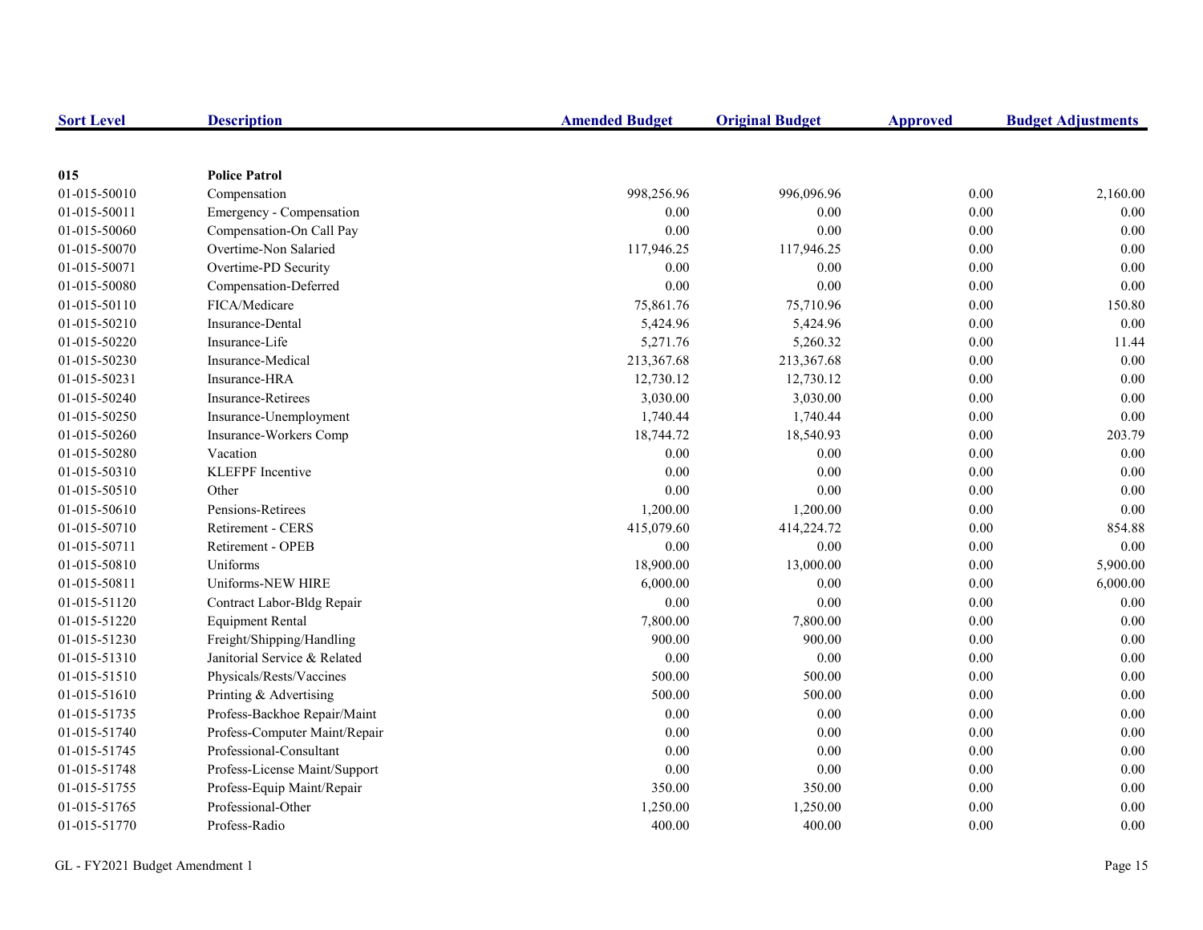| Sort Level | Description | Amended Budget | Original Budget | Approved | Budget Adjustments |
|---|---|---|---|---|---|
| **015** | **Police Patrol** | | | | |
| 01-015-50010 | Compensation | 998,256.96 | 996,096.96 | 0.00 | 2,160.00 |
| 01-015-50011 | Emergency - Compensation | 0.00 | 0.00 | 0.00 | 0.00 |
| 01-015-50060 | Compensation-On Call Pay | 0.00 | 0.00 | 0.00 | 0.00 |
| 01-015-50070 | Overtime-Non Salaried | 117,946.25 | 117,946.25 | 0.00 | 0.00 |
| 01-015-50071 | Overtime-PD Security | 0.00 | 0.00 | 0.00 | 0.00 |
| 01-015-50080 | Compensation-Deferred | 0.00 | 0.00 | 0.00 | 0.00 |
| 01-015-50110 | FICA/Medicare | 75,861.76 | 75,710.96 | 0.00 | 150.80 |
| 01-015-50210 | Insurance-Dental | 5,424.96 | 5,424.96 | 0.00 | 0.00 |
| 01-015-50220 | Insurance-Life | 5,271.76 | 5,260.32 | 0.00 | 11.44 |
| 01-015-50230 | Insurance-Medical | 213,367.68 | 213,367.68 | 0.00 | 0.00 |
| 01-015-50231 | Insurance-HRA | 12,730.12 | 12,730.12 | 0.00 | 0.00 |
| 01-015-50240 | Insurance-Retirees | 3,030.00 | 3,030.00 | 0.00 | 0.00 |
| 01-015-50250 | Insurance-Unemployment | 1,740.44 | 1,740.44 | 0.00 | 0.00 |
| 01-015-50260 | Insurance-Workers Comp | 18,744.72 | 18,540.93 | 0.00 | 203.79 |
| 01-015-50280 | Vacation | 0.00 | 0.00 | 0.00 | 0.00 |
| 01-015-50310 | KLEFPF Incentive | 0.00 | 0.00 | 0.00 | 0.00 |
| 01-015-50510 | Other | 0.00 | 0.00 | 0.00 | 0.00 |
| 01-015-50610 | Pensions-Retirees | 1,200.00 | 1,200.00 | 0.00 | 0.00 |
| 01-015-50710 | Retirement - CERS | 415,079.60 | 414,224.72 | 0.00 | 854.88 |
| 01-015-50711 | Retirement - OPEB | 0.00 | 0.00 | 0.00 | 0.00 |
| 01-015-50810 | Uniforms | 18,900.00 | 13,000.00 | 0.00 | 5,900.00 |
| 01-015-50811 | Uniforms-NEW HIRE | 6,000.00 | 0.00 | 0.00 | 6,000.00 |
| 01-015-51120 | Contract Labor-Bldg Repair | 0.00 | 0.00 | 0.00 | 0.00 |
| 01-015-51220 | Equipment Rental | 7,800.00 | 7,800.00 | 0.00 | 0.00 |
| 01-015-51230 | Freight/Shipping/Handling | 900.00 | 900.00 | 0.00 | 0.00 |
| 01-015-51310 | Janitorial Service & Related | 0.00 | 0.00 | 0.00 | 0.00 |
| 01-015-51510 | Physicals/Rests/Vaccines | 500.00 | 500.00 | 0.00 | 0.00 |
| 01-015-51610 | Printing & Advertising | 500.00 | 500.00 | 0.00 | 0.00 |
| 01-015-51735 | Profess-Backhoe Repair/Maint | 0.00 | 0.00 | 0.00 | 0.00 |
| 01-015-51740 | Profess-Computer Maint/Repair | 0.00 | 0.00 | 0.00 | 0.00 |
| 01-015-51745 | Professional-Consultant | 0.00 | 0.00 | 0.00 | 0.00 |
| 01-015-51748 | Profess-License Maint/Support | 0.00 | 0.00 | 0.00 | 0.00 |
| 01-015-51755 | Profess-Equip Maint/Repair | 350.00 | 350.00 | 0.00 | 0.00 |
| 01-015-51765 | Professional-Other | 1,250.00 | 1,250.00 | 0.00 | 0.00 |
| 01-015-51770 | Profess-Radio | 400.00 | 400.00 | 0.00 | 0.00 |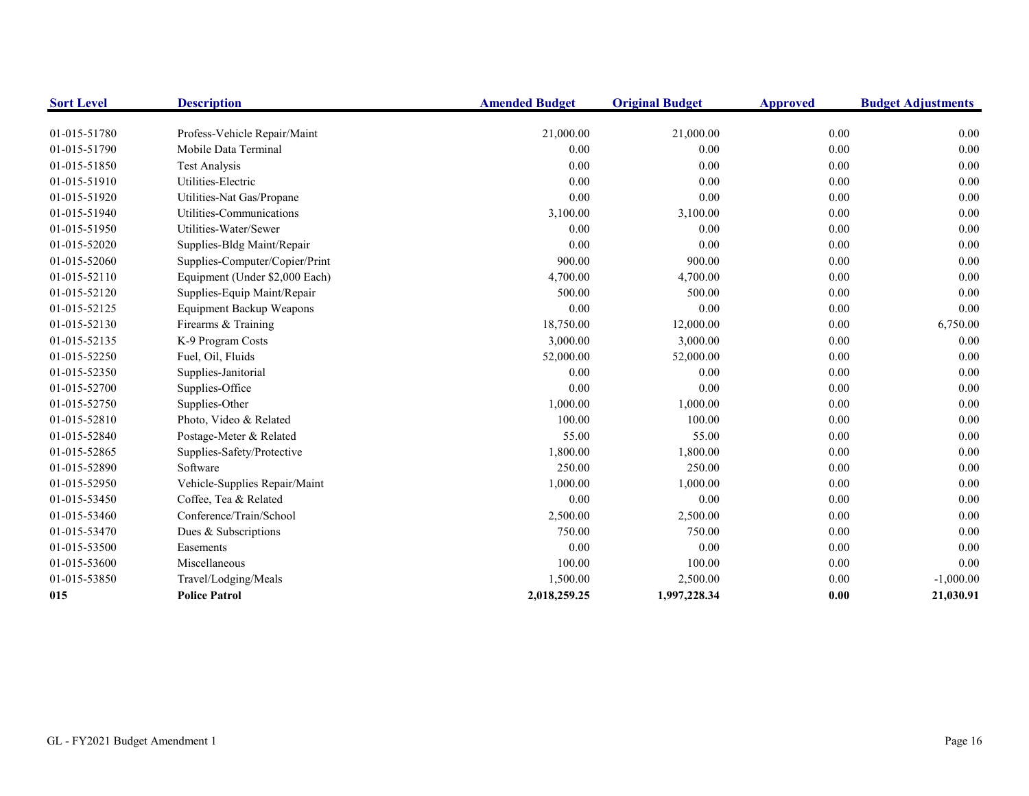| Sort Level | Description | Amended Budget | Original Budget | Approved | Budget Adjustments |
|---|---|---|---|---|---|
| 01-015-51780 | Profess-Vehicle Repair/Maint | 21,000.00 | 21,000.00 | 0.00 | 0.00 |
| 01-015-51790 | Mobile Data Terminal | 0.00 | 0.00 | 0.00 | 0.00 |
| 01-015-51850 | Test Analysis | 0.00 | 0.00 | 0.00 | 0.00 |
| 01-015-51910 | Utilities-Electric | 0.00 | 0.00 | 0.00 | 0.00 |
| 01-015-51920 | Utilities-Nat Gas/Propane | 0.00 | 0.00 | 0.00 | 0.00 |
| 01-015-51940 | Utilities-Communications | 3,100.00 | 3,100.00 | 0.00 | 0.00 |
| 01-015-51950 | Utilities-Water/Sewer | 0.00 | 0.00 | 0.00 | 0.00 |
| 01-015-52020 | Supplies-Bldg Maint/Repair | 0.00 | 0.00 | 0.00 | 0.00 |
| 01-015-52060 | Supplies-Computer/Copier/Print | 900.00 | 900.00 | 0.00 | 0.00 |
| 01-015-52110 | Equipment (Under $2,000 Each) | 4,700.00 | 4,700.00 | 0.00 | 0.00 |
| 01-015-52120 | Supplies-Equip Maint/Repair | 500.00 | 500.00 | 0.00 | 0.00 |
| 01-015-52125 | Equipment Backup Weapons | 0.00 | 0.00 | 0.00 | 0.00 |
| 01-015-52130 | Firearms & Training | 18,750.00 | 12,000.00 | 0.00 | 6,750.00 |
| 01-015-52135 | K-9 Program Costs | 3,000.00 | 3,000.00 | 0.00 | 0.00 |
| 01-015-52250 | Fuel, Oil, Fluids | 52,000.00 | 52,000.00 | 0.00 | 0.00 |
| 01-015-52350 | Supplies-Janitorial | 0.00 | 0.00 | 0.00 | 0.00 |
| 01-015-52700 | Supplies-Office | 0.00 | 0.00 | 0.00 | 0.00 |
| 01-015-52750 | Supplies-Other | 1,000.00 | 1,000.00 | 0.00 | 0.00 |
| 01-015-52810 | Photo, Video & Related | 100.00 | 100.00 | 0.00 | 0.00 |
| 01-015-52840 | Postage-Meter & Related | 55.00 | 55.00 | 0.00 | 0.00 |
| 01-015-52865 | Supplies-Safety/Protective | 1,800.00 | 1,800.00 | 0.00 | 0.00 |
| 01-015-52890 | Software | 250.00 | 250.00 | 0.00 | 0.00 |
| 01-015-52950 | Vehicle-Supplies Repair/Maint | 1,000.00 | 1,000.00 | 0.00 | 0.00 |
| 01-015-53450 | Coffee, Tea & Related | 0.00 | 0.00 | 0.00 | 0.00 |
| 01-015-53460 | Conference/Train/School | 2,500.00 | 2,500.00 | 0.00 | 0.00 |
| 01-015-53470 | Dues & Subscriptions | 750.00 | 750.00 | 0.00 | 0.00 |
| 01-015-53500 | Easements | 0.00 | 0.00 | 0.00 | 0.00 |
| 01-015-53600 | Miscellaneous | 100.00 | 100.00 | 0.00 | 0.00 |
| 01-015-53850 | Travel/Lodging/Meals | 1,500.00 | 2,500.00 | 0.00 | -1,000.00 |
| **015** | **Police Patrol** | **2,018,259.25** | **1,997,228.34** | **0.00** | **21,030.91** |

GL - FY2021 Budget Amendment 1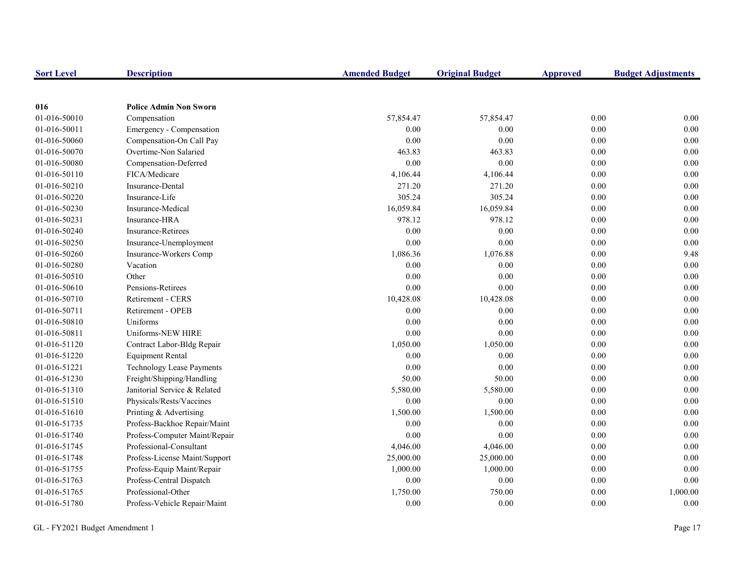| Sort Level | Description | Amended Budget | Original Budget | Approved | Budget Adjustments |
|---|---|---|---|---|---|
| **016** | **Police Admin Non Sworn** | | | | |
| 01-016-50010 | Compensation | 57,854.47 | 57,854.47 | 0.00 | 0.00 |
| 01-016-50011 | Emergency - Compensation | 0.00 | 0.00 | 0.00 | 0.00 |
| 01-016-50060 | Compensation-On Call Pay | 0.00 | 0.00 | 0.00 | 0.00 |
| 01-016-50070 | Overtime-Non Salaried | 463.83 | 463.83 | 0.00 | 0.00 |
| 01-016-50080 | Compensation-Deferred | 0.00 | 0.00 | 0.00 | 0.00 |
| 01-016-50110 | FICA/Medicare | 4,106.44 | 4,106.44 | 0.00 | 0.00 |
| 01-016-50210 | Insurance-Dental | 271.20 | 271.20 | 0.00 | 0.00 |
| 01-016-50220 | Insurance-Life | 305.24 | 305.24 | 0.00 | 0.00 |
| 01-016-50230 | Insurance-Medical | 16,059.84 | 16,059.84 | 0.00 | 0.00 |
| 01-016-50231 | Insurance-HRA | 978.12 | 978.12 | 0.00 | 0.00 |
| 01-016-50240 | Insurance-Retirees | 0.00 | 0.00 | 0.00 | 0.00 |
| 01-016-50250 | Insurance-Unemployment | 0.00 | 0.00 | 0.00 | 0.00 |
| 01-016-50260 | Insurance-Workers Comp | 1,086.36 | 1,076.88 | 0.00 | 9.48 |
| 01-016-50280 | Vacation | 0.00 | 0.00 | 0.00 | 0.00 |
| 01-016-50510 | Other | 0.00 | 0.00 | 0.00 | 0.00 |
| 01-016-50610 | Pensions-Retirees | 0.00 | 0.00 | 0.00 | 0.00 |
| 01-016-50710 | Retirement - CERS | 10,428.08 | 10,428.08 | 0.00 | 0.00 |
| 01-016-50711 | Retirement - OPEB | 0.00 | 0.00 | 0.00 | 0.00 |
| 01-016-50810 | Uniforms | 0.00 | 0.00 | 0.00 | 0.00 |
| 01-016-50811 | Uniforms-NEW HIRE | 0.00 | 0.00 | 0.00 | 0.00 |
| 01-016-51120 | Contract Labor-Bldg Repair | 1,050.00 | 1,050.00 | 0.00 | 0.00 |
| 01-016-51220 | Equipment Rental | 0.00 | 0.00 | 0.00 | 0.00 |
| 01-016-51221 | Technology Lease Payments | 0.00 | 0.00 | 0.00 | 0.00 |
| 01-016-51230 | Freight/Shipping/Handling | 50.00 | 50.00 | 0.00 | 0.00 |
| 01-016-51310 | Janitorial Service & Related | 5,580.00 | 5,580.00 | 0.00 | 0.00 |
| 01-016-51510 | Physicals/Rests/Vaccines | 0.00 | 0.00 | 0.00 | 0.00 |
| 01-016-51610 | Printing & Advertising | 1,500.00 | 1,500.00 | 0.00 | 0.00 |
| 01-016-51735 | Profess-Backhoe Repair/Maint | 0.00 | 0.00 | 0.00 | 0.00 |
| 01-016-51740 | Profess-Computer Maint/Repair | 0.00 | 0.00 | 0.00 | 0.00 |
| 01-016-51745 | Professional-Consultant | 4,046.00 | 4,046.00 | 0.00 | 0.00 |
| 01-016-51748 | Profess-License Maint/Support | 25,000.00 | 25,000.00 | 0.00 | 0.00 |
| 01-016-51755 | Profess-Equip Maint/Repair | 1,000.00 | 1,000.00 | 0.00 | 0.00 |
| 01-016-51763 | Profess-Central Dispatch | 0.00 | 0.00 | 0.00 | 0.00 |
| 01-016-51765 | Professional-Other | 1,750.00 | 750.00 | 0.00 | 1,000.00 |
| 01-016-51780 | Profess-Vehicle Repair/Maint | 0.00 | 0.00 | 0.00 | 0.00 |

GL - FY2021 Budget Amendment 1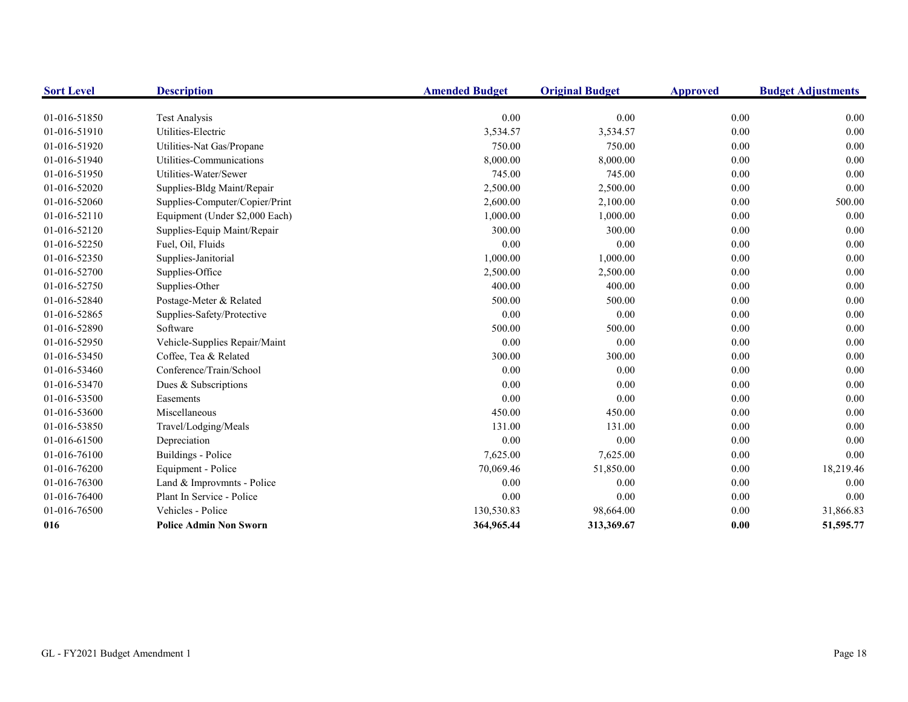| Sort Level | Description | Amended Budget | Original Budget | Approved | Budget Adjustments |
|---|---|---|---|---|---|
| 01-016-51850 | Test Analysis | 0.00 | 0.00 | 0.00 | 0.00 |
| 01-016-51910 | Utilities-Electric | 3,534.57 | 3,534.57 | 0.00 | 0.00 |
| 01-016-51920 | Utilities-Nat Gas/Propane | 750.00 | 750.00 | 0.00 | 0.00 |
| 01-016-51940 | Utilities-Communications | 8,000.00 | 8,000.00 | 0.00 | 0.00 |
| 01-016-51950 | Utilities-Water/Sewer | 745.00 | 745.00 | 0.00 | 0.00 |
| 01-016-52020 | Supplies-Bldg Maint/Repair | 2,500.00 | 2,500.00 | 0.00 | 0.00 |
| 01-016-52060 | Supplies-Computer/Copier/Print | 2,600.00 | 2,100.00 | 0.00 | 500.00 |
| 01-016-52110 | Equipment (Under $2,000 Each) | 1,000.00 | 1,000.00 | 0.00 | 0.00 |
| 01-016-52120 | Supplies-Equip Maint/Repair | 300.00 | 300.00 | 0.00 | 0.00 |
| 01-016-52250 | Fuel, Oil, Fluids | 0.00 | 0.00 | 0.00 | 0.00 |
| 01-016-52350 | Supplies-Janitorial | 1,000.00 | 1,000.00 | 0.00 | 0.00 |
| 01-016-52700 | Supplies-Office | 2,500.00 | 2,500.00 | 0.00 | 0.00 |
| 01-016-52750 | Supplies-Other | 400.00 | 400.00 | 0.00 | 0.00 |
| 01-016-52840 | Postage-Meter & Related | 500.00 | 500.00 | 0.00 | 0.00 |
| 01-016-52865 | Supplies-Safety/Protective | 0.00 | 0.00 | 0.00 | 0.00 |
| 01-016-52890 | Software | 500.00 | 500.00 | 0.00 | 0.00 |
| 01-016-52950 | Vehicle-Supplies Repair/Maint | 0.00 | 0.00 | 0.00 | 0.00 |
| 01-016-53450 | Coffee, Tea & Related | 300.00 | 300.00 | 0.00 | 0.00 |
| 01-016-53460 | Conference/Train/School | 0.00 | 0.00 | 0.00 | 0.00 |
| 01-016-53470 | Dues & Subscriptions | 0.00 | 0.00 | 0.00 | 0.00 |
| 01-016-53500 | Easements | 0.00 | 0.00 | 0.00 | 0.00 |
| 01-016-53600 | Miscellaneous | 450.00 | 450.00 | 0.00 | 0.00 |
| 01-016-53850 | Travel/Lodging/Meals | 131.00 | 131.00 | 0.00 | 0.00 |
| 01-016-61500 | Depreciation | 0.00 | 0.00 | 0.00 | 0.00 |
| 01-016-76100 | Buildings - Police | 7,625.00 | 7,625.00 | 0.00 | 0.00 |
| 01-016-76200 | Equipment - Police | 70,069.46 | 51,850.00 | 0.00 | 18,219.46 |
| 01-016-76300 | Land & Improvmnts - Police | 0.00 | 0.00 | 0.00 | 0.00 |
| 01-016-76400 | Plant In Service - Police | 0.00 | 0.00 | 0.00 | 0.00 |
| 01-016-76500 | Vehicles - Police | 130,530.83 | 98,664.00 | 0.00 | 31,866.83 |
| **016** | **Police Admin Non Sworn** | **364,965.44** | **313,369.67** | **0.00** | **51,595.77** |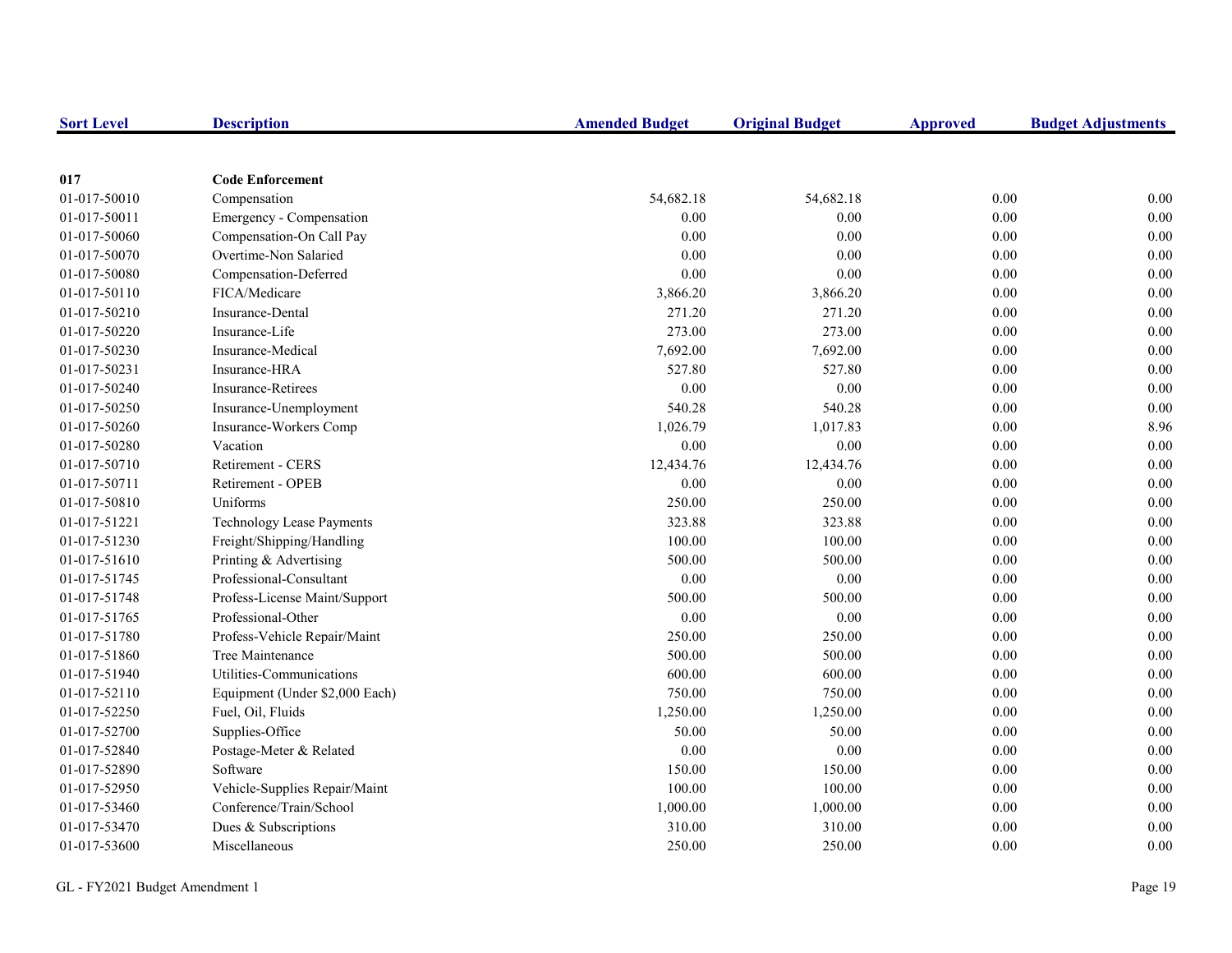| Sort Level | Description | Amended Budget | Original Budget | Approved | Budget Adjustments |
|---|---|---|---|---|---|
| **017** | **Code Enforcement** | | | | |
| 01-017-50010 | Compensation | 54,682.18 | 54,682.18 | 0.00 | 0.00 |
| 01-017-50011 | Emergency - Compensation | 0.00 | 0.00 | 0.00 | 0.00 |
| 01-017-50060 | Compensation-On Call Pay | 0.00 | 0.00 | 0.00 | 0.00 |
| 01-017-50070 | Overtime-Non Salaried | 0.00 | 0.00 | 0.00 | 0.00 |
| 01-017-50080 | Compensation-Deferred | 0.00 | 0.00 | 0.00 | 0.00 |
| 01-017-50110 | FICA/Medicare | 3,866.20 | 3,866.20 | 0.00 | 0.00 |
| 01-017-50210 | Insurance-Dental | 271.20 | 271.20 | 0.00 | 0.00 |
| 01-017-50220 | Insurance-Life | 273.00 | 273.00 | 0.00 | 0.00 |
| 01-017-50230 | Insurance-Medical | 7,692.00 | 7,692.00 | 0.00 | 0.00 |
| 01-017-50231 | Insurance-HRA | 527.80 | 527.80 | 0.00 | 0.00 |
| 01-017-50240 | Insurance-Retirees | 0.00 | 0.00 | 0.00 | 0.00 |
| 01-017-50250 | Insurance-Unemployment | 540.28 | 540.28 | 0.00 | 0.00 |
| 01-017-50260 | Insurance-Workers Comp | 1,026.79 | 1,017.83 | 0.00 | 8.96 |
| 01-017-50280 | Vacation | 0.00 | 0.00 | 0.00 | 0.00 |
| 01-017-50710 | Retirement - CERS | 12,434.76 | 12,434.76 | 0.00 | 0.00 |
| 01-017-50711 | Retirement - OPEB | 0.00 | 0.00 | 0.00 | 0.00 |
| 01-017-50810 | Uniforms | 250.00 | 250.00 | 0.00 | 0.00 |
| 01-017-51221 | Technology Lease Payments | 323.88 | 323.88 | 0.00 | 0.00 |
| 01-017-51230 | Freight/Shipping/Handling | 100.00 | 100.00 | 0.00 | 0.00 |
| 01-017-51610 | Printing & Advertising | 500.00 | 500.00 | 0.00 | 0.00 |
| 01-017-51745 | Professional-Consultant | 0.00 | 0.00 | 0.00 | 0.00 |
| 01-017-51748 | Profess-License Maint/Support | 500.00 | 500.00 | 0.00 | 0.00 |
| 01-017-51765 | Professional-Other | 0.00 | 0.00 | 0.00 | 0.00 |
| 01-017-51780 | Profess-Vehicle Repair/Maint | 250.00 | 250.00 | 0.00 | 0.00 |
| 01-017-51860 | Tree Maintenance | 500.00 | 500.00 | 0.00 | 0.00 |
| 01-017-51940 | Utilities-Communications | 600.00 | 600.00 | 0.00 | 0.00 |
| 01-017-52110 | Equipment (Under $2,000 Each) | 750.00 | 750.00 | 0.00 | 0.00 |
| 01-017-52250 | Fuel, Oil, Fluids | 1,250.00 | 1,250.00 | 0.00 | 0.00 |
| 01-017-52700 | Supplies-Office | 50.00 | 50.00 | 0.00 | 0.00 |
| 01-017-52840 | Postage-Meter & Related | 0.00 | 0.00 | 0.00 | 0.00 |
| 01-017-52890 | Software | 150.00 | 150.00 | 0.00 | 0.00 |
| 01-017-52950 | Vehicle-Supplies Repair/Maint | 100.00 | 100.00 | 0.00 | 0.00 |
| 01-017-53460 | Conference/Train/School | 1,000.00 | 1,000.00 | 0.00 | 0.00 |
| 01-017-53470 | Dues & Subscriptions | 310.00 | 310.00 | 0.00 | 0.00 |
| 01-017-53600 | Miscellaneous | 250.00 | 250.00 | 0.00 | 0.00 |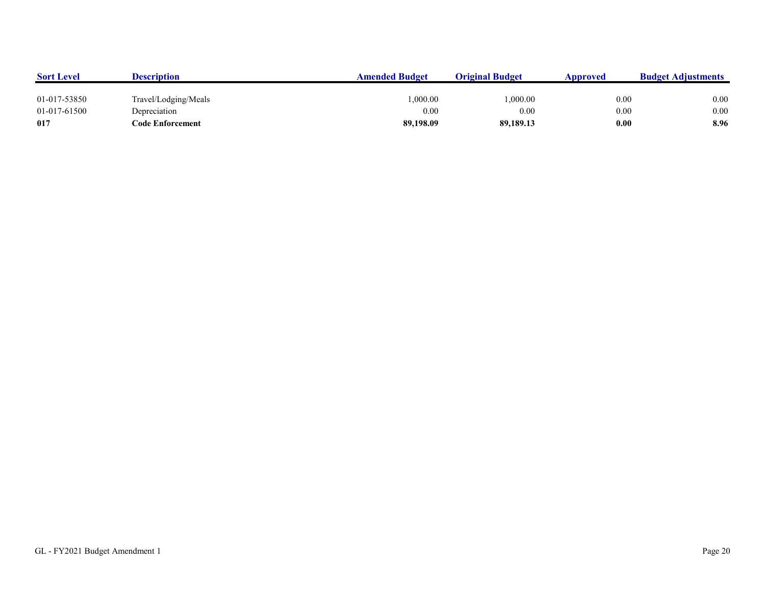| Sort Level | Description | Amended Budget | Original Budget | Approved | Budget Adjustments |
|---|---|---|---|---|---|
| 01-017-53850 | Travel/Lodging/Meals | 1,000.00 | 1,000.00 | 0.00 | 0.00 |
| 01-017-61500 | Depreciation | 0.00 | 0.00 | 0.00 | 0.00 |
| **017** | **Code Enforcement** | **89,198.09** | **89,189.13** | **0.00** | **8.96** |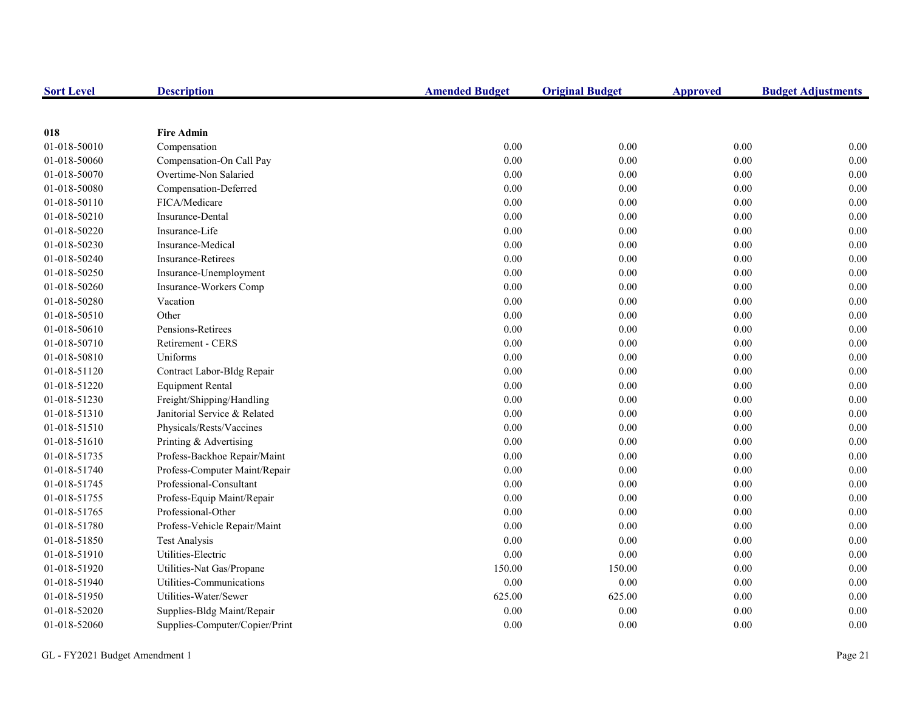| Sort Level | Description | Amended Budget | Original Budget | Approved | Budget Adjustments |
|---|---|---|---|---|---|
| **018** | **Fire Admin** | | | | |
| 01-018-50010 | Compensation | 0.00 | 0.00 | 0.00 | 0.00 |
| 01-018-50060 | Compensation-On Call Pay | 0.00 | 0.00 | 0.00 | 0.00 |
| 01-018-50070 | Overtime-Non Salaried | 0.00 | 0.00 | 0.00 | 0.00 |
| 01-018-50080 | Compensation-Deferred | 0.00 | 0.00 | 0.00 | 0.00 |
| 01-018-50110 | FICA/Medicare | 0.00 | 0.00 | 0.00 | 0.00 |
| 01-018-50210 | Insurance-Dental | 0.00 | 0.00 | 0.00 | 0.00 |
| 01-018-50220 | Insurance-Life | 0.00 | 0.00 | 0.00 | 0.00 |
| 01-018-50230 | Insurance-Medical | 0.00 | 0.00 | 0.00 | 0.00 |
| 01-018-50240 | Insurance-Retirees | 0.00 | 0.00 | 0.00 | 0.00 |
| 01-018-50250 | Insurance-Unemployment | 0.00 | 0.00 | 0.00 | 0.00 |
| 01-018-50260 | Insurance-Workers Comp | 0.00 | 0.00 | 0.00 | 0.00 |
| 01-018-50280 | Vacation | 0.00 | 0.00 | 0.00 | 0.00 |
| 01-018-50510 | Other | 0.00 | 0.00 | 0.00 | 0.00 |
| 01-018-50610 | Pensions-Retirees | 0.00 | 0.00 | 0.00 | 0.00 |
| 01-018-50710 | Retirement - CERS | 0.00 | 0.00 | 0.00 | 0.00 |
| 01-018-50810 | Uniforms | 0.00 | 0.00 | 0.00 | 0.00 |
| 01-018-51120 | Contract Labor-Bldg Repair | 0.00 | 0.00 | 0.00 | 0.00 |
| 01-018-51220 | Equipment Rental | 0.00 | 0.00 | 0.00 | 0.00 |
| 01-018-51230 | Freight/Shipping/Handling | 0.00 | 0.00 | 0.00 | 0.00 |
| 01-018-51310 | Janitorial Service & Related | 0.00 | 0.00 | 0.00 | 0.00 |
| 01-018-51510 | Physicals/Rests/Vaccines | 0.00 | 0.00 | 0.00 | 0.00 |
| 01-018-51610 | Printing & Advertising | 0.00 | 0.00 | 0.00 | 0.00 |
| 01-018-51735 | Profess-Backhoe Repair/Maint | 0.00 | 0.00 | 0.00 | 0.00 |
| 01-018-51740 | Profess-Computer Maint/Repair | 0.00 | 0.00 | 0.00 | 0.00 |
| 01-018-51745 | Professional-Consultant | 0.00 | 0.00 | 0.00 | 0.00 |
| 01-018-51755 | Profess-Equip Maint/Repair | 0.00 | 0.00 | 0.00 | 0.00 |
| 01-018-51765 | Professional-Other | 0.00 | 0.00 | 0.00 | 0.00 |
| 01-018-51780 | Profess-Vehicle Repair/Maint | 0.00 | 0.00 | 0.00 | 0.00 |
| 01-018-51850 | Test Analysis | 0.00 | 0.00 | 0.00 | 0.00 |
| 01-018-51910 | Utilities-Electric | 0.00 | 0.00 | 0.00 | 0.00 |
| 01-018-51920 | Utilities-Nat Gas/Propane | 150.00 | 150.00 | 0.00 | 0.00 |
| 01-018-51940 | Utilities-Communications | 0.00 | 0.00 | 0.00 | 0.00 |
| 01-018-51950 | Utilities-Water/Sewer | 625.00 | 625.00 | 0.00 | 0.00 |
| 01-018-52020 | Supplies-Bldg Maint/Repair | 0.00 | 0.00 | 0.00 | 0.00 |
| 01-018-52060 | Supplies-Computer/Copier/Print | 0.00 | 0.00 | 0.00 | 0.00 |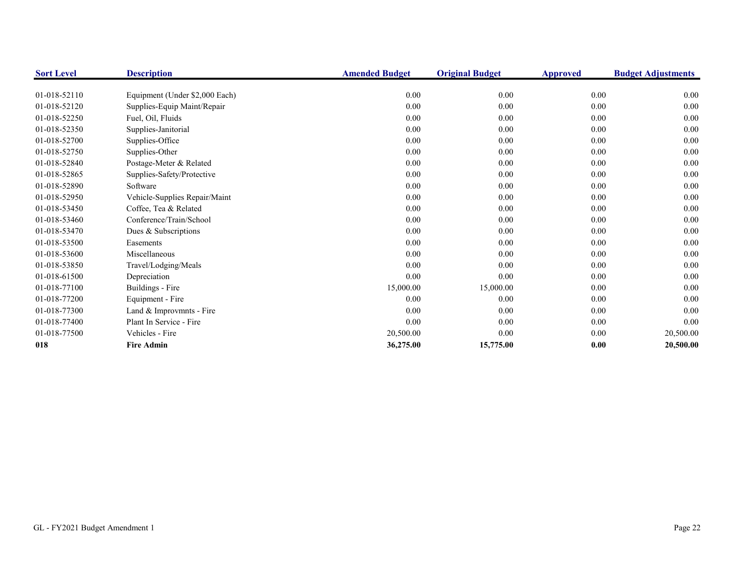| Sort Level | Description | Amended Budget | Original Budget | Approved | Budget Adjustments |
|---|---|---|---|---|---|
| 01-018-52110 | Equipment (Under $2,000 Each) | 0.00 | 0.00 | 0.00 | 0.00 |
| 01-018-52120 | Supplies-Equip Maint/Repair | 0.00 | 0.00 | 0.00 | 0.00 |
| 01-018-52250 | Fuel, Oil, Fluids | 0.00 | 0.00 | 0.00 | 0.00 |
| 01-018-52350 | Supplies-Janitorial | 0.00 | 0.00 | 0.00 | 0.00 |
| 01-018-52700 | Supplies-Office | 0.00 | 0.00 | 0.00 | 0.00 |
| 01-018-52750 | Supplies-Other | 0.00 | 0.00 | 0.00 | 0.00 |
| 01-018-52840 | Postage-Meter & Related | 0.00 | 0.00 | 0.00 | 0.00 |
| 01-018-52865 | Supplies-Safety/Protective | 0.00 | 0.00 | 0.00 | 0.00 |
| 01-018-52890 | Software | 0.00 | 0.00 | 0.00 | 0.00 |
| 01-018-52950 | Vehicle-Supplies Repair/Maint | 0.00 | 0.00 | 0.00 | 0.00 |
| 01-018-53450 | Coffee, Tea & Related | 0.00 | 0.00 | 0.00 | 0.00 |
| 01-018-53460 | Conference/Train/School | 0.00 | 0.00 | 0.00 | 0.00 |
| 01-018-53470 | Dues & Subscriptions | 0.00 | 0.00 | 0.00 | 0.00 |
| 01-018-53500 | Easements | 0.00 | 0.00 | 0.00 | 0.00 |
| 01-018-53600 | Miscellaneous | 0.00 | 0.00 | 0.00 | 0.00 |
| 01-018-53850 | Travel/Lodging/Meals | 0.00 | 0.00 | 0.00 | 0.00 |
| 01-018-61500 | Depreciation | 0.00 | 0.00 | 0.00 | 0.00 |
| 01-018-77100 | Buildings - Fire | 15,000.00 | 15,000.00 | 0.00 | 0.00 |
| 01-018-77200 | Equipment - Fire | 0.00 | 0.00 | 0.00 | 0.00 |
| 01-018-77300 | Land & Improvmnts - Fire | 0.00 | 0.00 | 0.00 | 0.00 |
| 01-018-77400 | Plant In Service - Fire | 0.00 | 0.00 | 0.00 | 0.00 |
| 01-018-77500 | Vehicles - Fire | 20,500.00 | 0.00 | 0.00 | 20,500.00 |
| **018** | **Fire Admin** | **36,275.00** | **15,775.00** | **0.00** | **20,500.00** |

GL - FY2021 Budget Amendment 1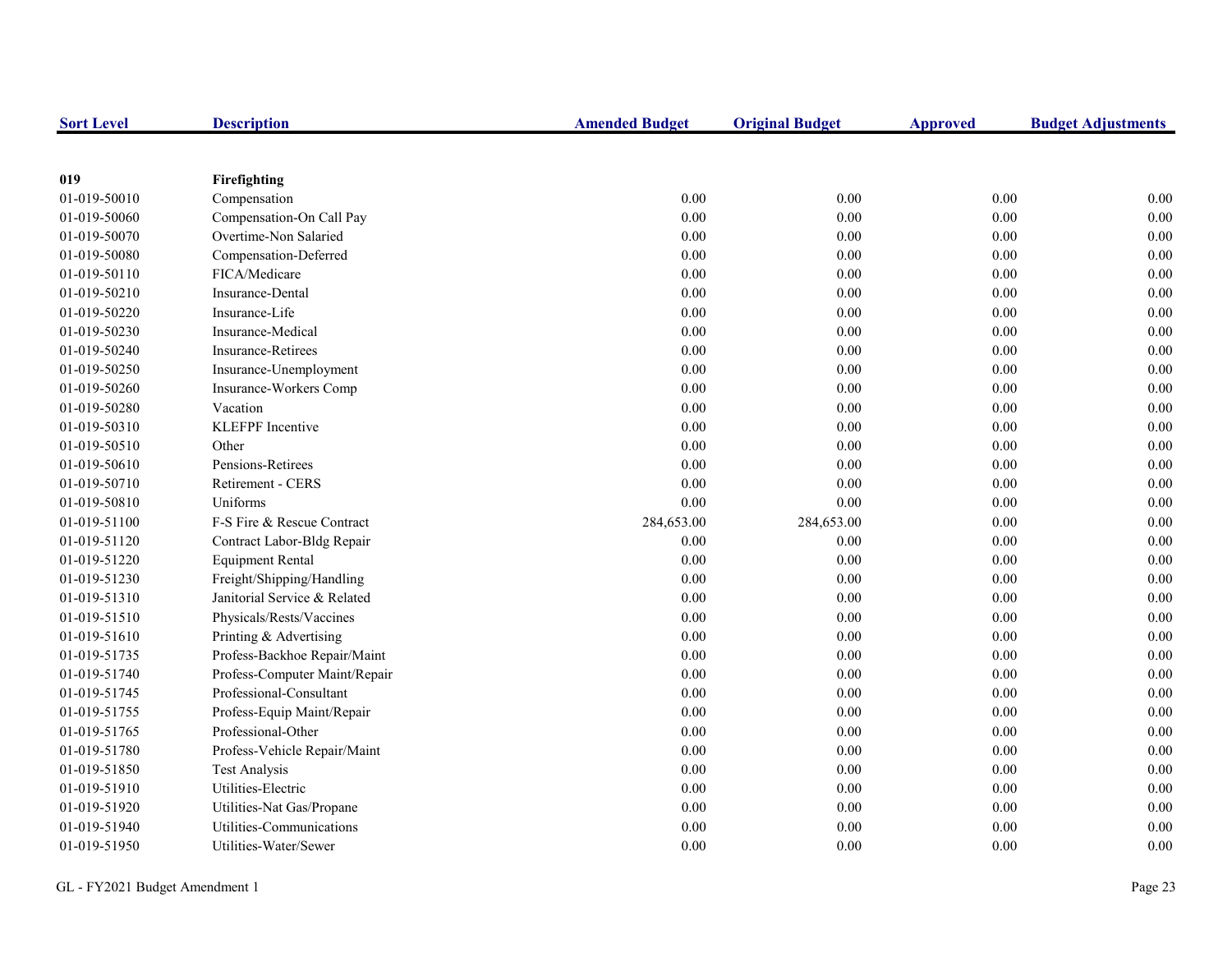| Sort Level | Description | Amended Budget | Original Budget | Approved | Budget Adjustments |
|---|---|---|---|---|---|
| **019** | **Firefighting** | | | | |
| 01-019-50010 | Compensation | 0.00 | 0.00 | 0.00 | 0.00 |
| 01-019-50060 | Compensation-On Call Pay | 0.00 | 0.00 | 0.00 | 0.00 |
| 01-019-50070 | Overtime-Non Salaried | 0.00 | 0.00 | 0.00 | 0.00 |
| 01-019-50080 | Compensation-Deferred | 0.00 | 0.00 | 0.00 | 0.00 |
| 01-019-50110 | FICA/Medicare | 0.00 | 0.00 | 0.00 | 0.00 |
| 01-019-50210 | Insurance-Dental | 0.00 | 0.00 | 0.00 | 0.00 |
| 01-019-50220 | Insurance-Life | 0.00 | 0.00 | 0.00 | 0.00 |
| 01-019-50230 | Insurance-Medical | 0.00 | 0.00 | 0.00 | 0.00 |
| 01-019-50240 | Insurance-Retirees | 0.00 | 0.00 | 0.00 | 0.00 |
| 01-019-50250 | Insurance-Unemployment | 0.00 | 0.00 | 0.00 | 0.00 |
| 01-019-50260 | Insurance-Workers Comp | 0.00 | 0.00 | 0.00 | 0.00 |
| 01-019-50280 | Vacation | 0.00 | 0.00 | 0.00 | 0.00 |
| 01-019-50310 | KLEFPF Incentive | 0.00 | 0.00 | 0.00 | 0.00 |
| 01-019-50510 | Other | 0.00 | 0.00 | 0.00 | 0.00 |
| 01-019-50610 | Pensions-Retirees | 0.00 | 0.00 | 0.00 | 0.00 |
| 01-019-50710 | Retirement - CERS | 0.00 | 0.00 | 0.00 | 0.00 |
| 01-019-50810 | Uniforms | 0.00 | 0.00 | 0.00 | 0.00 |
| 01-019-51100 | F-S Fire & Rescue Contract | 284,653.00 | 284,653.00 | 0.00 | 0.00 |
| 01-019-51120 | Contract Labor-Bldg Repair | 0.00 | 0.00 | 0.00 | 0.00 |
| 01-019-51220 | Equipment Rental | 0.00 | 0.00 | 0.00 | 0.00 |
| 01-019-51230 | Freight/Shipping/Handling | 0.00 | 0.00 | 0.00 | 0.00 |
| 01-019-51310 | Janitorial Service & Related | 0.00 | 0.00 | 0.00 | 0.00 |
| 01-019-51510 | Physicals/Rests/Vaccines | 0.00 | 0.00 | 0.00 | 0.00 |
| 01-019-51610 | Printing & Advertising | 0.00 | 0.00 | 0.00 | 0.00 |
| 01-019-51735 | Profess-Backhoe Repair/Maint | 0.00 | 0.00 | 0.00 | 0.00 |
| 01-019-51740 | Profess-Computer Maint/Repair | 0.00 | 0.00 | 0.00 | 0.00 |
| 01-019-51745 | Professional-Consultant | 0.00 | 0.00 | 0.00 | 0.00 |
| 01-019-51755 | Profess-Equip Maint/Repair | 0.00 | 0.00 | 0.00 | 0.00 |
| 01-019-51765 | Professional-Other | 0.00 | 0.00 | 0.00 | 0.00 |
| 01-019-51780 | Profess-Vehicle Repair/Maint | 0.00 | 0.00 | 0.00 | 0.00 |
| 01-019-51850 | Test Analysis | 0.00 | 0.00 | 0.00 | 0.00 |
| 01-019-51910 | Utilities-Electric | 0.00 | 0.00 | 0.00 | 0.00 |
| 01-019-51920 | Utilities-Nat Gas/Propane | 0.00 | 0.00 | 0.00 | 0.00 |
| 01-019-51940 | Utilities-Communications | 0.00 | 0.00 | 0.00 | 0.00 |
| 01-019-51950 | Utilities-Water/Sewer | 0.00 | 0.00 | 0.00 | 0.00 |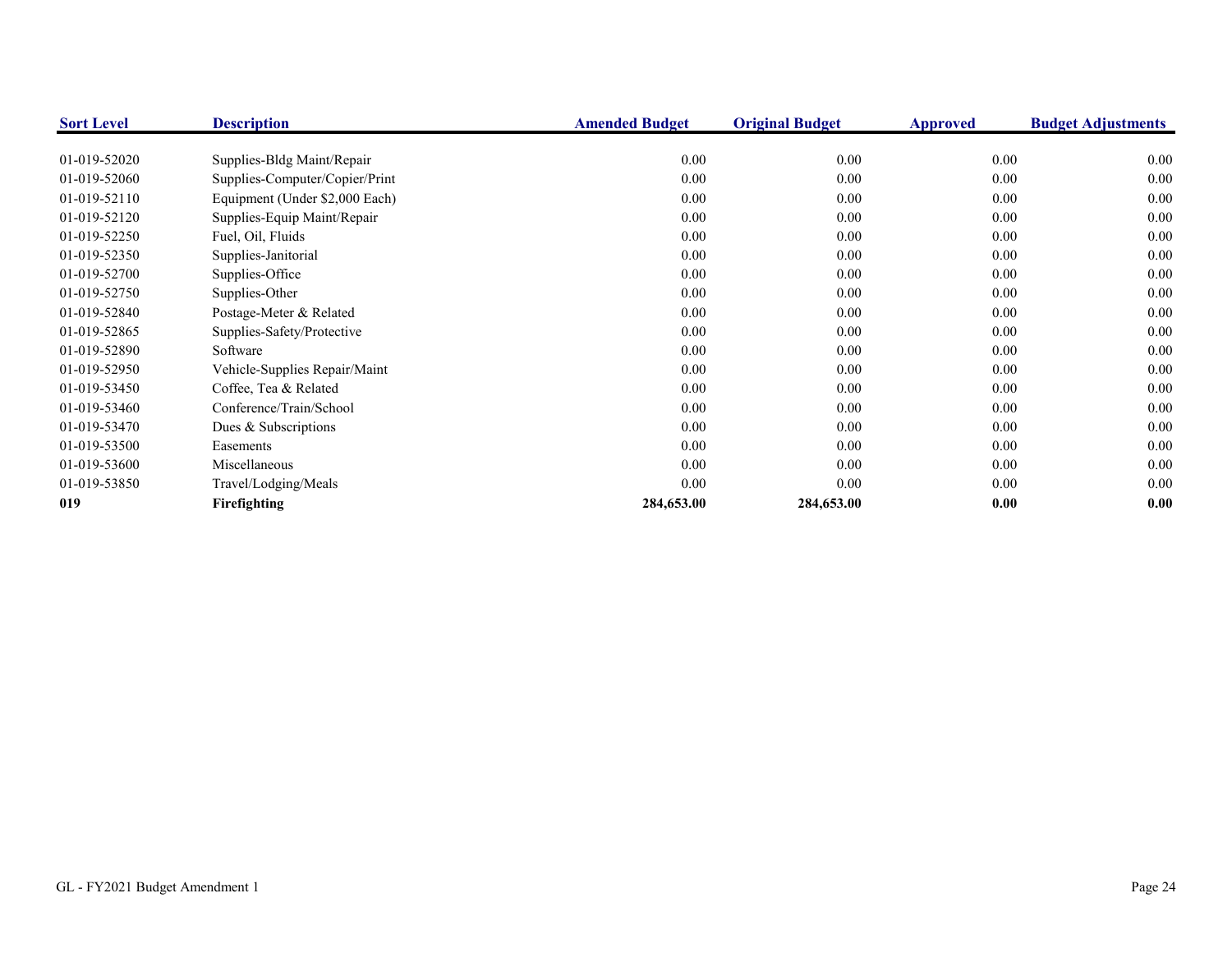| Sort Level | Description | Amended Budget | Original Budget | Approved | Budget Adjustments |
|---|---|---|---|---|---|
| 01-019-52020 | Supplies-Bldg Maint/Repair | 0.00 | 0.00 | 0.00 | 0.00 |
| 01-019-52060 | Supplies-Computer/Copier/Print | 0.00 | 0.00 | 0.00 | 0.00 |
| 01-019-52110 | Equipment (Under $2,000 Each) | 0.00 | 0.00 | 0.00 | 0.00 |
| 01-019-52120 | Supplies-Equip Maint/Repair | 0.00 | 0.00 | 0.00 | 0.00 |
| 01-019-52250 | Fuel, Oil, Fluids | 0.00 | 0.00 | 0.00 | 0.00 |
| 01-019-52350 | Supplies-Janitorial | 0.00 | 0.00 | 0.00 | 0.00 |
| 01-019-52700 | Supplies-Office | 0.00 | 0.00 | 0.00 | 0.00 |
| 01-019-52750 | Supplies-Other | 0.00 | 0.00 | 0.00 | 0.00 |
| 01-019-52840 | Postage-Meter & Related | 0.00 | 0.00 | 0.00 | 0.00 |
| 01-019-52865 | Supplies-Safety/Protective | 0.00 | 0.00 | 0.00 | 0.00 |
| 01-019-52890 | Software | 0.00 | 0.00 | 0.00 | 0.00 |
| 01-019-52950 | Vehicle-Supplies Repair/Maint | 0.00 | 0.00 | 0.00 | 0.00 |
| 01-019-53450 | Coffee, Tea & Related | 0.00 | 0.00 | 0.00 | 0.00 |
| 01-019-53460 | Conference/Train/School | 0.00 | 0.00 | 0.00 | 0.00 |
| 01-019-53470 | Dues & Subscriptions | 0.00 | 0.00 | 0.00 | 0.00 |
| 01-019-53500 | Easements | 0.00 | 0.00 | 0.00 | 0.00 |
| 01-019-53600 | Miscellaneous | 0.00 | 0.00 | 0.00 | 0.00 |
| 01-019-53850 | Travel/Lodging/Meals | 0.00 | 0.00 | 0.00 | 0.00 |
| **019** | **Firefighting** | **284,653.00** | **284,653.00** | **0.00** | **0.00** |

GL - FY2021 Budget Amendment 1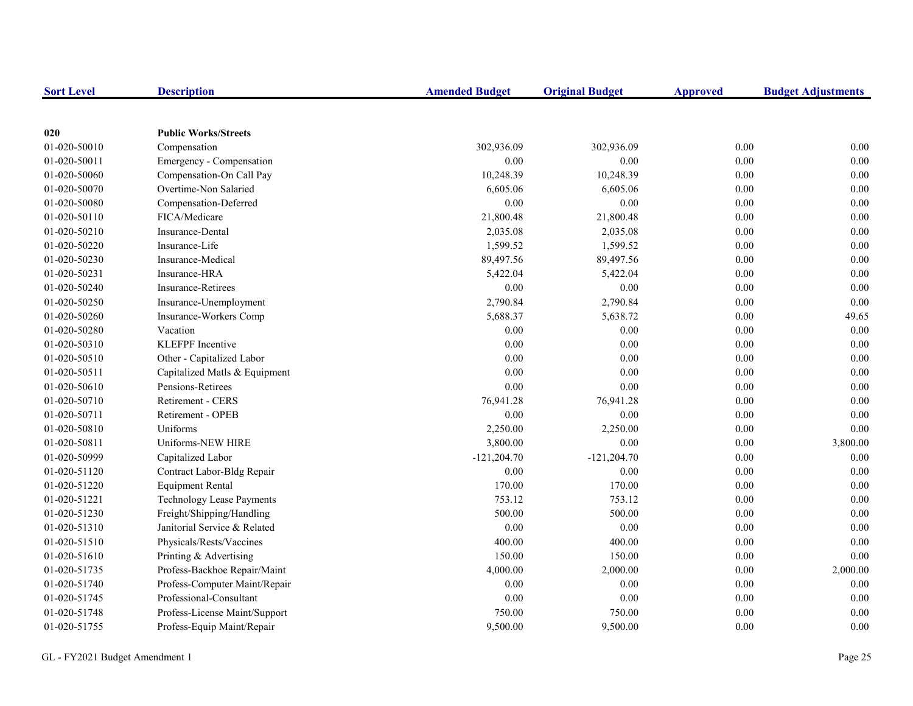| Sort Level | Description | Amended Budget | Original Budget | Approved | Budget Adjustments |
|---|---|---|---|---|---|
| **020** | **Public Works/Streets** | | | | |
| 01-020-50010 | Compensation | 302,936.09 | 302,936.09 | 0.00 | 0.00 |
| 01-020-50011 | Emergency - Compensation | 0.00 | 0.00 | 0.00 | 0.00 |
| 01-020-50060 | Compensation-On Call Pay | 10,248.39 | 10,248.39 | 0.00 | 0.00 |
| 01-020-50070 | Overtime-Non Salaried | 6,605.06 | 6,605.06 | 0.00 | 0.00 |
| 01-020-50080 | Compensation-Deferred | 0.00 | 0.00 | 0.00 | 0.00 |
| 01-020-50110 | FICA/Medicare | 21,800.48 | 21,800.48 | 0.00 | 0.00 |
| 01-020-50210 | Insurance-Dental | 2,035.08 | 2,035.08 | 0.00 | 0.00 |
| 01-020-50220 | Insurance-Life | 1,599.52 | 1,599.52 | 0.00 | 0.00 |
| 01-020-50230 | Insurance-Medical | 89,497.56 | 89,497.56 | 0.00 | 0.00 |
| 01-020-50231 | Insurance-HRA | 5,422.04 | 5,422.04 | 0.00 | 0.00 |
| 01-020-50240 | Insurance-Retirees | 0.00 | 0.00 | 0.00 | 0.00 |
| 01-020-50250 | Insurance-Unemployment | 2,790.84 | 2,790.84 | 0.00 | 0.00 |
| 01-020-50260 | Insurance-Workers Comp | 5,688.37 | 5,638.72 | 0.00 | 49.65 |
| 01-020-50280 | Vacation | 0.00 | 0.00 | 0.00 | 0.00 |
| 01-020-50310 | KLEFPF Incentive | 0.00 | 0.00 | 0.00 | 0.00 |
| 01-020-50510 | Other - Capitalized Labor | 0.00 | 0.00 | 0.00 | 0.00 |
| 01-020-50511 | Capitalized Matls & Equipment | 0.00 | 0.00 | 0.00 | 0.00 |
| 01-020-50610 | Pensions-Retirees | 0.00 | 0.00 | 0.00 | 0.00 |
| 01-020-50710 | Retirement - CERS | 76,941.28 | 76,941.28 | 0.00 | 0.00 |
| 01-020-50711 | Retirement - OPEB | 0.00 | 0.00 | 0.00 | 0.00 |
| 01-020-50810 | Uniforms | 2,250.00 | 2,250.00 | 0.00 | 0.00 |
| 01-020-50811 | Uniforms-NEW HIRE | 3,800.00 | 0.00 | 0.00 | 3,800.00 |
| 01-020-50999 | Capitalized Labor | -121,204.70 | -121,204.70 | 0.00 | 0.00 |
| 01-020-51120 | Contract Labor-Bldg Repair | 0.00 | 0.00 | 0.00 | 0.00 |
| 01-020-51220 | Equipment Rental | 170.00 | 170.00 | 0.00 | 0.00 |
| 01-020-51221 | Technology Lease Payments | 753.12 | 753.12 | 0.00 | 0.00 |
| 01-020-51230 | Freight/Shipping/Handling | 500.00 | 500.00 | 0.00 | 0.00 |
| 01-020-51310 | Janitorial Service & Related | 0.00 | 0.00 | 0.00 | 0.00 |
| 01-020-51510 | Physicals/Rests/Vaccines | 400.00 | 400.00 | 0.00 | 0.00 |
| 01-020-51610 | Printing & Advertising | 150.00 | 150.00 | 0.00 | 0.00 |
| 01-020-51735 | Profess-Backhoe Repair/Maint | 4,000.00 | 2,000.00 | 0.00 | 2,000.00 |
| 01-020-51740 | Profess-Computer Maint/Repair | 0.00 | 0.00 | 0.00 | 0.00 |
| 01-020-51745 | Professional-Consultant | 0.00 | 0.00 | 0.00 | 0.00 |
| 01-020-51748 | Profess-License Maint/Support | 750.00 | 750.00 | 0.00 | 0.00 |
| 01-020-51755 | Profess-Equip Maint/Repair | 9,500.00 | 9,500.00 | 0.00 | 0.00 |

GL - FY2021 Budget Amendment 1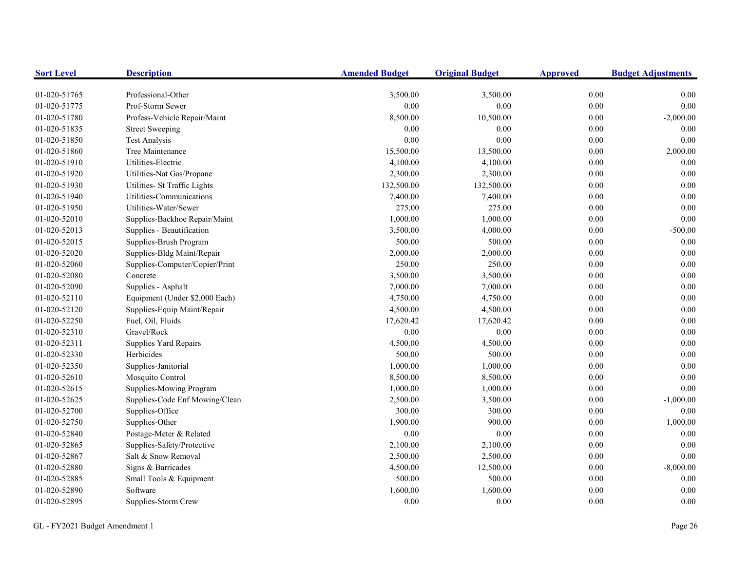| Sort Level | Description | Amended Budget | Original Budget | Approved | Budget Adjustments |
|---|---|---|---|---|---|
| 01-020-51765 | Professional-Other | 3,500.00 | 3,500.00 | 0.00 | 0.00 |
| 01-020-51775 | Prof-Storm Sewer | 0.00 | 0.00 | 0.00 | 0.00 |
| 01-020-51780 | Profess-Vehicle Repair/Maint | 8,500.00 | 10,500.00 | 0.00 | -2,000.00 |
| 01-020-51835 | Street Sweeping | 0.00 | 0.00 | 0.00 | 0.00 |
| 01-020-51850 | Test Analysis | 0.00 | 0.00 | 0.00 | 0.00 |
| 01-020-51860 | Tree Maintenance | 15,500.00 | 13,500.00 | 0.00 | 2,000.00 |
| 01-020-51910 | Utilities-Electric | 4,100.00 | 4,100.00 | 0.00 | 0.00 |
| 01-020-51920 | Utilities-Nat Gas/Propane | 2,300.00 | 2,300.00 | 0.00 | 0.00 |
| 01-020-51930 | Utilities- St Traffic Lights | 132,500.00 | 132,500.00 | 0.00 | 0.00 |
| 01-020-51940 | Utilities-Communications | 7,400.00 | 7,400.00 | 0.00 | 0.00 |
| 01-020-51950 | Utilities-Water/Sewer | 275.00 | 275.00 | 0.00 | 0.00 |
| 01-020-52010 | Supplies-Backhoe Repair/Maint | 1,000.00 | 1,000.00 | 0.00 | 0.00 |
| 01-020-52013 | Supplies - Beautification | 3,500.00 | 4,000.00 | 0.00 | -500.00 |
| 01-020-52015 | Supplies-Brush Program | 500.00 | 500.00 | 0.00 | 0.00 |
| 01-020-52020 | Supplies-Bldg Maint/Repair | 2,000.00 | 2,000.00 | 0.00 | 0.00 |
| 01-020-52060 | Supplies-Computer/Copier/Print | 250.00 | 250.00 | 0.00 | 0.00 |
| 01-020-52080 | Concrete | 3,500.00 | 3,500.00 | 0.00 | 0.00 |
| 01-020-52090 | Supplies - Asphalt | 7,000.00 | 7,000.00 | 0.00 | 0.00 |
| 01-020-52110 | Equipment (Under $2,000 Each) | 4,750.00 | 4,750.00 | 0.00 | 0.00 |
| 01-020-52120 | Supplies-Equip Maint/Repair | 4,500.00 | 4,500.00 | 0.00 | 0.00 |
| 01-020-52250 | Fuel, Oil, Fluids | 17,620.42 | 17,620.42 | 0.00 | 0.00 |
| 01-020-52310 | Gravel/Rock | 0.00 | 0.00 | 0.00 | 0.00 |
| 01-020-52311 | Supplies Yard Repairs | 4,500.00 | 4,500.00 | 0.00 | 0.00 |
| 01-020-52330 | Herbicides | 500.00 | 500.00 | 0.00 | 0.00 |
| 01-020-52350 | Supplies-Janitorial | 1,000.00 | 1,000.00 | 0.00 | 0.00 |
| 01-020-52610 | Mosquito Control | 8,500.00 | 8,500.00 | 0.00 | 0.00 |
| 01-020-52615 | Supplies-Mowing Program | 1,000.00 | 1,000.00 | 0.00 | 0.00 |
| 01-020-52625 | Supplies-Code Enf Mowing/Clean | 2,500.00 | 3,500.00 | 0.00 | -1,000.00 |
| 01-020-52700 | Supplies-Office | 300.00 | 300.00 | 0.00 | 0.00 |
| 01-020-52750 | Supplies-Other | 1,900.00 | 900.00 | 0.00 | 1,000.00 |
| 01-020-52840 | Postage-Meter & Related | 0.00 | 0.00 | 0.00 | 0.00 |
| 01-020-52865 | Supplies-Safety/Protective | 2,100.00 | 2,100.00 | 0.00 | 0.00 |
| 01-020-52867 | Salt & Snow Removal | 2,500.00 | 2,500.00 | 0.00 | 0.00 |
| 01-020-52880 | Signs & Barricades | 4,500.00 | 12,500.00 | 0.00 | -8,000.00 |
| 01-020-52885 | Small Tools & Equipment | 500.00 | 500.00 | 0.00 | 0.00 |
| 01-020-52890 | Software | 1,600.00 | 1,600.00 | 0.00 | 0.00 |
| 01-020-52895 | Supplies-Storm Crew | 0.00 | 0.00 | 0.00 | 0.00 |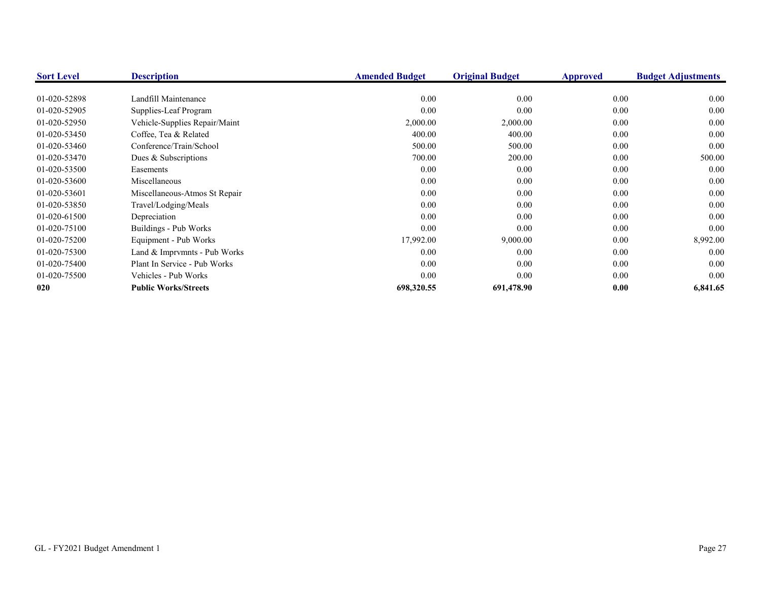| Sort Level | Description | Amended Budget | Original Budget | Approved | Budget Adjustments |
|---|---|---|---|---|---|
| 01-020-52898 | Landfill Maintenance | 0.00 | 0.00 | 0.00 | 0.00 |
| 01-020-52905 | Supplies-Leaf Program | 0.00 | 0.00 | 0.00 | 0.00 |
| 01-020-52950 | Vehicle-Supplies Repair/Maint | 2,000.00 | 2,000.00 | 0.00 | 0.00 |
| 01-020-53450 | Coffee, Tea & Related | 400.00 | 400.00 | 0.00 | 0.00 |
| 01-020-53460 | Conference/Train/School | 500.00 | 500.00 | 0.00 | 0.00 |
| 01-020-53470 | Dues & Subscriptions | 700.00 | 200.00 | 0.00 | 500.00 |
| 01-020-53500 | Easements | 0.00 | 0.00 | 0.00 | 0.00 |
| 01-020-53600 | Miscellaneous | 0.00 | 0.00 | 0.00 | 0.00 |
| 01-020-53601 | Miscellaneous-Atmos St Repair | 0.00 | 0.00 | 0.00 | 0.00 |
| 01-020-53850 | Travel/Lodging/Meals | 0.00 | 0.00 | 0.00 | 0.00 |
| 01-020-61500 | Depreciation | 0.00 | 0.00 | 0.00 | 0.00 |
| 01-020-75100 | Buildings - Pub Works | 0.00 | 0.00 | 0.00 | 0.00 |
| 01-020-75200 | Equipment - Pub Works | 17,992.00 | 9,000.00 | 0.00 | 8,992.00 |
| 01-020-75300 | Land & Imprvmnts - Pub Works | 0.00 | 0.00 | 0.00 | 0.00 |
| 01-020-75400 | Plant In Service - Pub Works | 0.00 | 0.00 | 0.00 | 0.00 |
| 01-020-75500 | Vehicles - Pub Works | 0.00 | 0.00 | 0.00 | 0.00 |
| **020** | **Public Works/Streets** | **698,320.55** | **691,478.90** | **0.00** | **6,841.65** |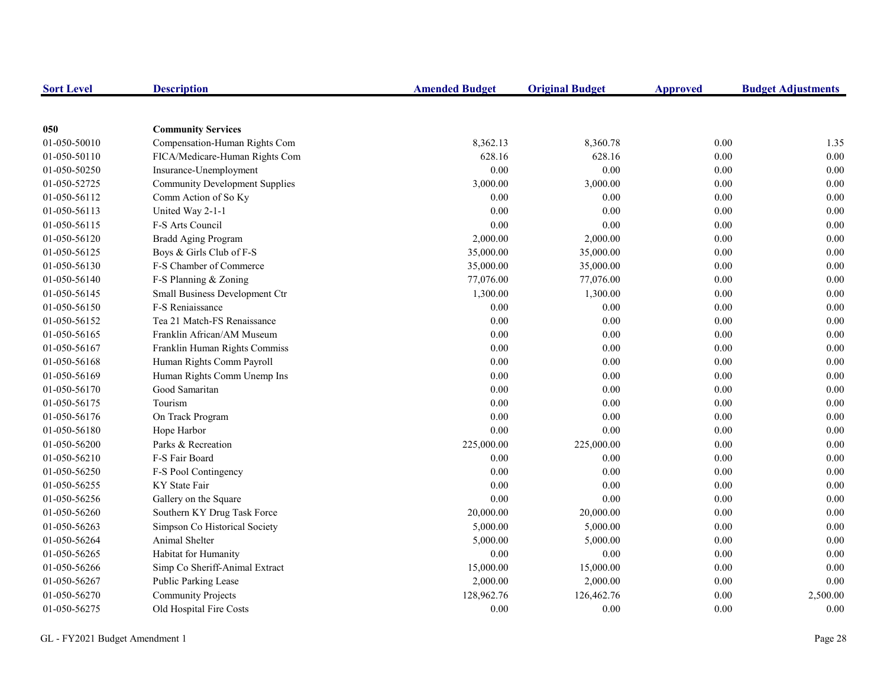| Sort Level | Description | Amended Budget | Original Budget | Approved | Budget Adjustments |
|---|---|---|---|---|---|
| **050** | **Community Services** | | | | |
| 01-050-50010 | Compensation-Human Rights Com | 8,362.13 | 8,360.78 | 0.00 | 1.35 |
| 01-050-50110 | FICA/Medicare-Human Rights Com | 628.16 | 628.16 | 0.00 | 0.00 |
| 01-050-50250 | Insurance-Unemployment | 0.00 | 0.00 | 0.00 | 0.00 |
| 01-050-52725 | Community Development Supplies | 3,000.00 | 3,000.00 | 0.00 | 0.00 |
| 01-050-56112 | Comm Action of So Ky | 0.00 | 0.00 | 0.00 | 0.00 |
| 01-050-56113 | United Way 2-1-1 | 0.00 | 0.00 | 0.00 | 0.00 |
| 01-050-56115 | F-S Arts Council | 0.00 | 0.00 | 0.00 | 0.00 |
| 01-050-56120 | Bradd Aging Program | 2,000.00 | 2,000.00 | 0.00 | 0.00 |
| 01-050-56125 | Boys & Girls Club of F-S | 35,000.00 | 35,000.00 | 0.00 | 0.00 |
| 01-050-56130 | F-S Chamber of Commerce | 35,000.00 | 35,000.00 | 0.00 | 0.00 |
| 01-050-56140 | F-S Planning & Zoning | 77,076.00 | 77,076.00 | 0.00 | 0.00 |
| 01-050-56145 | Small Business Development Ctr | 1,300.00 | 1,300.00 | 0.00 | 0.00 |
| 01-050-56150 | F-S Reniaissance | 0.00 | 0.00 | 0.00 | 0.00 |
| 01-050-56152 | Tea 21 Match-FS Renaissance | 0.00 | 0.00 | 0.00 | 0.00 |
| 01-050-56165 | Franklin African/AM Museum | 0.00 | 0.00 | 0.00 | 0.00 |
| 01-050-56167 | Franklin Human Rights Commiss | 0.00 | 0.00 | 0.00 | 0.00 |
| 01-050-56168 | Human Rights Comm Payroll | 0.00 | 0.00 | 0.00 | 0.00 |
| 01-050-56169 | Human Rights Comm Unemp Ins | 0.00 | 0.00 | 0.00 | 0.00 |
| 01-050-56170 | Good Samaritan | 0.00 | 0.00 | 0.00 | 0.00 |
| 01-050-56175 | Tourism | 0.00 | 0.00 | 0.00 | 0.00 |
| 01-050-56176 | On Track Program | 0.00 | 0.00 | 0.00 | 0.00 |
| 01-050-56180 | Hope Harbor | 0.00 | 0.00 | 0.00 | 0.00 |
| 01-050-56200 | Parks & Recreation | 225,000.00 | 225,000.00 | 0.00 | 0.00 |
| 01-050-56210 | F-S Fair Board | 0.00 | 0.00 | 0.00 | 0.00 |
| 01-050-56250 | F-S Pool Contingency | 0.00 | 0.00 | 0.00 | 0.00 |
| 01-050-56255 | KY State Fair | 0.00 | 0.00 | 0.00 | 0.00 |
| 01-050-56256 | Gallery on the Square | 0.00 | 0.00 | 0.00 | 0.00 |
| 01-050-56260 | Southern KY Drug Task Force | 20,000.00 | 20,000.00 | 0.00 | 0.00 |
| 01-050-56263 | Simpson Co Historical Society | 5,000.00 | 5,000.00 | 0.00 | 0.00 |
| 01-050-56264 | Animal Shelter | 5,000.00 | 5,000.00 | 0.00 | 0.00 |
| 01-050-56265 | Habitat for Humanity | 0.00 | 0.00 | 0.00 | 0.00 |
| 01-050-56266 | Simp Co Sheriff-Animal Extract | 15,000.00 | 15,000.00 | 0.00 | 0.00 |
| 01-050-56267 | Public Parking Lease | 2,000.00 | 2,000.00 | 0.00 | 0.00 |
| 01-050-56270 | Community Projects | 128,962.76 | 126,462.76 | 0.00 | 2,500.00 |
| 01-050-56275 | Old Hospital Fire Costs | 0.00 | 0.00 | 0.00 | 0.00 |

GL - FY2021 Budget Amendment 1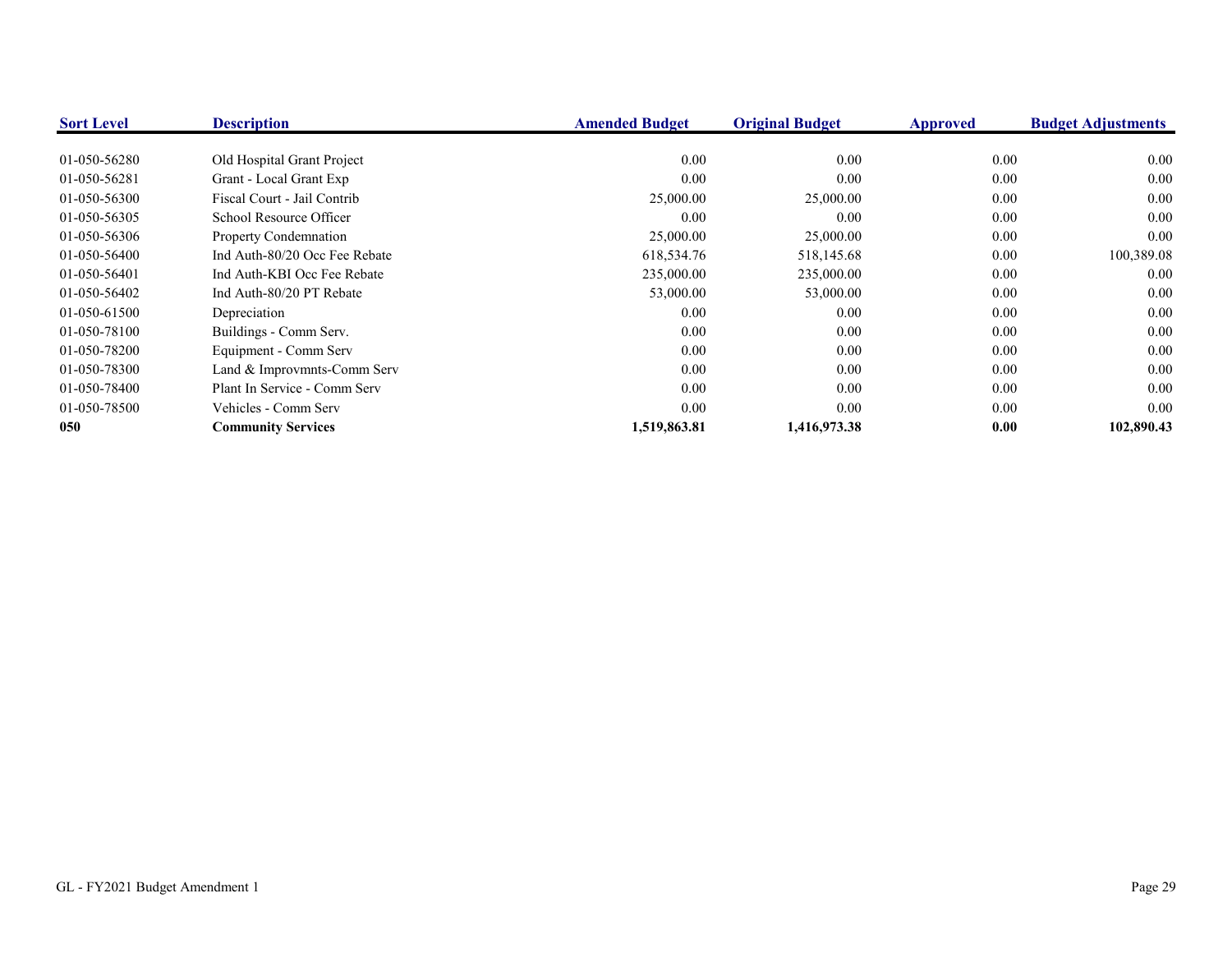| Sort Level | Description | Amended Budget | Original Budget | Approved | Budget Adjustments |
|---|---|---|---|---|---|
| 01-050-56280 | Old Hospital Grant Project | 0.00 | 0.00 | 0.00 | 0.00 |
| 01-050-56281 | Grant - Local Grant Exp | 0.00 | 0.00 | 0.00 | 0.00 |
| 01-050-56300 | Fiscal Court - Jail Contrib | 25,000.00 | 25,000.00 | 0.00 | 0.00 |
| 01-050-56305 | School Resource Officer | 0.00 | 0.00 | 0.00 | 0.00 |
| 01-050-56306 | Property Condemnation | 25,000.00 | 25,000.00 | 0.00 | 0.00 |
| 01-050-56400 | Ind Auth-80/20 Occ Fee Rebate | 618,534.76 | 518,145.68 | 0.00 | 100,389.08 |
| 01-050-56401 | Ind Auth-KBI Occ Fee Rebate | 235,000.00 | 235,000.00 | 0.00 | 0.00 |
| 01-050-56402 | Ind Auth-80/20 PT Rebate | 53,000.00 | 53,000.00 | 0.00 | 0.00 |
| 01-050-61500 | Depreciation | 0.00 | 0.00 | 0.00 | 0.00 |
| 01-050-78100 | Buildings - Comm Serv. | 0.00 | 0.00 | 0.00 | 0.00 |
| 01-050-78200 | Equipment - Comm Serv | 0.00 | 0.00 | 0.00 | 0.00 |
| 01-050-78300 | Land & Improvmnts-Comm Serv | 0.00 | 0.00 | 0.00 | 0.00 |
| 01-050-78400 | Plant In Service - Comm Serv | 0.00 | 0.00 | 0.00 | 0.00 |
| 01-050-78500 | Vehicles - Comm Serv | 0.00 | 0.00 | 0.00 | 0.00 |
| **050** | **Community Services** | **1,519,863.81** | **1,416,973.38** | **0.00** | **102,890.43** |

GL - FY2021 Budget Amendment 1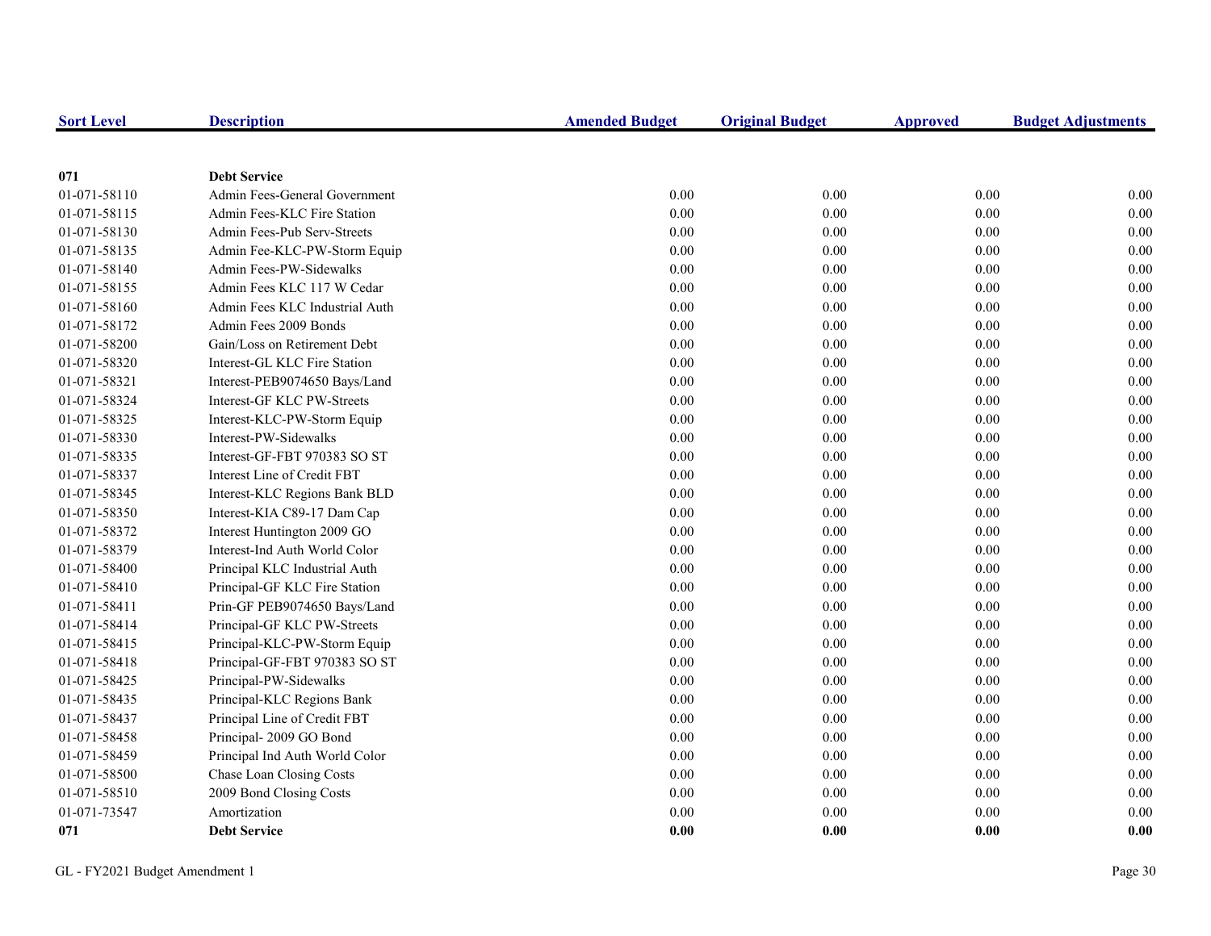| Sort Level | Description | Amended Budget | Original Budget | Approved | Budget Adjustments |
|---|---|---|---|---|---|
| **071** | **Debt Service** | | | | |
| 01-071-58110 | Admin Fees-General Government | 0.00 | 0.00 | 0.00 | 0.00 |
| 01-071-58115 | Admin Fees-KLC Fire Station | 0.00 | 0.00 | 0.00 | 0.00 |
| 01-071-58130 | Admin Fees-Pub Serv-Streets | 0.00 | 0.00 | 0.00 | 0.00 |
| 01-071-58135 | Admin Fee-KLC-PW-Storm Equip | 0.00 | 0.00 | 0.00 | 0.00 |
| 01-071-58140 | Admin Fees-PW-Sidewalks | 0.00 | 0.00 | 0.00 | 0.00 |
| 01-071-58155 | Admin Fees KLC 117 W Cedar | 0.00 | 0.00 | 0.00 | 0.00 |
| 01-071-58160 | Admin Fees KLC Industrial Auth | 0.00 | 0.00 | 0.00 | 0.00 |
| 01-071-58172 | Admin Fees 2009 Bonds | 0.00 | 0.00 | 0.00 | 0.00 |
| 01-071-58200 | Gain/Loss on Retirement Debt | 0.00 | 0.00 | 0.00 | 0.00 |
| 01-071-58320 | Interest-GL KLC Fire Station | 0.00 | 0.00 | 0.00 | 0.00 |
| 01-071-58321 | Interest-PEB9074650 Bays/Land | 0.00 | 0.00 | 0.00 | 0.00 |
| 01-071-58324 | Interest-GF KLC PW-Streets | 0.00 | 0.00 | 0.00 | 0.00 |
| 01-071-58325 | Interest-KLC-PW-Storm Equip | 0.00 | 0.00 | 0.00 | 0.00 |
| 01-071-58330 | Interest-PW-Sidewalks | 0.00 | 0.00 | 0.00 | 0.00 |
| 01-071-58335 | Interest-GF-FBT 970383 SO ST | 0.00 | 0.00 | 0.00 | 0.00 |
| 01-071-58337 | Interest Line of Credit FBT | 0.00 | 0.00 | 0.00 | 0.00 |
| 01-071-58345 | Interest-KLC Regions Bank BLD | 0.00 | 0.00 | 0.00 | 0.00 |
| 01-071-58350 | Interest-KIA C89-17 Dam Cap | 0.00 | 0.00 | 0.00 | 0.00 |
| 01-071-58372 | Interest Huntington 2009 GO | 0.00 | 0.00 | 0.00 | 0.00 |
| 01-071-58379 | Interest-Ind Auth World Color | 0.00 | 0.00 | 0.00 | 0.00 |
| 01-071-58400 | Principal KLC Industrial Auth | 0.00 | 0.00 | 0.00 | 0.00 |
| 01-071-58410 | Principal-GF KLC Fire Station | 0.00 | 0.00 | 0.00 | 0.00 |
| 01-071-58411 | Prin-GF PEB9074650 Bays/Land | 0.00 | 0.00 | 0.00 | 0.00 |
| 01-071-58414 | Principal-GF KLC PW-Streets | 0.00 | 0.00 | 0.00 | 0.00 |
| 01-071-58415 | Principal-KLC-PW-Storm Equip | 0.00 | 0.00 | 0.00 | 0.00 |
| 01-071-58418 | Principal-GF-FBT 970383 SO ST | 0.00 | 0.00 | 0.00 | 0.00 |
| 01-071-58425 | Principal-PW-Sidewalks | 0.00 | 0.00 | 0.00 | 0.00 |
| 01-071-58435 | Principal-KLC Regions Bank | 0.00 | 0.00 | 0.00 | 0.00 |
| 01-071-58437 | Principal Line of Credit FBT | 0.00 | 0.00 | 0.00 | 0.00 |
| 01-071-58458 | Principal- 2009 GO Bond | 0.00 | 0.00 | 0.00 | 0.00 |
| 01-071-58459 | Principal Ind Auth World Color | 0.00 | 0.00 | 0.00 | 0.00 |
| 01-071-58500 | Chase Loan Closing Costs | 0.00 | 0.00 | 0.00 | 0.00 |
| 01-071-58510 | 2009 Bond Closing Costs | 0.00 | 0.00 | 0.00 | 0.00 |
| 01-071-73547 | Amortization | 0.00 | 0.00 | 0.00 | 0.00 |
| **071** | **Debt Service** | **0.00** | **0.00** | **0.00** | **0.00** |

GL - FY2021 Budget Amendment 1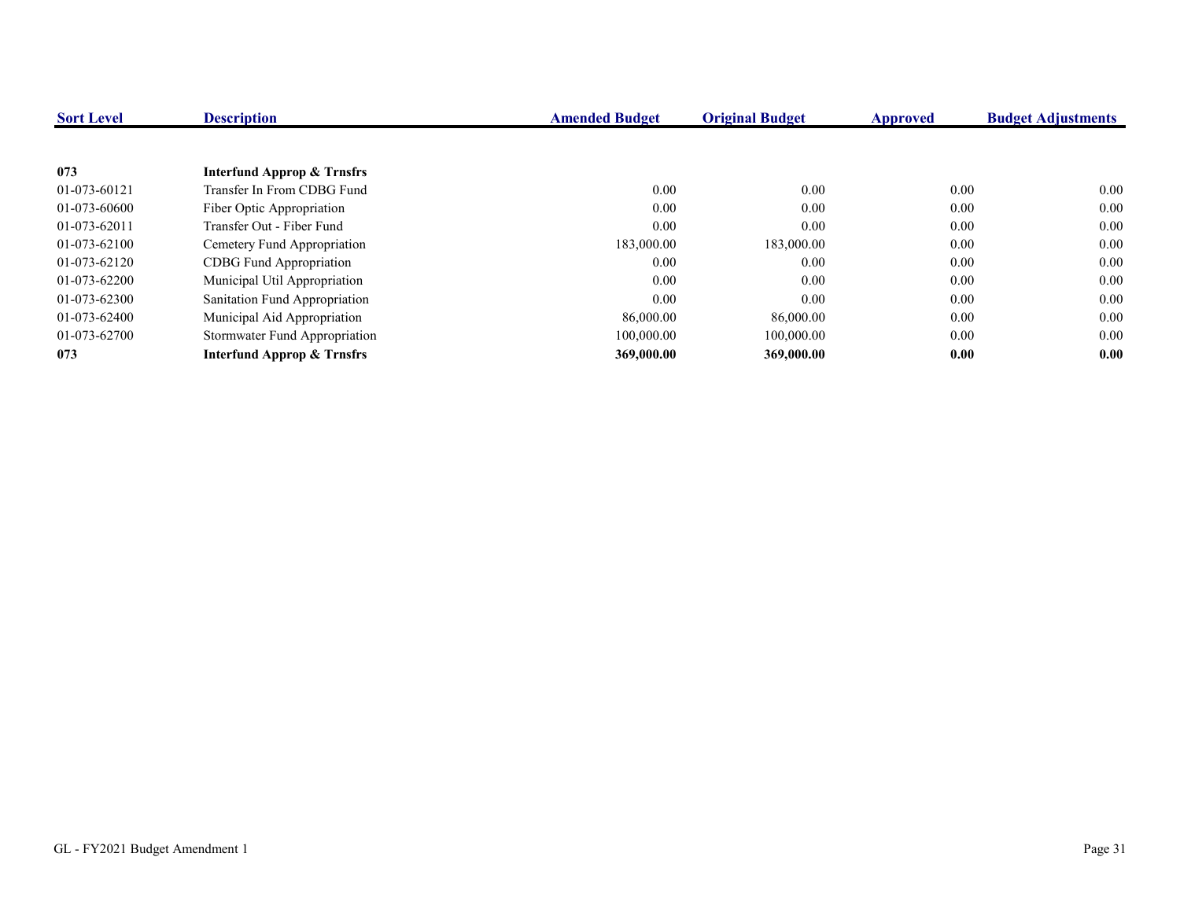| Sort Level | Description | Amended Budget | Original Budget | Approved | Budget Adjustments |
|---|---|---|---|---|---|
| **073** | **Interfund Approp & Trnsfrs** | | | | |
| 01-073-60121 | Transfer In From CDBG Fund | 0.00 | 0.00 | 0.00 | 0.00 |
| 01-073-60600 | Fiber Optic Appropriation | 0.00 | 0.00 | 0.00 | 0.00 |
| 01-073-62011 | Transfer Out - Fiber Fund | 0.00 | 0.00 | 0.00 | 0.00 |
| 01-073-62100 | Cemetery Fund Appropriation | 183,000.00 | 183,000.00 | 0.00 | 0.00 |
| 01-073-62120 | CDBG Fund Appropriation | 0.00 | 0.00 | 0.00 | 0.00 |
| 01-073-62200 | Municipal Util Appropriation | 0.00 | 0.00 | 0.00 | 0.00 |
| 01-073-62300 | Sanitation Fund Appropriation | 0.00 | 0.00 | 0.00 | 0.00 |
| 01-073-62400 | Municipal Aid Appropriation | 86,000.00 | 86,000.00 | 0.00 | 0.00 |
| 01-073-62700 | Stormwater Fund Appropriation | 100,000.00 | 100,000.00 | 0.00 | 0.00 |
| **073** | **Interfund Approp & Trnsfrs** | **369,000.00** | **369,000.00** | **0.00** | **0.00** |

GL - FY2021 Budget Amendment 1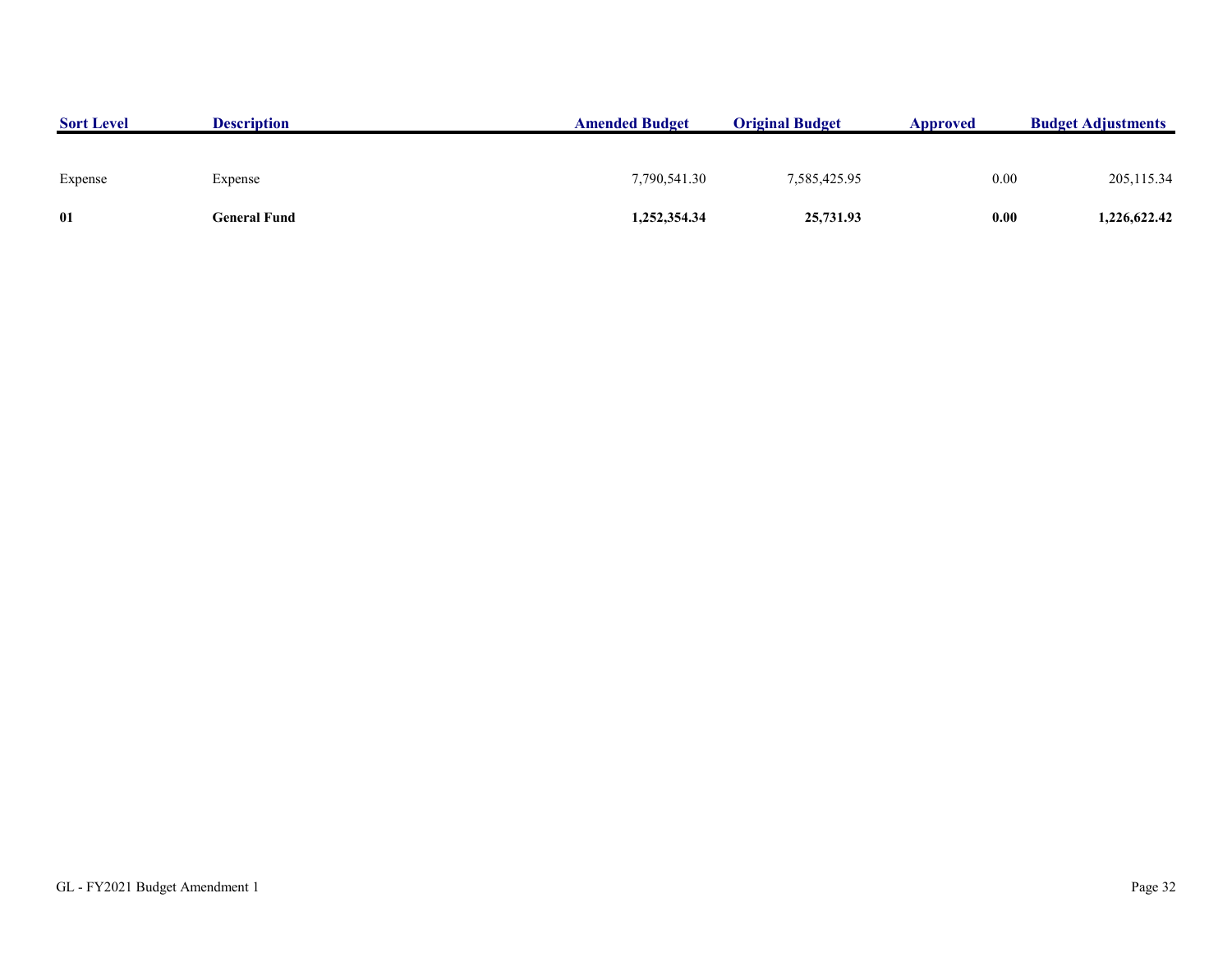| Sort Level | Description | Amended Budget | Original Budget | Approved | Budget Adjustments |
|---|---|---|---|---|---|
| Expense | Expense | 7,790,541.30 | 7,585,425.95 | 0.00 | 205,115.34 |
| **01** | **General Fund** | **1,252,354.34** | **25,731.93** | **0.00** | **1,226,622.42** |

GL - FY2021 Budget Amendment 1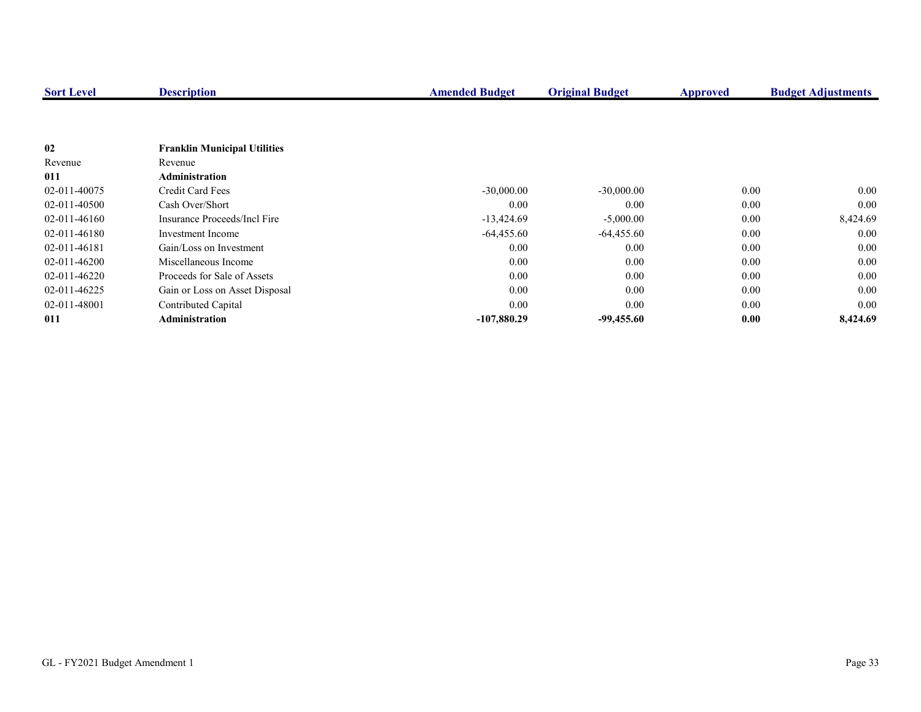| Sort Level | Description | Amended Budget | Original Budget | Approved | Budget Adjustments |
|---|---|---|---|---|---|
| **02** | **Franklin Municipal Utilities** | | | | |
| Revenue | Revenue | | | | |
| **011** | **Administration** | | | | |
| 02-011-40075 | Credit Card Fees | -30,000.00 | -30,000.00 | 0.00 | 0.00 |
| 02-011-40500 | Cash Over/Short | 0.00 | 0.00 | 0.00 | 0.00 |
| 02-011-46160 | Insurance Proceeds/Incl Fire | -13,424.69 | -5,000.00 | 0.00 | 8,424.69 |
| 02-011-46180 | Investment Income | -64,455.60 | -64,455.60 | 0.00 | 0.00 |
| 02-011-46181 | Gain/Loss on Investment | 0.00 | 0.00 | 0.00 | 0.00 |
| 02-011-46200 | Miscellaneous Income | 0.00 | 0.00 | 0.00 | 0.00 |
| 02-011-46220 | Proceeds for Sale of Assets | 0.00 | 0.00 | 0.00 | 0.00 |
| 02-011-46225 | Gain or Loss on Asset Disposal | 0.00 | 0.00 | 0.00 | 0.00 |
| 02-011-48001 | Contributed Capital | 0.00 | 0.00 | 0.00 | 0.00 |
| **011** | **Administration** | **-107,880.29** | **-99,455.60** | **0.00** | **8,424.69** |

GL - FY2021 Budget Amendment 1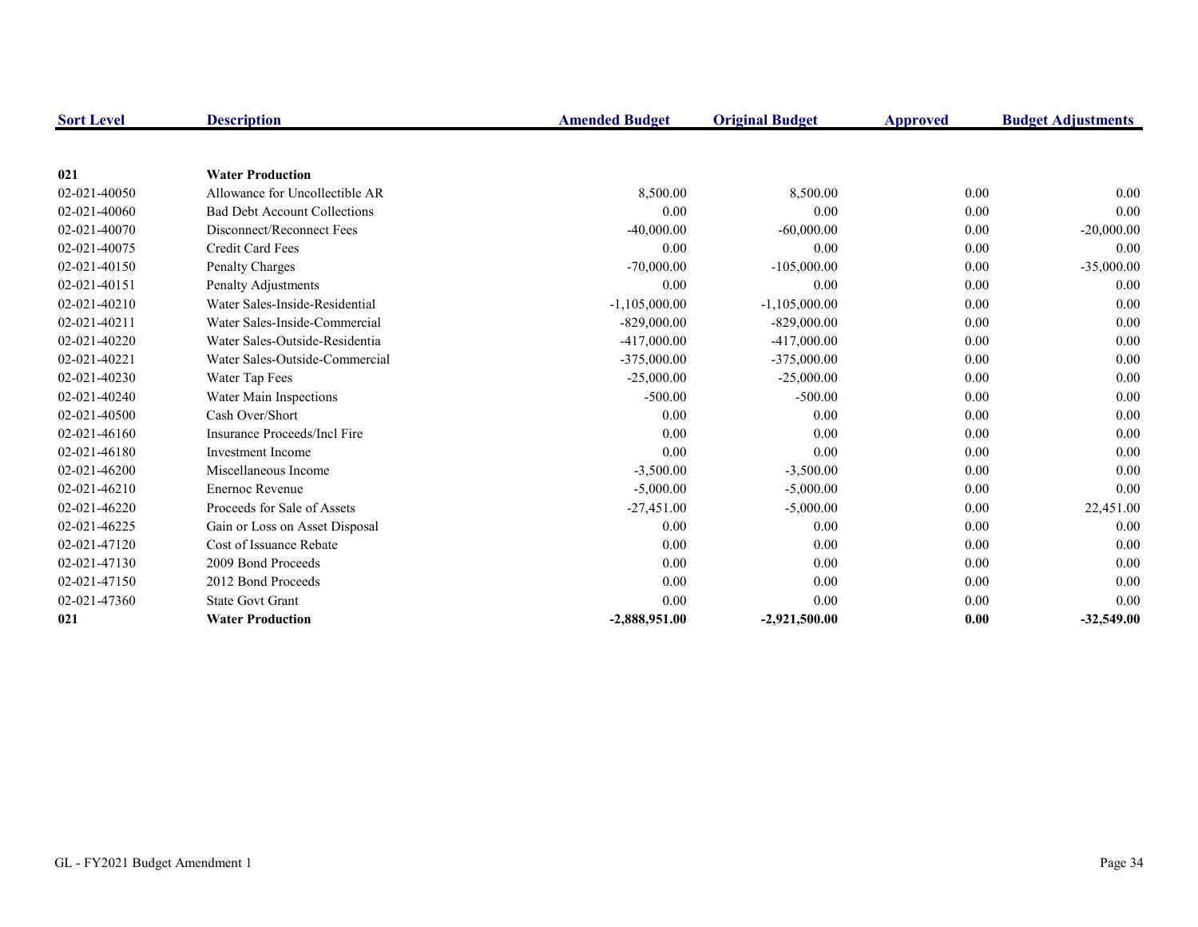| Sort Level | Description | Amended Budget | Original Budget | Approved | Budget Adjustments |
|---|---|---|---|---|---|
| **021** | **Water Production** | | | | |
| 02-021-40050 | Allowance for Uncollectible AR | 8,500.00 | 8,500.00 | 0.00 | 0.00 |
| 02-021-40060 | Bad Debt Account Collections | 0.00 | 0.00 | 0.00 | 0.00 |
| 02-021-40070 | Disconnect/Reconnect Fees | -40,000.00 | -60,000.00 | 0.00 | -20,000.00 |
| 02-021-40075 | Credit Card Fees | 0.00 | 0.00 | 0.00 | 0.00 |
| 02-021-40150 | Penalty Charges | -70,000.00 | -105,000.00 | 0.00 | -35,000.00 |
| 02-021-40151 | Penalty Adjustments | 0.00 | 0.00 | 0.00 | 0.00 |
| 02-021-40210 | Water Sales-Inside-Residential | -1,105,000.00 | -1,105,000.00 | 0.00 | 0.00 |
| 02-021-40211 | Water Sales-Inside-Commercial | -829,000.00 | -829,000.00 | 0.00 | 0.00 |
| 02-021-40220 | Water Sales-Outside-Residentia | -417,000.00 | -417,000.00 | 0.00 | 0.00 |
| 02-021-40221 | Water Sales-Outside-Commercial | -375,000.00 | -375,000.00 | 0.00 | 0.00 |
| 02-021-40230 | Water Tap Fees | -25,000.00 | -25,000.00 | 0.00 | 0.00 |
| 02-021-40240 | Water Main Inspections | -500.00 | -500.00 | 0.00 | 0.00 |
| 02-021-40500 | Cash Over/Short | 0.00 | 0.00 | 0.00 | 0.00 |
| 02-021-46160 | Insurance Proceeds/Incl Fire | 0.00 | 0.00 | 0.00 | 0.00 |
| 02-021-46180 | Investment Income | 0.00 | 0.00 | 0.00 | 0.00 |
| 02-021-46200 | Miscellaneous Income | -3,500.00 | -3,500.00 | 0.00 | 0.00 |
| 02-021-46210 | Enernoc Revenue | -5,000.00 | -5,000.00 | 0.00 | 0.00 |
| 02-021-46220 | Proceeds for Sale of Assets | -27,451.00 | -5,000.00 | 0.00 | 22,451.00 |
| 02-021-46225 | Gain or Loss on Asset Disposal | 0.00 | 0.00 | 0.00 | 0.00 |
| 02-021-47120 | Cost of Issuance Rebate | 0.00 | 0.00 | 0.00 | 0.00 |
| 02-021-47130 | 2009 Bond Proceeds | 0.00 | 0.00 | 0.00 | 0.00 |
| 02-021-47150 | 2012 Bond Proceeds | 0.00 | 0.00 | 0.00 | 0.00 |
| 02-021-47360 | State Govt Grant | 0.00 | 0.00 | 0.00 | 0.00 |
| **021** | **Water Production** | **-2,888,951.00** | **-2,921,500.00** | **0.00** | **-32,549.00** |

GL - FY2021 Budget Amendment 1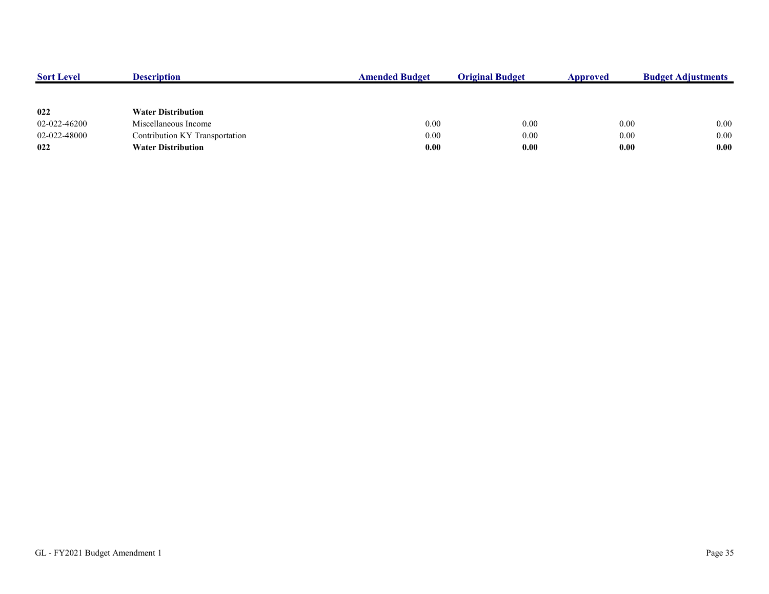| Sort Level | Description | Amended Budget | Original Budget | Approved | Budget Adjustments |
|---|---|---|---|---|---|
| **022** | **Water Distribution** | | | | |
| 02-022-46200 | Miscellaneous Income | 0.00 | 0.00 | 0.00 | 0.00 |
| 02-022-48000 | Contribution KY Transportation | 0.00 | 0.00 | 0.00 | 0.00 |
| **022** | **Water Distribution** | **0.00** | **0.00** | **0.00** | **0.00** |

GL - FY2021 Budget Amendment 1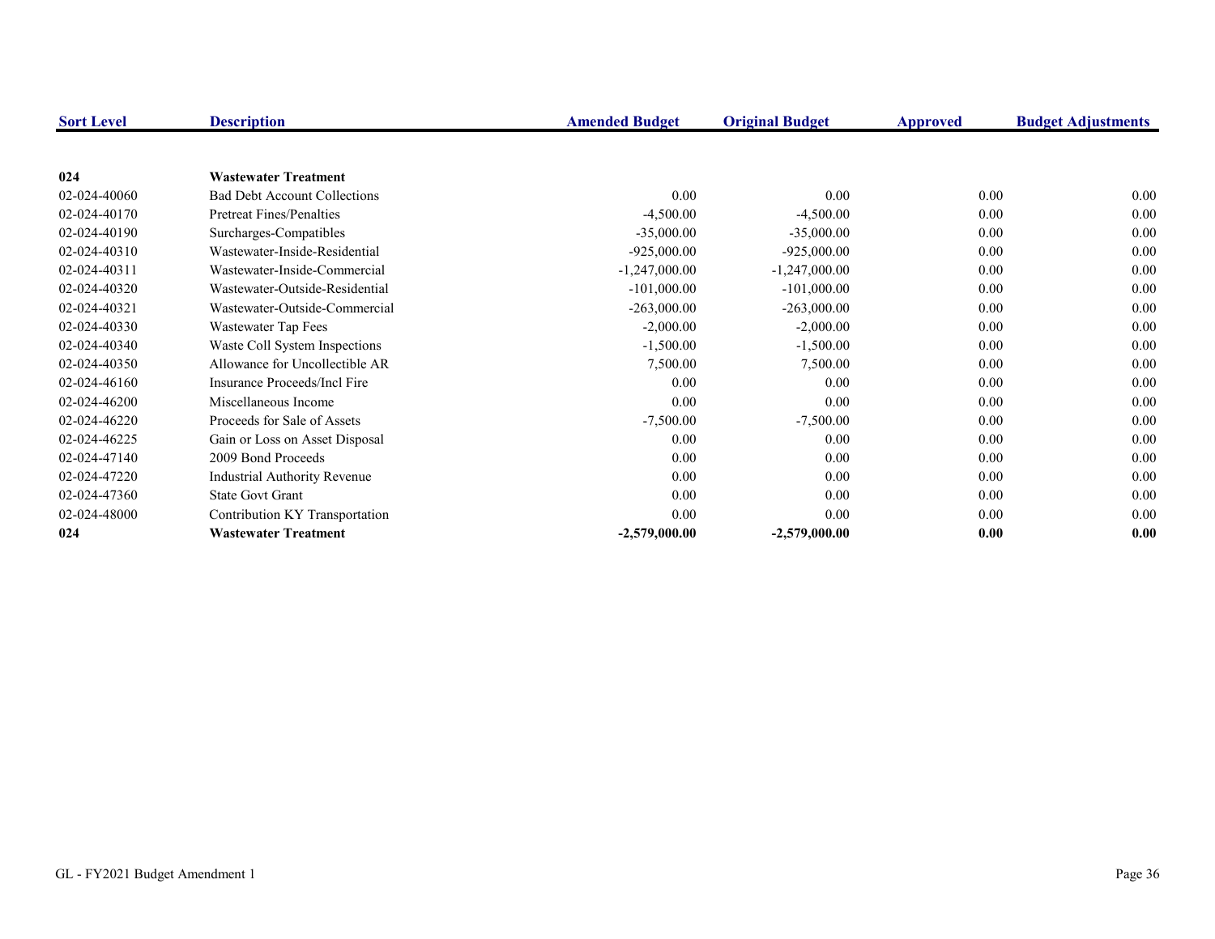| Sort Level | Description | Amended Budget | Original Budget | Approved | Budget Adjustments |
|---|---|---|---|---|---|
| **024** | **Wastewater Treatment** | | | | |
| 02-024-40060 | Bad Debt Account Collections | 0.00 | 0.00 | 0.00 | 0.00 |
| 02-024-40170 | Pretreat Fines/Penalties | -4,500.00 | -4,500.00 | 0.00 | 0.00 |
| 02-024-40190 | Surcharges-Compatibles | -35,000.00 | -35,000.00 | 0.00 | 0.00 |
| 02-024-40310 | Wastewater-Inside-Residential | -925,000.00 | -925,000.00 | 0.00 | 0.00 |
| 02-024-40311 | Wastewater-Inside-Commercial | -1,247,000.00 | -1,247,000.00 | 0.00 | 0.00 |
| 02-024-40320 | Wastewater-Outside-Residential | -101,000.00 | -101,000.00 | 0.00 | 0.00 |
| 02-024-40321 | Wastewater-Outside-Commercial | -263,000.00 | -263,000.00 | 0.00 | 0.00 |
| 02-024-40330 | Wastewater Tap Fees | -2,000.00 | -2,000.00 | 0.00 | 0.00 |
| 02-024-40340 | Waste Coll System Inspections | -1,500.00 | -1,500.00 | 0.00 | 0.00 |
| 02-024-40350 | Allowance for Uncollectible AR | 7,500.00 | 7,500.00 | 0.00 | 0.00 |
| 02-024-46160 | Insurance Proceeds/Incl Fire | 0.00 | 0.00 | 0.00 | 0.00 |
| 02-024-46200 | Miscellaneous Income | 0.00 | 0.00 | 0.00 | 0.00 |
| 02-024-46220 | Proceeds for Sale of Assets | -7,500.00 | -7,500.00 | 0.00 | 0.00 |
| 02-024-46225 | Gain or Loss on Asset Disposal | 0.00 | 0.00 | 0.00 | 0.00 |
| 02-024-47140 | 2009 Bond Proceeds | 0.00 | 0.00 | 0.00 | 0.00 |
| 02-024-47220 | Industrial Authority Revenue | 0.00 | 0.00 | 0.00 | 0.00 |
| 02-024-47360 | State Govt Grant | 0.00 | 0.00 | 0.00 | 0.00 |
| 02-024-48000 | Contribution KY Transportation | 0.00 | 0.00 | 0.00 | 0.00 |
| **024** | **Wastewater Treatment** | **-2,579,000.00** | **-2,579,000.00** | **0.00** | **0.00** |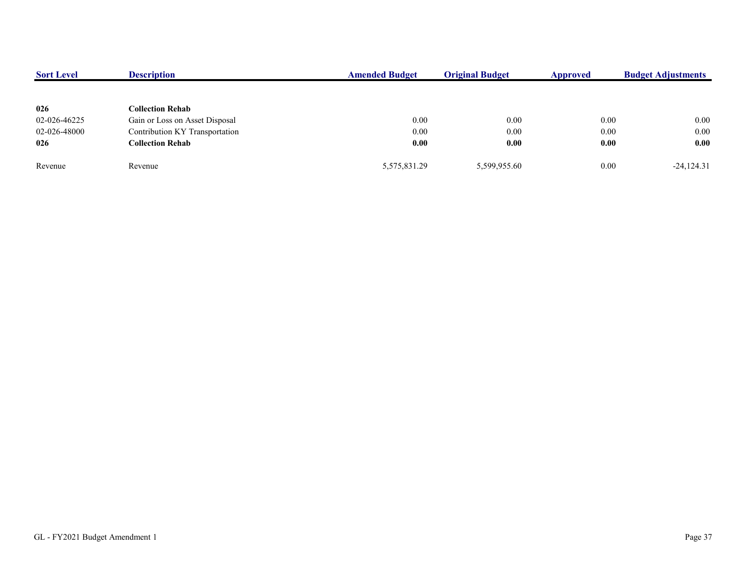| Sort Level | Description | Amended Budget | Original Budget | Approved | Budget Adjustments |
|---|---|---|---|---|---|
| **026** | **Collection Rehab** | | | | |
| 02-026-46225 | Gain or Loss on Asset Disposal | 0.00 | 0.00 | 0.00 | 0.00 |
| 02-026-48000 | Contribution KY Transportation | 0.00 | 0.00 | 0.00 | 0.00 |
| **026** | **Collection Rehab** | **0.00** | **0.00** | **0.00** | **0.00** |
| Revenue | Revenue | 5,575,831.29 | 5,599,955.60 | 0.00 | -24,124.31 |

GL - FY2021 Budget Amendment 1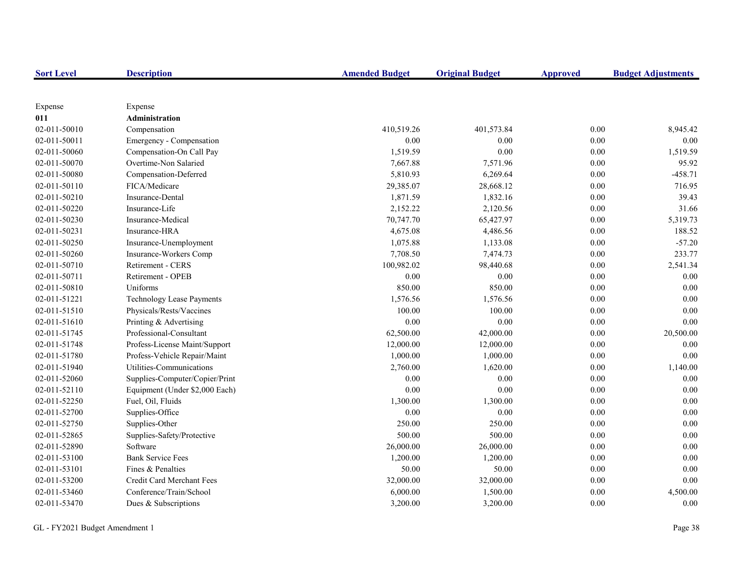| Sort Level | Description | Amended Budget | Original Budget | Approved | Budget Adjustments |
|---|---|---|---|---|---|
| Expense | Expense | | | | |
| **011** | **Administration** | | | | |
| 02-011-50010 | Compensation | 410,519.26 | 401,573.84 | 0.00 | 8,945.42 |
| 02-011-50011 | Emergency - Compensation | 0.00 | 0.00 | 0.00 | 0.00 |
| 02-011-50060 | Compensation-On Call Pay | 1,519.59 | 0.00 | 0.00 | 1,519.59 |
| 02-011-50070 | Overtime-Non Salaried | 7,667.88 | 7,571.96 | 0.00 | 95.92 |
| 02-011-50080 | Compensation-Deferred | 5,810.93 | 6,269.64 | 0.00 | -458.71 |
| 02-011-50110 | FICA/Medicare | 29,385.07 | 28,668.12 | 0.00 | 716.95 |
| 02-011-50210 | Insurance-Dental | 1,871.59 | 1,832.16 | 0.00 | 39.43 |
| 02-011-50220 | Insurance-Life | 2,152.22 | 2,120.56 | 0.00 | 31.66 |
| 02-011-50230 | Insurance-Medical | 70,747.70 | 65,427.97 | 0.00 | 5,319.73 |
| 02-011-50231 | Insurance-HRA | 4,675.08 | 4,486.56 | 0.00 | 188.52 |
| 02-011-50250 | Insurance-Unemployment | 1,075.88 | 1,133.08 | 0.00 | -57.20 |
| 02-011-50260 | Insurance-Workers Comp | 7,708.50 | 7,474.73 | 0.00 | 233.77 |
| 02-011-50710 | Retirement - CERS | 100,982.02 | 98,440.68 | 0.00 | 2,541.34 |
| 02-011-50711 | Retirement - OPEB | 0.00 | 0.00 | 0.00 | 0.00 |
| 02-011-50810 | Uniforms | 850.00 | 850.00 | 0.00 | 0.00 |
| 02-011-51221 | Technology Lease Payments | 1,576.56 | 1,576.56 | 0.00 | 0.00 |
| 02-011-51510 | Physicals/Rests/Vaccines | 100.00 | 100.00 | 0.00 | 0.00 |
| 02-011-51610 | Printing & Advertising | 0.00 | 0.00 | 0.00 | 0.00 |
| 02-011-51745 | Professional-Consultant | 62,500.00 | 42,000.00 | 0.00 | 20,500.00 |
| 02-011-51748 | Profess-License Maint/Support | 12,000.00 | 12,000.00 | 0.00 | 0.00 |
| 02-011-51780 | Profess-Vehicle Repair/Maint | 1,000.00 | 1,000.00 | 0.00 | 0.00 |
| 02-011-51940 | Utilities-Communications | 2,760.00 | 1,620.00 | 0.00 | 1,140.00 |
| 02-011-52060 | Supplies-Computer/Copier/Print | 0.00 | 0.00 | 0.00 | 0.00 |
| 02-011-52110 | Equipment (Under $2,000 Each) | 0.00 | 0.00 | 0.00 | 0.00 |
| 02-011-52250 | Fuel, Oil, Fluids | 1,300.00 | 1,300.00 | 0.00 | 0.00 |
| 02-011-52700 | Supplies-Office | 0.00 | 0.00 | 0.00 | 0.00 |
| 02-011-52750 | Supplies-Other | 250.00 | 250.00 | 0.00 | 0.00 |
| 02-011-52865 | Supplies-Safety/Protective | 500.00 | 500.00 | 0.00 | 0.00 |
| 02-011-52890 | Software | 26,000.00 | 26,000.00 | 0.00 | 0.00 |
| 02-011-53100 | Bank Service Fees | 1,200.00 | 1,200.00 | 0.00 | 0.00 |
| 02-011-53101 | Fines & Penalties | 50.00 | 50.00 | 0.00 | 0.00 |
| 02-011-53200 | Credit Card Merchant Fees | 32,000.00 | 32,000.00 | 0.00 | 0.00 |
| 02-011-53460 | Conference/Train/School | 6,000.00 | 1,500.00 | 0.00 | 4,500.00 |
| 02-011-53470 | Dues & Subscriptions | 3,200.00 | 3,200.00 | 0.00 | 0.00 |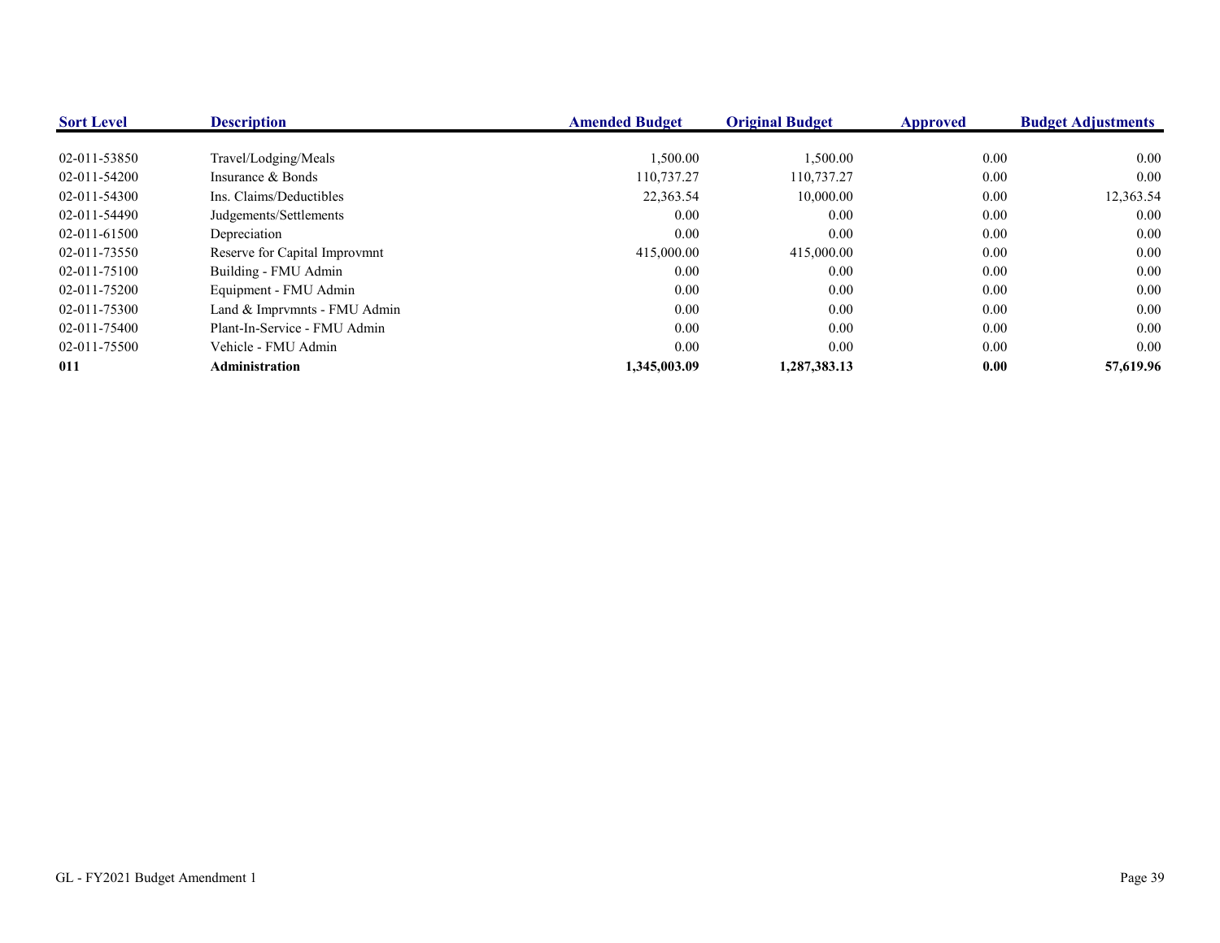| Sort Level | Description | Amended Budget | Original Budget | Approved | Budget Adjustments |
|---|---|---|---|---|---|
| 02-011-53850 | Travel/Lodging/Meals | 1,500.00 | 1,500.00 | 0.00 | 0.00 |
| 02-011-54200 | Insurance & Bonds | 110,737.27 | 110,737.27 | 0.00 | 0.00 |
| 02-011-54300 | Ins. Claims/Deductibles | 22,363.54 | 10,000.00 | 0.00 | 12,363.54 |
| 02-011-54490 | Judgements/Settlements | 0.00 | 0.00 | 0.00 | 0.00 |
| 02-011-61500 | Depreciation | 0.00 | 0.00 | 0.00 | 0.00 |
| 02-011-73550 | Reserve for Capital Improvmnt | 415,000.00 | 415,000.00 | 0.00 | 0.00 |
| 02-011-75100 | Building - FMU Admin | 0.00 | 0.00 | 0.00 | 0.00 |
| 02-011-75200 | Equipment - FMU Admin | 0.00 | 0.00 | 0.00 | 0.00 |
| 02-011-75300 | Land & Imprvmnts - FMU Admin | 0.00 | 0.00 | 0.00 | 0.00 |
| 02-011-75400 | Plant-In-Service - FMU Admin | 0.00 | 0.00 | 0.00 | 0.00 |
| 02-011-75500 | Vehicle - FMU Admin | 0.00 | 0.00 | 0.00 | 0.00 |
| **011** | **Administration** | **1,345,003.09** | **1,287,383.13** | **0.00** | **57,619.96** |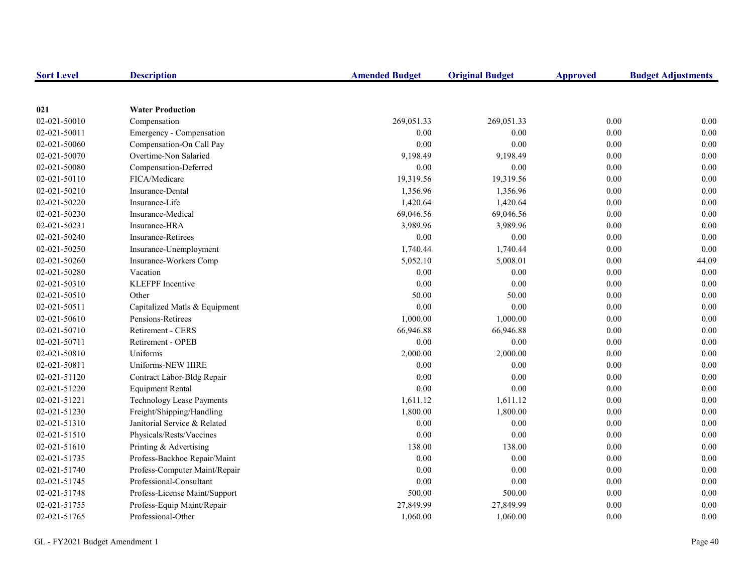| Sort Level | Description | Amended Budget | Original Budget | Approved | Budget Adjustments |
|---|---|---|---|---|---|
| **021** | **Water Production** | | | | |
| 02-021-50010 | Compensation | 269,051.33 | 269,051.33 | 0.00 | 0.00 |
| 02-021-50011 | Emergency - Compensation | 0.00 | 0.00 | 0.00 | 0.00 |
| 02-021-50060 | Compensation-On Call Pay | 0.00 | 0.00 | 0.00 | 0.00 |
| 02-021-50070 | Overtime-Non Salaried | 9,198.49 | 9,198.49 | 0.00 | 0.00 |
| 02-021-50080 | Compensation-Deferred | 0.00 | 0.00 | 0.00 | 0.00 |
| 02-021-50110 | FICA/Medicare | 19,319.56 | 19,319.56 | 0.00 | 0.00 |
| 02-021-50210 | Insurance-Dental | 1,356.96 | 1,356.96 | 0.00 | 0.00 |
| 02-021-50220 | Insurance-Life | 1,420.64 | 1,420.64 | 0.00 | 0.00 |
| 02-021-50230 | Insurance-Medical | 69,046.56 | 69,046.56 | 0.00 | 0.00 |
| 02-021-50231 | Insurance-HRA | 3,989.96 | 3,989.96 | 0.00 | 0.00 |
| 02-021-50240 | Insurance-Retirees | 0.00 | 0.00 | 0.00 | 0.00 |
| 02-021-50250 | Insurance-Unemployment | 1,740.44 | 1,740.44 | 0.00 | 0.00 |
| 02-021-50260 | Insurance-Workers Comp | 5,052.10 | 5,008.01 | 0.00 | 44.09 |
| 02-021-50280 | Vacation | 0.00 | 0.00 | 0.00 | 0.00 |
| 02-021-50310 | KLEFPF Incentive | 0.00 | 0.00 | 0.00 | 0.00 |
| 02-021-50510 | Other | 50.00 | 50.00 | 0.00 | 0.00 |
| 02-021-50511 | Capitalized Matls & Equipment | 0.00 | 0.00 | 0.00 | 0.00 |
| 02-021-50610 | Pensions-Retirees | 1,000.00 | 1,000.00 | 0.00 | 0.00 |
| 02-021-50710 | Retirement - CERS | 66,946.88 | 66,946.88 | 0.00 | 0.00 |
| 02-021-50711 | Retirement - OPEB | 0.00 | 0.00 | 0.00 | 0.00 |
| 02-021-50810 | Uniforms | 2,000.00 | 2,000.00 | 0.00 | 0.00 |
| 02-021-50811 | Uniforms-NEW HIRE | 0.00 | 0.00 | 0.00 | 0.00 |
| 02-021-51120 | Contract Labor-Bldg Repair | 0.00 | 0.00 | 0.00 | 0.00 |
| 02-021-51220 | Equipment Rental | 0.00 | 0.00 | 0.00 | 0.00 |
| 02-021-51221 | Technology Lease Payments | 1,611.12 | 1,611.12 | 0.00 | 0.00 |
| 02-021-51230 | Freight/Shipping/Handling | 1,800.00 | 1,800.00 | 0.00 | 0.00 |
| 02-021-51310 | Janitorial Service & Related | 0.00 | 0.00 | 0.00 | 0.00 |
| 02-021-51510 | Physicals/Rests/Vaccines | 0.00 | 0.00 | 0.00 | 0.00 |
| 02-021-51610 | Printing & Advertising | 138.00 | 138.00 | 0.00 | 0.00 |
| 02-021-51735 | Profess-Backhoe Repair/Maint | 0.00 | 0.00 | 0.00 | 0.00 |
| 02-021-51740 | Profess-Computer Maint/Repair | 0.00 | 0.00 | 0.00 | 0.00 |
| 02-021-51745 | Professional-Consultant | 0.00 | 0.00 | 0.00 | 0.00 |
| 02-021-51748 | Profess-License Maint/Support | 500.00 | 500.00 | 0.00 | 0.00 |
| 02-021-51755 | Profess-Equip Maint/Repair | 27,849.99 | 27,849.99 | 0.00 | 0.00 |
| 02-021-51765 | Professional-Other | 1,060.00 | 1,060.00 | 0.00 | 0.00 |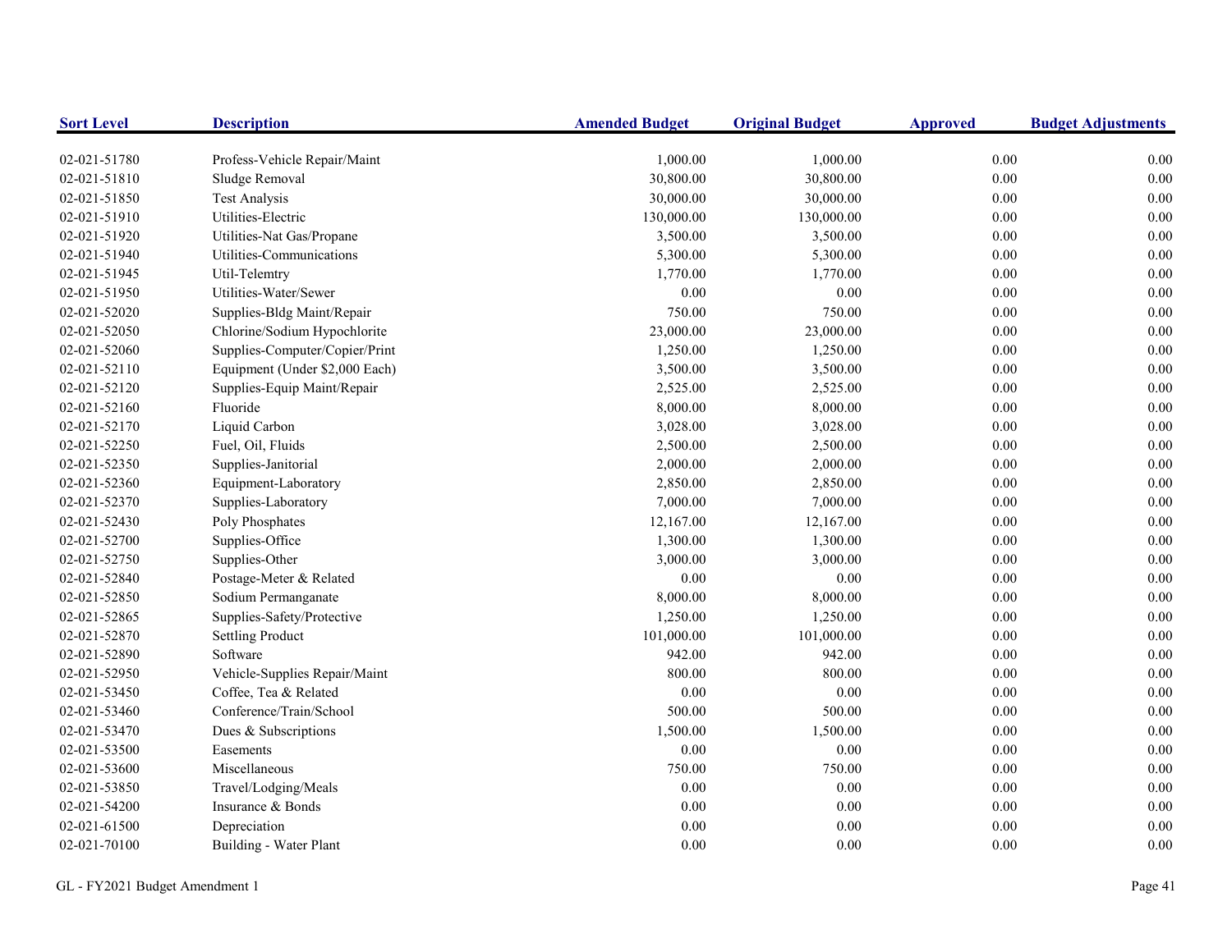| Sort Level | Description | Amended Budget | Original Budget | Approved | Budget Adjustments |
|---|---|---|---|---|---|
| 02-021-51780 | Profess-Vehicle Repair/Maint | 1,000.00 | 1,000.00 | 0.00 | 0.00 |
| 02-021-51810 | Sludge Removal | 30,800.00 | 30,800.00 | 0.00 | 0.00 |
| 02-021-51850 | Test Analysis | 30,000.00 | 30,000.00 | 0.00 | 0.00 |
| 02-021-51910 | Utilities-Electric | 130,000.00 | 130,000.00 | 0.00 | 0.00 |
| 02-021-51920 | Utilities-Nat Gas/Propane | 3,500.00 | 3,500.00 | 0.00 | 0.00 |
| 02-021-51940 | Utilities-Communications | 5,300.00 | 5,300.00 | 0.00 | 0.00 |
| 02-021-51945 | Util-Telemtry | 1,770.00 | 1,770.00 | 0.00 | 0.00 |
| 02-021-51950 | Utilities-Water/Sewer | 0.00 | 0.00 | 0.00 | 0.00 |
| 02-021-52020 | Supplies-Bldg Maint/Repair | 750.00 | 750.00 | 0.00 | 0.00 |
| 02-021-52050 | Chlorine/Sodium Hypochlorite | 23,000.00 | 23,000.00 | 0.00 | 0.00 |
| 02-021-52060 | Supplies-Computer/Copier/Print | 1,250.00 | 1,250.00 | 0.00 | 0.00 |
| 02-021-52110 | Equipment (Under $2,000 Each) | 3,500.00 | 3,500.00 | 0.00 | 0.00 |
| 02-021-52120 | Supplies-Equip Maint/Repair | 2,525.00 | 2,525.00 | 0.00 | 0.00 |
| 02-021-52160 | Fluoride | 8,000.00 | 8,000.00 | 0.00 | 0.00 |
| 02-021-52170 | Liquid Carbon | 3,028.00 | 3,028.00 | 0.00 | 0.00 |
| 02-021-52250 | Fuel, Oil, Fluids | 2,500.00 | 2,500.00 | 0.00 | 0.00 |
| 02-021-52350 | Supplies-Janitorial | 2,000.00 | 2,000.00 | 0.00 | 0.00 |
| 02-021-52360 | Equipment-Laboratory | 2,850.00 | 2,850.00 | 0.00 | 0.00 |
| 02-021-52370 | Supplies-Laboratory | 7,000.00 | 7,000.00 | 0.00 | 0.00 |
| 02-021-52430 | Poly Phosphates | 12,167.00 | 12,167.00 | 0.00 | 0.00 |
| 02-021-52700 | Supplies-Office | 1,300.00 | 1,300.00 | 0.00 | 0.00 |
| 02-021-52750 | Supplies-Other | 3,000.00 | 3,000.00 | 0.00 | 0.00 |
| 02-021-52840 | Postage-Meter & Related | 0.00 | 0.00 | 0.00 | 0.00 |
| 02-021-52850 | Sodium Permanganate | 8,000.00 | 8,000.00 | 0.00 | 0.00 |
| 02-021-52865 | Supplies-Safety/Protective | 1,250.00 | 1,250.00 | 0.00 | 0.00 |
| 02-021-52870 | Settling Product | 101,000.00 | 101,000.00 | 0.00 | 0.00 |
| 02-021-52890 | Software | 942.00 | 942.00 | 0.00 | 0.00 |
| 02-021-52950 | Vehicle-Supplies Repair/Maint | 800.00 | 800.00 | 0.00 | 0.00 |
| 02-021-53450 | Coffee, Tea & Related | 0.00 | 0.00 | 0.00 | 0.00 |
| 02-021-53460 | Conference/Train/School | 500.00 | 500.00 | 0.00 | 0.00 |
| 02-021-53470 | Dues & Subscriptions | 1,500.00 | 1,500.00 | 0.00 | 0.00 |
| 02-021-53500 | Easements | 0.00 | 0.00 | 0.00 | 0.00 |
| 02-021-53600 | Miscellaneous | 750.00 | 750.00 | 0.00 | 0.00 |
| 02-021-53850 | Travel/Lodging/Meals | 0.00 | 0.00 | 0.00 | 0.00 |
| 02-021-54200 | Insurance & Bonds | 0.00 | 0.00 | 0.00 | 0.00 |
| 02-021-61500 | Depreciation | 0.00 | 0.00 | 0.00 | 0.00 |
| 02-021-70100 | Building - Water Plant | 0.00 | 0.00 | 0.00 | 0.00 |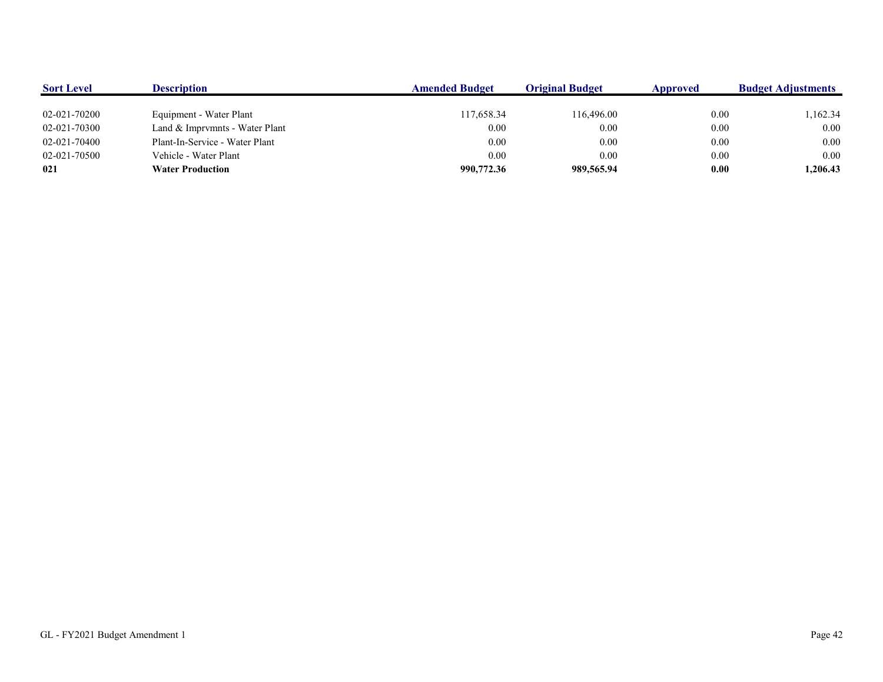| Sort Level | Description | Amended Budget | Original Budget | Approved | Budget Adjustments |
|---|---|---|---|---|---|
| 02-021-70200 | Equipment - Water Plant | 117,658.34 | 116,496.00 | 0.00 | 1,162.34 |
| 02-021-70300 | Land & Imprvmnts - Water Plant | 0.00 | 0.00 | 0.00 | 0.00 |
| 02-021-70400 | Plant-In-Service - Water Plant | 0.00 | 0.00 | 0.00 | 0.00 |
| 02-021-70500 | Vehicle - Water Plant | 0.00 | 0.00 | 0.00 | 0.00 |
| **021** | **Water Production** | **990,772.36** | **989,565.94** | **0.00** | **1,206.43** |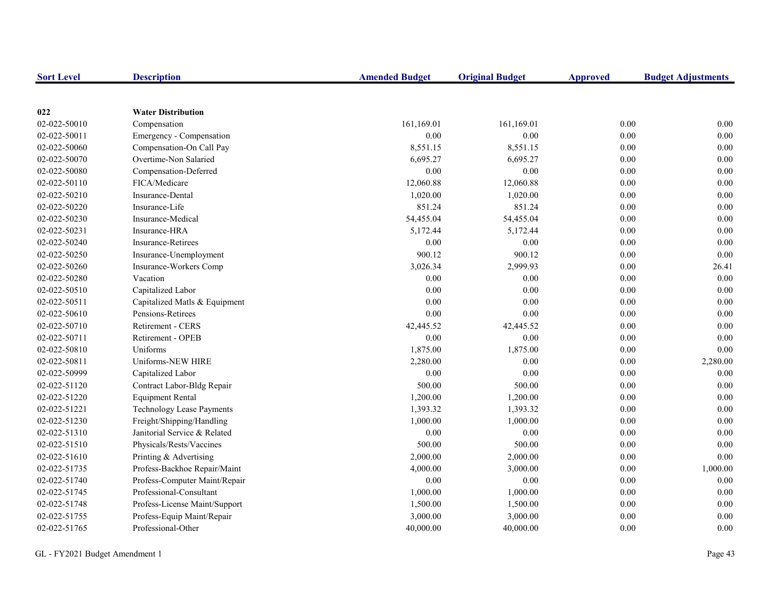| Sort Level | Description | Amended Budget | Original Budget | Approved | Budget Adjustments |
|---|---|---|---|---|---|
| **022** | **Water Distribution** | | | | |
| 02-022-50010 | Compensation | 161,169.01 | 161,169.01 | 0.00 | 0.00 |
| 02-022-50011 | Emergency - Compensation | 0.00 | 0.00 | 0.00 | 0.00 |
| 02-022-50060 | Compensation-On Call Pay | 8,551.15 | 8,551.15 | 0.00 | 0.00 |
| 02-022-50070 | Overtime-Non Salaried | 6,695.27 | 6,695.27 | 0.00 | 0.00 |
| 02-022-50080 | Compensation-Deferred | 0.00 | 0.00 | 0.00 | 0.00 |
| 02-022-50110 | FICA/Medicare | 12,060.88 | 12,060.88 | 0.00 | 0.00 |
| 02-022-50210 | Insurance-Dental | 1,020.00 | 1,020.00 | 0.00 | 0.00 |
| 02-022-50220 | Insurance-Life | 851.24 | 851.24 | 0.00 | 0.00 |
| 02-022-50230 | Insurance-Medical | 54,455.04 | 54,455.04 | 0.00 | 0.00 |
| 02-022-50231 | Insurance-HRA | 5,172.44 | 5,172.44 | 0.00 | 0.00 |
| 02-022-50240 | Insurance-Retirees | 0.00 | 0.00 | 0.00 | 0.00 |
| 02-022-50250 | Insurance-Unemployment | 900.12 | 900.12 | 0.00 | 0.00 |
| 02-022-50260 | Insurance-Workers Comp | 3,026.34 | 2,999.93 | 0.00 | 26.41 |
| 02-022-50280 | Vacation | 0.00 | 0.00 | 0.00 | 0.00 |
| 02-022-50510 | Capitalized Labor | 0.00 | 0.00 | 0.00 | 0.00 |
| 02-022-50511 | Capitalized Matls & Equipment | 0.00 | 0.00 | 0.00 | 0.00 |
| 02-022-50610 | Pensions-Retirees | 0.00 | 0.00 | 0.00 | 0.00 |
| 02-022-50710 | Retirement - CERS | 42,445.52 | 42,445.52 | 0.00 | 0.00 |
| 02-022-50711 | Retirement - OPEB | 0.00 | 0.00 | 0.00 | 0.00 |
| 02-022-50810 | Uniforms | 1,875.00 | 1,875.00 | 0.00 | 0.00 |
| 02-022-50811 | Uniforms-NEW HIRE | 2,280.00 | 0.00 | 0.00 | 2,280.00 |
| 02-022-50999 | Capitalized Labor | 0.00 | 0.00 | 0.00 | 0.00 |
| 02-022-51120 | Contract Labor-Bldg Repair | 500.00 | 500.00 | 0.00 | 0.00 |
| 02-022-51220 | Equipment Rental | 1,200.00 | 1,200.00 | 0.00 | 0.00 |
| 02-022-51221 | Technology Lease Payments | 1,393.32 | 1,393.32 | 0.00 | 0.00 |
| 02-022-51230 | Freight/Shipping/Handling | 1,000.00 | 1,000.00 | 0.00 | 0.00 |
| 02-022-51310 | Janitorial Service & Related | 0.00 | 0.00 | 0.00 | 0.00 |
| 02-022-51510 | Physicals/Rests/Vaccines | 500.00 | 500.00 | 0.00 | 0.00 |
| 02-022-51610 | Printing & Advertising | 2,000.00 | 2,000.00 | 0.00 | 0.00 |
| 02-022-51735 | Profess-Backhoe Repair/Maint | 4,000.00 | 3,000.00 | 0.00 | 1,000.00 |
| 02-022-51740 | Profess-Computer Maint/Repair | 0.00 | 0.00 | 0.00 | 0.00 |
| 02-022-51745 | Professional-Consultant | 1,000.00 | 1,000.00 | 0.00 | 0.00 |
| 02-022-51748 | Profess-License Maint/Support | 1,500.00 | 1,500.00 | 0.00 | 0.00 |
| 02-022-51755 | Profess-Equip Maint/Repair | 3,000.00 | 3,000.00 | 0.00 | 0.00 |
| 02-022-51765 | Professional-Other | 40,000.00 | 40,000.00 | 0.00 | 0.00 |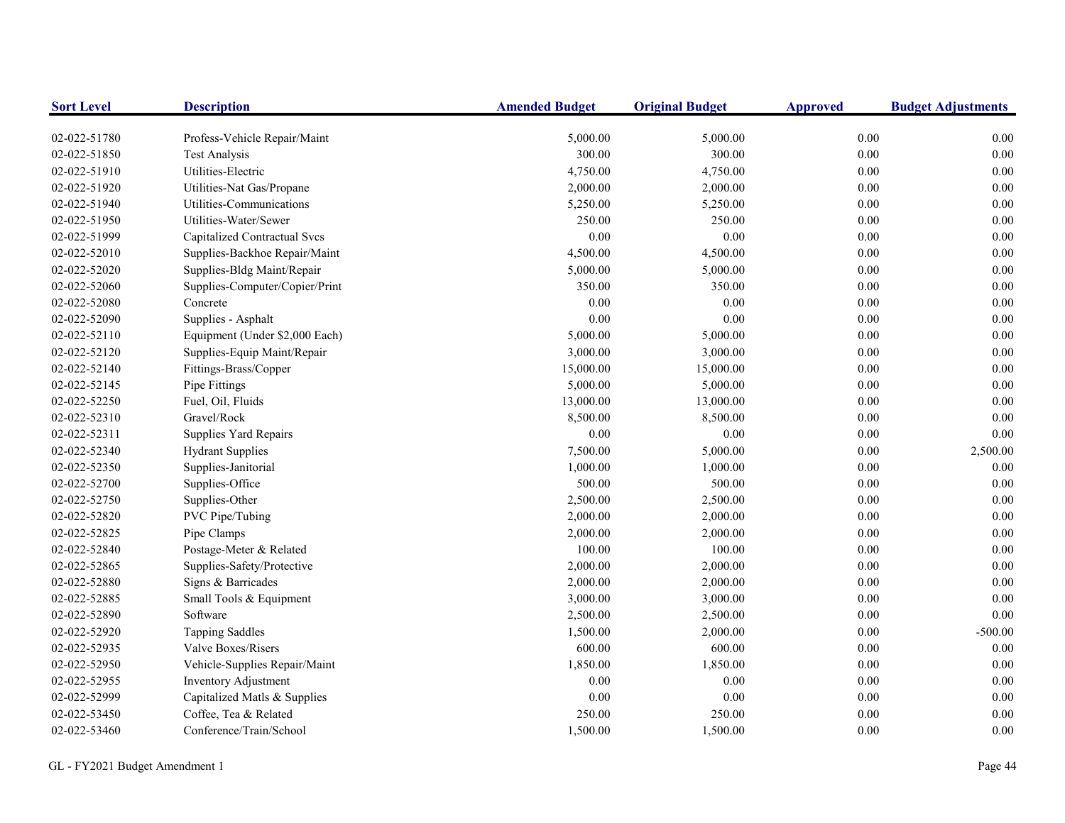| Sort Level | Description | Amended Budget | Original Budget | Approved | Budget Adjustments |
|---|---|---|---|---|---|
| 02-022-51780 | Profess-Vehicle Repair/Maint | 5,000.00 | 5,000.00 | 0.00 | 0.00 |
| 02-022-51850 | Test Analysis | 300.00 | 300.00 | 0.00 | 0.00 |
| 02-022-51910 | Utilities-Electric | 4,750.00 | 4,750.00 | 0.00 | 0.00 |
| 02-022-51920 | Utilities-Nat Gas/Propane | 2,000.00 | 2,000.00 | 0.00 | 0.00 |
| 02-022-51940 | Utilities-Communications | 5,250.00 | 5,250.00 | 0.00 | 0.00 |
| 02-022-51950 | Utilities-Water/Sewer | 250.00 | 250.00 | 0.00 | 0.00 |
| 02-022-51999 | Capitalized Contractual Svcs | 0.00 | 0.00 | 0.00 | 0.00 |
| 02-022-52010 | Supplies-Backhoe Repair/Maint | 4,500.00 | 4,500.00 | 0.00 | 0.00 |
| 02-022-52020 | Supplies-Bldg Maint/Repair | 5,000.00 | 5,000.00 | 0.00 | 0.00 |
| 02-022-52060 | Supplies-Computer/Copier/Print | 350.00 | 350.00 | 0.00 | 0.00 |
| 02-022-52080 | Concrete | 0.00 | 0.00 | 0.00 | 0.00 |
| 02-022-52090 | Supplies - Asphalt | 0.00 | 0.00 | 0.00 | 0.00 |
| 02-022-52110 | Equipment (Under $2,000 Each) | 5,000.00 | 5,000.00 | 0.00 | 0.00 |
| 02-022-52120 | Supplies-Equip Maint/Repair | 3,000.00 | 3,000.00 | 0.00 | 0.00 |
| 02-022-52140 | Fittings-Brass/Copper | 15,000.00 | 15,000.00 | 0.00 | 0.00 |
| 02-022-52145 | Pipe Fittings | 5,000.00 | 5,000.00 | 0.00 | 0.00 |
| 02-022-52250 | Fuel, Oil, Fluids | 13,000.00 | 13,000.00 | 0.00 | 0.00 |
| 02-022-52310 | Gravel/Rock | 8,500.00 | 8,500.00 | 0.00 | 0.00 |
| 02-022-52311 | Supplies Yard Repairs | 0.00 | 0.00 | 0.00 | 0.00 |
| 02-022-52340 | Hydrant Supplies | 7,500.00 | 5,000.00 | 0.00 | 2,500.00 |
| 02-022-52350 | Supplies-Janitorial | 1,000.00 | 1,000.00 | 0.00 | 0.00 |
| 02-022-52700 | Supplies-Office | 500.00 | 500.00 | 0.00 | 0.00 |
| 02-022-52750 | Supplies-Other | 2,500.00 | 2,500.00 | 0.00 | 0.00 |
| 02-022-52820 | PVC Pipe/Tubing | 2,000.00 | 2,000.00 | 0.00 | 0.00 |
| 02-022-52825 | Pipe Clamps | 2,000.00 | 2,000.00 | 0.00 | 0.00 |
| 02-022-52840 | Postage-Meter & Related | 100.00 | 100.00 | 0.00 | 0.00 |
| 02-022-52865 | Supplies-Safety/Protective | 2,000.00 | 2,000.00 | 0.00 | 0.00 |
| 02-022-52880 | Signs & Barricades | 2,000.00 | 2,000.00 | 0.00 | 0.00 |
| 02-022-52885 | Small Tools & Equipment | 3,000.00 | 3,000.00 | 0.00 | 0.00 |
| 02-022-52890 | Software | 2,500.00 | 2,500.00 | 0.00 | 0.00 |
| 02-022-52920 | Tapping Saddles | 1,500.00 | 2,000.00 | 0.00 | -500.00 |
| 02-022-52935 | Valve Boxes/Risers | 600.00 | 600.00 | 0.00 | 0.00 |
| 02-022-52950 | Vehicle-Supplies Repair/Maint | 1,850.00 | 1,850.00 | 0.00 | 0.00 |
| 02-022-52955 | Inventory Adjustment | 0.00 | 0.00 | 0.00 | 0.00 |
| 02-022-52999 | Capitalized Matls & Supplies | 0.00 | 0.00 | 0.00 | 0.00 |
| 02-022-53450 | Coffee, Tea & Related | 250.00 | 250.00 | 0.00 | 0.00 |
| 02-022-53460 | Conference/Train/School | 1,500.00 | 1,500.00 | 0.00 | 0.00 |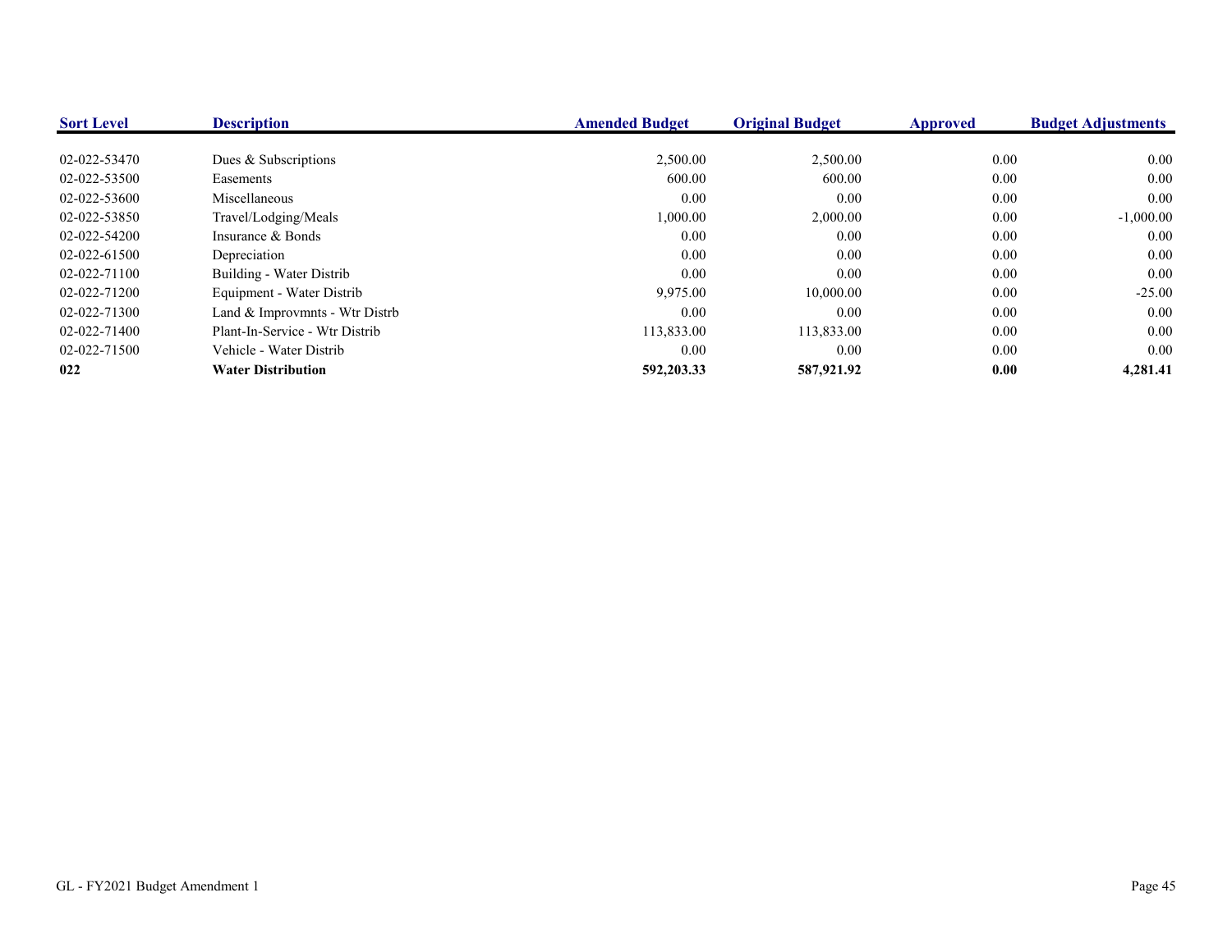| Sort Level | Description | Amended Budget | Original Budget | Approved | Budget Adjustments |
|---|---|---|---|---|---|
| 02-022-53470 | Dues & Subscriptions | 2,500.00 | 2,500.00 | 0.00 | 0.00 |
| 02-022-53500 | Easements | 600.00 | 600.00 | 0.00 | 0.00 |
| 02-022-53600 | Miscellaneous | 0.00 | 0.00 | 0.00 | 0.00 |
| 02-022-53850 | Travel/Lodging/Meals | 1,000.00 | 2,000.00 | 0.00 | -1,000.00 |
| 02-022-54200 | Insurance & Bonds | 0.00 | 0.00 | 0.00 | 0.00 |
| 02-022-61500 | Depreciation | 0.00 | 0.00 | 0.00 | 0.00 |
| 02-022-71100 | Building - Water Distrib | 0.00 | 0.00 | 0.00 | 0.00 |
| 02-022-71200 | Equipment - Water Distrib | 9,975.00 | 10,000.00 | 0.00 | -25.00 |
| 02-022-71300 | Land & Improvmnts - Wtr Distrb | 0.00 | 0.00 | 0.00 | 0.00 |
| 02-022-71400 | Plant-In-Service - Wtr Distrib | 113,833.00 | 113,833.00 | 0.00 | 0.00 |
| 02-022-71500 | Vehicle - Water Distrib | 0.00 | 0.00 | 0.00 | 0.00 |
| **022** | **Water Distribution** | **592,203.33** | **587,921.92** | **0.00** | **4,281.41** |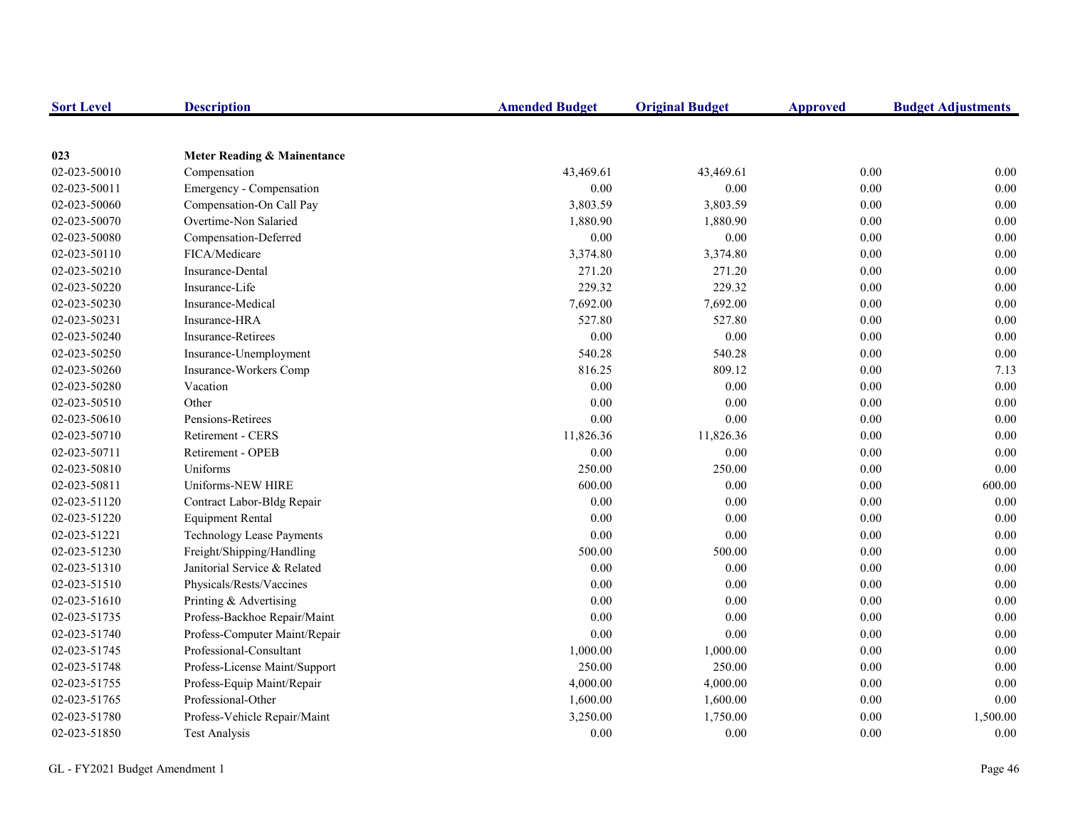| Sort Level | Description | Amended Budget | Original Budget | Approved | Budget Adjustments |
|---|---|---|---|---|---|
| **023** | **Meter Reading & Maintenance** | | | | |
| 02-023-50010 | Compensation | 43,469.61 | 43,469.61 | 0.00 | 0.00 |
| 02-023-50011 | Emergency - Compensation | 0.00 | 0.00 | 0.00 | 0.00 |
| 02-023-50060 | Compensation-On Call Pay | 3,803.59 | 3,803.59 | 0.00 | 0.00 |
| 02-023-50070 | Overtime-Non Salaried | 1,880.90 | 1,880.90 | 0.00 | 0.00 |
| 02-023-50080 | Compensation-Deferred | 0.00 | 0.00 | 0.00 | 0.00 |
| 02-023-50110 | FICA/Medicare | 3,374.80 | 3,374.80 | 0.00 | 0.00 |
| 02-023-50210 | Insurance-Dental | 271.20 | 271.20 | 0.00 | 0.00 |
| 02-023-50220 | Insurance-Life | 229.32 | 229.32 | 0.00 | 0.00 |
| 02-023-50230 | Insurance-Medical | 7,692.00 | 7,692.00 | 0.00 | 0.00 |
| 02-023-50231 | Insurance-HRA | 527.80 | 527.80 | 0.00 | 0.00 |
| 02-023-50240 | Insurance-Retirees | 0.00 | 0.00 | 0.00 | 0.00 |
| 02-023-50250 | Insurance-Unemployment | 540.28 | 540.28 | 0.00 | 0.00 |
| 02-023-50260 | Insurance-Workers Comp | 816.25 | 809.12 | 0.00 | 7.13 |
| 02-023-50280 | Vacation | 0.00 | 0.00 | 0.00 | 0.00 |
| 02-023-50510 | Other | 0.00 | 0.00 | 0.00 | 0.00 |
| 02-023-50610 | Pensions-Retirees | 0.00 | 0.00 | 0.00 | 0.00 |
| 02-023-50710 | Retirement - CERS | 11,826.36 | 11,826.36 | 0.00 | 0.00 |
| 02-023-50711 | Retirement - OPEB | 0.00 | 0.00 | 0.00 | 0.00 |
| 02-023-50810 | Uniforms | 250.00 | 250.00 | 0.00 | 0.00 |
| 02-023-50811 | Uniforms-NEW HIRE | 600.00 | 0.00 | 0.00 | 600.00 |
| 02-023-51120 | Contract Labor-Bldg Repair | 0.00 | 0.00 | 0.00 | 0.00 |
| 02-023-51220 | Equipment Rental | 0.00 | 0.00 | 0.00 | 0.00 |
| 02-023-51221 | Technology Lease Payments | 0.00 | 0.00 | 0.00 | 0.00 |
| 02-023-51230 | Freight/Shipping/Handling | 500.00 | 500.00 | 0.00 | 0.00 |
| 02-023-51310 | Janitorial Service & Related | 0.00 | 0.00 | 0.00 | 0.00 |
| 02-023-51510 | Physicals/Rests/Vaccines | 0.00 | 0.00 | 0.00 | 0.00 |
| 02-023-51610 | Printing & Advertising | 0.00 | 0.00 | 0.00 | 0.00 |
| 02-023-51735 | Profess-Backhoe Repair/Maint | 0.00 | 0.00 | 0.00 | 0.00 |
| 02-023-51740 | Profess-Computer Maint/Repair | 0.00 | 0.00 | 0.00 | 0.00 |
| 02-023-51745 | Professional-Consultant | 1,000.00 | 1,000.00 | 0.00 | 0.00 |
| 02-023-51748 | Profess-License Maint/Support | 250.00 | 250.00 | 0.00 | 0.00 |
| 02-023-51755 | Profess-Equip Maint/Repair | 4,000.00 | 4,000.00 | 0.00 | 0.00 |
| 02-023-51765 | Professional-Other | 1,600.00 | 1,600.00 | 0.00 | 0.00 |
| 02-023-51780 | Profess-Vehicle Repair/Maint | 3,250.00 | 1,750.00 | 0.00 | 1,500.00 |
| 02-023-51850 | Test Analysis | 0.00 | 0.00 | 0.00 | 0.00 |

GL - FY2021 Budget Amendment 1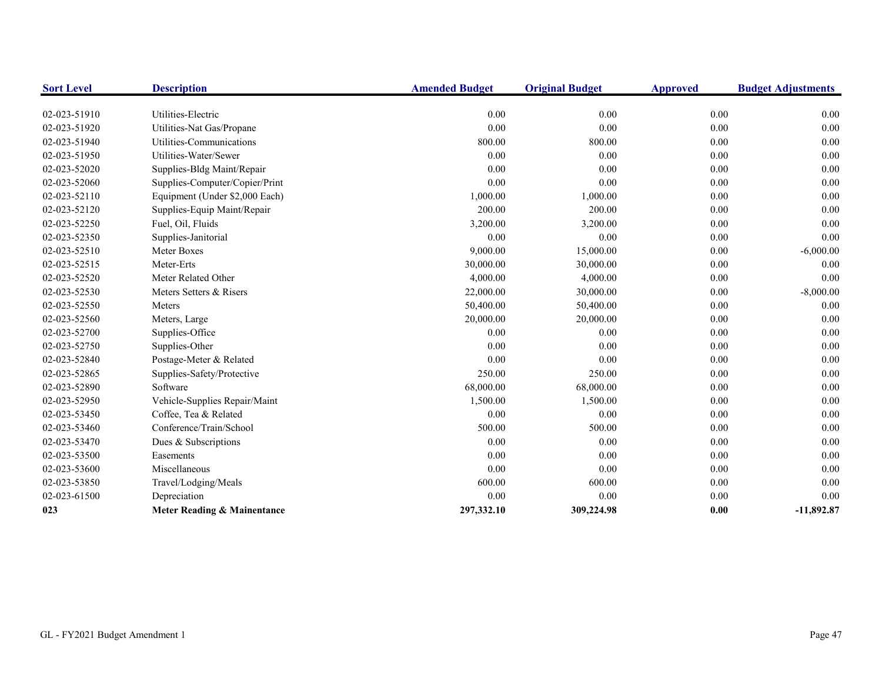| Sort Level | Description | Amended Budget | Original Budget | Approved | Budget Adjustments |
|---|---|---|---|---|---|
| 02-023-51910 | Utilities-Electric | 0.00 | 0.00 | 0.00 | 0.00 |
| 02-023-51920 | Utilities-Nat Gas/Propane | 0.00 | 0.00 | 0.00 | 0.00 |
| 02-023-51940 | Utilities-Communications | 800.00 | 800.00 | 0.00 | 0.00 |
| 02-023-51950 | Utilities-Water/Sewer | 0.00 | 0.00 | 0.00 | 0.00 |
| 02-023-52020 | Supplies-Bldg Maint/Repair | 0.00 | 0.00 | 0.00 | 0.00 |
| 02-023-52060 | Supplies-Computer/Copier/Print | 0.00 | 0.00 | 0.00 | 0.00 |
| 02-023-52110 | Equipment (Under $2,000 Each) | 1,000.00 | 1,000.00 | 0.00 | 0.00 |
| 02-023-52120 | Supplies-Equip Maint/Repair | 200.00 | 200.00 | 0.00 | 0.00 |
| 02-023-52250 | Fuel, Oil, Fluids | 3,200.00 | 3,200.00 | 0.00 | 0.00 |
| 02-023-52350 | Supplies-Janitorial | 0.00 | 0.00 | 0.00 | 0.00 |
| 02-023-52510 | Meter Boxes | 9,000.00 | 15,000.00 | 0.00 | -6,000.00 |
| 02-023-52515 | Meter-Erts | 30,000.00 | 30,000.00 | 0.00 | 0.00 |
| 02-023-52520 | Meter Related Other | 4,000.00 | 4,000.00 | 0.00 | 0.00 |
| 02-023-52530 | Meters Setters & Risers | 22,000.00 | 30,000.00 | 0.00 | -8,000.00 |
| 02-023-52550 | Meters | 50,400.00 | 50,400.00 | 0.00 | 0.00 |
| 02-023-52560 | Meters, Large | 20,000.00 | 20,000.00 | 0.00 | 0.00 |
| 02-023-52700 | Supplies-Office | 0.00 | 0.00 | 0.00 | 0.00 |
| 02-023-52750 | Supplies-Other | 0.00 | 0.00 | 0.00 | 0.00 |
| 02-023-52840 | Postage-Meter & Related | 0.00 | 0.00 | 0.00 | 0.00 |
| 02-023-52865 | Supplies-Safety/Protective | 250.00 | 250.00 | 0.00 | 0.00 |
| 02-023-52890 | Software | 68,000.00 | 68,000.00 | 0.00 | 0.00 |
| 02-023-52950 | Vehicle-Supplies Repair/Maint | 1,500.00 | 1,500.00 | 0.00 | 0.00 |
| 02-023-53450 | Coffee, Tea & Related | 0.00 | 0.00 | 0.00 | 0.00 |
| 02-023-53460 | Conference/Train/School | 500.00 | 500.00 | 0.00 | 0.00 |
| 02-023-53470 | Dues & Subscriptions | 0.00 | 0.00 | 0.00 | 0.00 |
| 02-023-53500 | Easements | 0.00 | 0.00 | 0.00 | 0.00 |
| 02-023-53600 | Miscellaneous | 0.00 | 0.00 | 0.00 | 0.00 |
| 02-023-53850 | Travel/Lodging/Meals | 600.00 | 600.00 | 0.00 | 0.00 |
| 02-023-61500 | Depreciation | 0.00 | 0.00 | 0.00 | 0.00 |
| **023** | **Meter Reading & Mainentance** | **297,332.10** | **309,224.98** | **0.00** | **-11,892.87** |

GL - FY2021 Budget Amendment 1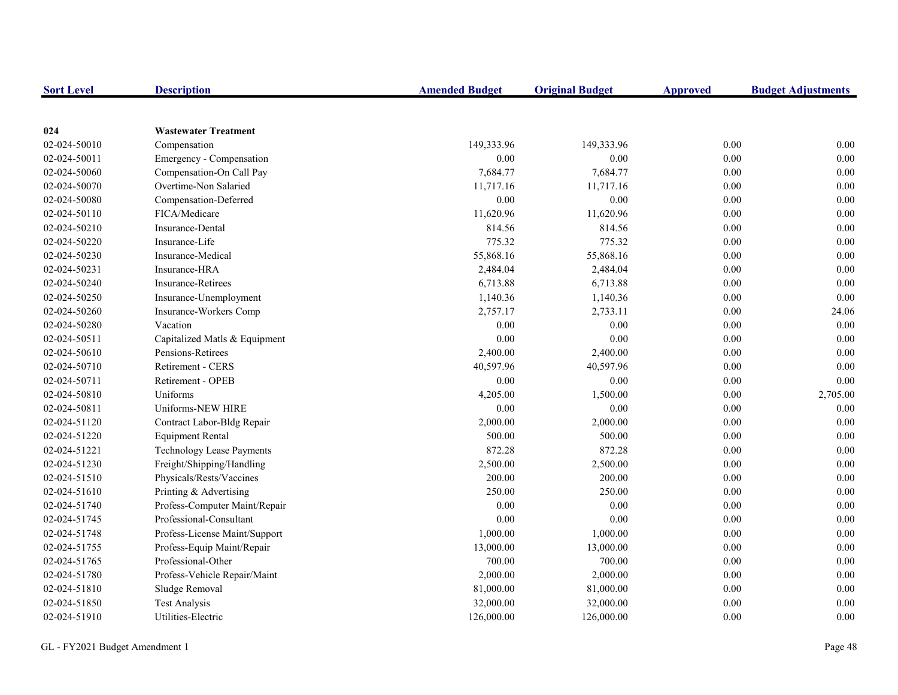| Sort Level | Description | Amended Budget | Original Budget | Approved | Budget Adjustments |
|---|---|---|---|---|---|
| **024** | **Wastewater Treatment** | | | | |
| 02-024-50010 | Compensation | 149,333.96 | 149,333.96 | 0.00 | 0.00 |
| 02-024-50011 | Emergency - Compensation | 0.00 | 0.00 | 0.00 | 0.00 |
| 02-024-50060 | Compensation-On Call Pay | 7,684.77 | 7,684.77 | 0.00 | 0.00 |
| 02-024-50070 | Overtime-Non Salaried | 11,717.16 | 11,717.16 | 0.00 | 0.00 |
| 02-024-50080 | Compensation-Deferred | 0.00 | 0.00 | 0.00 | 0.00 |
| 02-024-50110 | FICA/Medicare | 11,620.96 | 11,620.96 | 0.00 | 0.00 |
| 02-024-50210 | Insurance-Dental | 814.56 | 814.56 | 0.00 | 0.00 |
| 02-024-50220 | Insurance-Life | 775.32 | 775.32 | 0.00 | 0.00 |
| 02-024-50230 | Insurance-Medical | 55,868.16 | 55,868.16 | 0.00 | 0.00 |
| 02-024-50231 | Insurance-HRA | 2,484.04 | 2,484.04 | 0.00 | 0.00 |
| 02-024-50240 | Insurance-Retirees | 6,713.88 | 6,713.88 | 0.00 | 0.00 |
| 02-024-50250 | Insurance-Unemployment | 1,140.36 | 1,140.36 | 0.00 | 0.00 |
| 02-024-50260 | Insurance-Workers Comp | 2,757.17 | 2,733.11 | 0.00 | 24.06 |
| 02-024-50280 | Vacation | 0.00 | 0.00 | 0.00 | 0.00 |
| 02-024-50511 | Capitalized Matls & Equipment | 0.00 | 0.00 | 0.00 | 0.00 |
| 02-024-50610 | Pensions-Retirees | 2,400.00 | 2,400.00 | 0.00 | 0.00 |
| 02-024-50710 | Retirement - CERS | 40,597.96 | 40,597.96 | 0.00 | 0.00 |
| 02-024-50711 | Retirement - OPEB | 0.00 | 0.00 | 0.00 | 0.00 |
| 02-024-50810 | Uniforms | 4,205.00 | 1,500.00 | 0.00 | 2,705.00 |
| 02-024-50811 | Uniforms-NEW HIRE | 0.00 | 0.00 | 0.00 | 0.00 |
| 02-024-51120 | Contract Labor-Bldg Repair | 2,000.00 | 2,000.00 | 0.00 | 0.00 |
| 02-024-51220 | Equipment Rental | 500.00 | 500.00 | 0.00 | 0.00 |
| 02-024-51221 | Technology Lease Payments | 872.28 | 872.28 | 0.00 | 0.00 |
| 02-024-51230 | Freight/Shipping/Handling | 2,500.00 | 2,500.00 | 0.00 | 0.00 |
| 02-024-51510 | Physicals/Rests/Vaccines | 200.00 | 200.00 | 0.00 | 0.00 |
| 02-024-51610 | Printing & Advertising | 250.00 | 250.00 | 0.00 | 0.00 |
| 02-024-51740 | Profess-Computer Maint/Repair | 0.00 | 0.00 | 0.00 | 0.00 |
| 02-024-51745 | Professional-Consultant | 0.00 | 0.00 | 0.00 | 0.00 |
| 02-024-51748 | Profess-License Maint/Support | 1,000.00 | 1,000.00 | 0.00 | 0.00 |
| 02-024-51755 | Profess-Equip Maint/Repair | 13,000.00 | 13,000.00 | 0.00 | 0.00 |
| 02-024-51765 | Professional-Other | 700.00 | 700.00 | 0.00 | 0.00 |
| 02-024-51780 | Profess-Vehicle Repair/Maint | 2,000.00 | 2,000.00 | 0.00 | 0.00 |
| 02-024-51810 | Sludge Removal | 81,000.00 | 81,000.00 | 0.00 | 0.00 |
| 02-024-51850 | Test Analysis | 32,000.00 | 32,000.00 | 0.00 | 0.00 |
| 02-024-51910 | Utilities-Electric | 126,000.00 | 126,000.00 | 0.00 | 0.00 |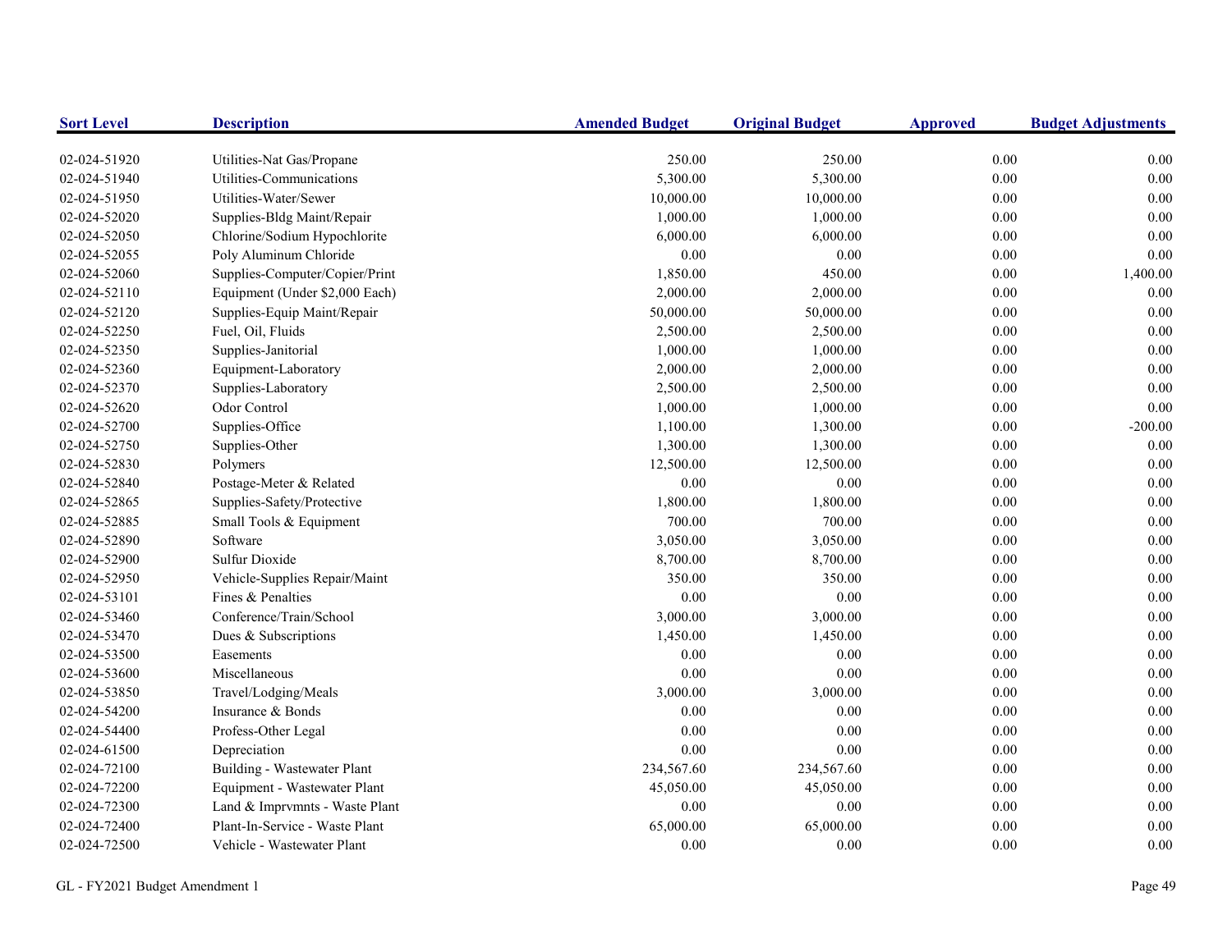| Sort Level | Description | Amended Budget | Original Budget | Approved | Budget Adjustments |
|---|---|---|---|---|---|
| 02-024-51920 | Utilities-Nat Gas/Propane | 250.00 | 250.00 | 0.00 | 0.00 |
| 02-024-51940 | Utilities-Communications | 5,300.00 | 5,300.00 | 0.00 | 0.00 |
| 02-024-51950 | Utilities-Water/Sewer | 10,000.00 | 10,000.00 | 0.00 | 0.00 |
| 02-024-52020 | Supplies-Bldg Maint/Repair | 1,000.00 | 1,000.00 | 0.00 | 0.00 |
| 02-024-52050 | Chlorine/Sodium Hypochlorite | 6,000.00 | 6,000.00 | 0.00 | 0.00 |
| 02-024-52055 | Poly Aluminum Chloride | 0.00 | 0.00 | 0.00 | 0.00 |
| 02-024-52060 | Supplies-Computer/Copier/Print | 1,850.00 | 450.00 | 0.00 | 1,400.00 |
| 02-024-52110 | Equipment (Under $2,000 Each) | 2,000.00 | 2,000.00 | 0.00 | 0.00 |
| 02-024-52120 | Supplies-Equip Maint/Repair | 50,000.00 | 50,000.00 | 0.00 | 0.00 |
| 02-024-52250 | Fuel, Oil, Fluids | 2,500.00 | 2,500.00 | 0.00 | 0.00 |
| 02-024-52350 | Supplies-Janitorial | 1,000.00 | 1,000.00 | 0.00 | 0.00 |
| 02-024-52360 | Equipment-Laboratory | 2,000.00 | 2,000.00 | 0.00 | 0.00 |
| 02-024-52370 | Supplies-Laboratory | 2,500.00 | 2,500.00 | 0.00 | 0.00 |
| 02-024-52620 | Odor Control | 1,000.00 | 1,000.00 | 0.00 | 0.00 |
| 02-024-52700 | Supplies-Office | 1,100.00 | 1,300.00 | 0.00 | -200.00 |
| 02-024-52750 | Supplies-Other | 1,300.00 | 1,300.00 | 0.00 | 0.00 |
| 02-024-52830 | Polymers | 12,500.00 | 12,500.00 | 0.00 | 0.00 |
| 02-024-52840 | Postage-Meter & Related | 0.00 | 0.00 | 0.00 | 0.00 |
| 02-024-52865 | Supplies-Safety/Protective | 1,800.00 | 1,800.00 | 0.00 | 0.00 |
| 02-024-52885 | Small Tools & Equipment | 700.00 | 700.00 | 0.00 | 0.00 |
| 02-024-52890 | Software | 3,050.00 | 3,050.00 | 0.00 | 0.00 |
| 02-024-52900 | Sulfur Dioxide | 8,700.00 | 8,700.00 | 0.00 | 0.00 |
| 02-024-52950 | Vehicle-Supplies Repair/Maint | 350.00 | 350.00 | 0.00 | 0.00 |
| 02-024-53101 | Fines & Penalties | 0.00 | 0.00 | 0.00 | 0.00 |
| 02-024-53460 | Conference/Train/School | 3,000.00 | 3,000.00 | 0.00 | 0.00 |
| 02-024-53470 | Dues & Subscriptions | 1,450.00 | 1,450.00 | 0.00 | 0.00 |
| 02-024-53500 | Easements | 0.00 | 0.00 | 0.00 | 0.00 |
| 02-024-53600 | Miscellaneous | 0.00 | 0.00 | 0.00 | 0.00 |
| 02-024-53850 | Travel/Lodging/Meals | 3,000.00 | 3,000.00 | 0.00 | 0.00 |
| 02-024-54200 | Insurance & Bonds | 0.00 | 0.00 | 0.00 | 0.00 |
| 02-024-54400 | Profess-Other Legal | 0.00 | 0.00 | 0.00 | 0.00 |
| 02-024-61500 | Depreciation | 0.00 | 0.00 | 0.00 | 0.00 |
| 02-024-72100 | Building - Wastewater Plant | 234,567.60 | 234,567.60 | 0.00 | 0.00 |
| 02-024-72200 | Equipment - Wastewater Plant | 45,050.00 | 45,050.00 | 0.00 | 0.00 |
| 02-024-72300 | Land & Imprvmnts - Waste Plant | 0.00 | 0.00 | 0.00 | 0.00 |
| 02-024-72400 | Plant-In-Service - Waste Plant | 65,000.00 | 65,000.00 | 0.00 | 0.00 |
| 02-024-72500 | Vehicle - Wastewater Plant | 0.00 | 0.00 | 0.00 | 0.00 |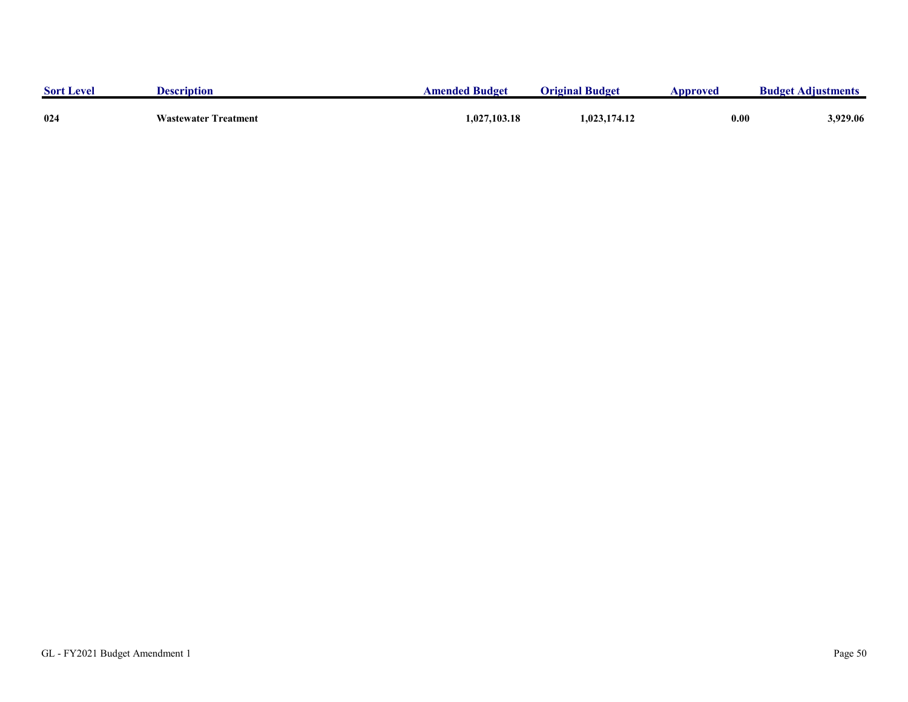| Sort Level | Description | Amended Budget | Original Budget | Approved | Budget Adjustments |
|---|---|---|---|---|---|
| **024** | **Wastewater Treatment** | **1,027,103.18** | **1,023,174.12** | **0.00** | **3,929.06** |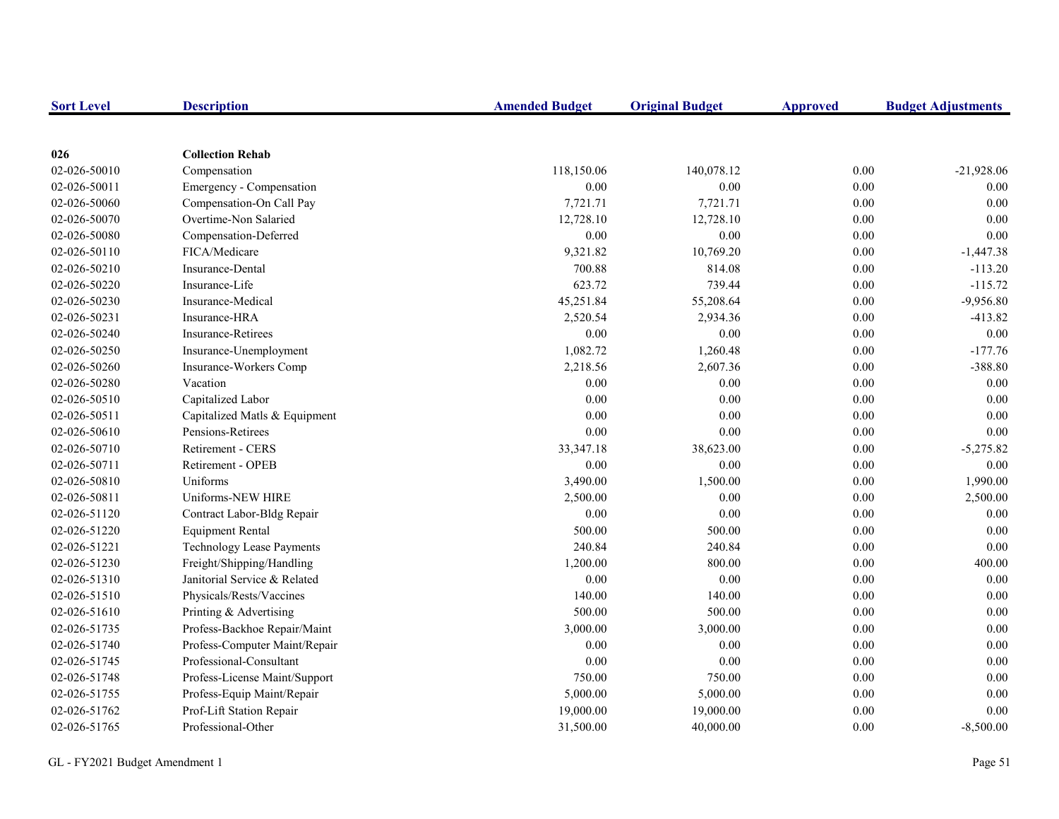| Sort Level | Description | Amended Budget | Original Budget | Approved | Budget Adjustments |
|---|---|---|---|---|---|
| **026** | **Collection Rehab** | | | | |
| 02-026-50010 | Compensation | 118,150.06 | 140,078.12 | 0.00 | -21,928.06 |
| 02-026-50011 | Emergency - Compensation | 0.00 | 0.00 | 0.00 | 0.00 |
| 02-026-50060 | Compensation-On Call Pay | 7,721.71 | 7,721.71 | 0.00 | 0.00 |
| 02-026-50070 | Overtime-Non Salaried | 12,728.10 | 12,728.10 | 0.00 | 0.00 |
| 02-026-50080 | Compensation-Deferred | 0.00 | 0.00 | 0.00 | 0.00 |
| 02-026-50110 | FICA/Medicare | 9,321.82 | 10,769.20 | 0.00 | -1,447.38 |
| 02-026-50210 | Insurance-Dental | 700.88 | 814.08 | 0.00 | -113.20 |
| 02-026-50220 | Insurance-Life | 623.72 | 739.44 | 0.00 | -115.72 |
| 02-026-50230 | Insurance-Medical | 45,251.84 | 55,208.64 | 0.00 | -9,956.80 |
| 02-026-50231 | Insurance-HRA | 2,520.54 | 2,934.36 | 0.00 | -413.82 |
| 02-026-50240 | Insurance-Retirees | 0.00 | 0.00 | 0.00 | 0.00 |
| 02-026-50250 | Insurance-Unemployment | 1,082.72 | 1,260.48 | 0.00 | -177.76 |
| 02-026-50260 | Insurance-Workers Comp | 2,218.56 | 2,607.36 | 0.00 | -388.80 |
| 02-026-50280 | Vacation | 0.00 | 0.00 | 0.00 | 0.00 |
| 02-026-50510 | Capitalized Labor | 0.00 | 0.00 | 0.00 | 0.00 |
| 02-026-50511 | Capitalized Matls & Equipment | 0.00 | 0.00 | 0.00 | 0.00 |
| 02-026-50610 | Pensions-Retirees | 0.00 | 0.00 | 0.00 | 0.00 |
| 02-026-50710 | Retirement - CERS | 33,347.18 | 38,623.00 | 0.00 | -5,275.82 |
| 02-026-50711 | Retirement - OPEB | 0.00 | 0.00 | 0.00 | 0.00 |
| 02-026-50810 | Uniforms | 3,490.00 | 1,500.00 | 0.00 | 1,990.00 |
| 02-026-50811 | Uniforms-NEW HIRE | 2,500.00 | 0.00 | 0.00 | 2,500.00 |
| 02-026-51120 | Contract Labor-Bldg Repair | 0.00 | 0.00 | 0.00 | 0.00 |
| 02-026-51220 | Equipment Rental | 500.00 | 500.00 | 0.00 | 0.00 |
| 02-026-51221 | Technology Lease Payments | 240.84 | 240.84 | 0.00 | 0.00 |
| 02-026-51230 | Freight/Shipping/Handling | 1,200.00 | 800.00 | 0.00 | 400.00 |
| 02-026-51310 | Janitorial Service & Related | 0.00 | 0.00 | 0.00 | 0.00 |
| 02-026-51510 | Physicals/Rests/Vaccines | 140.00 | 140.00 | 0.00 | 0.00 |
| 02-026-51610 | Printing & Advertising | 500.00 | 500.00 | 0.00 | 0.00 |
| 02-026-51735 | Profess-Backhoe Repair/Maint | 3,000.00 | 3,000.00 | 0.00 | 0.00 |
| 02-026-51740 | Profess-Computer Maint/Repair | 0.00 | 0.00 | 0.00 | 0.00 |
| 02-026-51745 | Professional-Consultant | 0.00 | 0.00 | 0.00 | 0.00 |
| 02-026-51748 | Profess-License Maint/Support | 750.00 | 750.00 | 0.00 | 0.00 |
| 02-026-51755 | Profess-Equip Maint/Repair | 5,000.00 | 5,000.00 | 0.00 | 0.00 |
| 02-026-51762 | Prof-Lift Station Repair | 19,000.00 | 19,000.00 | 0.00 | 0.00 |
| 02-026-51765 | Professional-Other | 31,500.00 | 40,000.00 | 0.00 | -8,500.00 |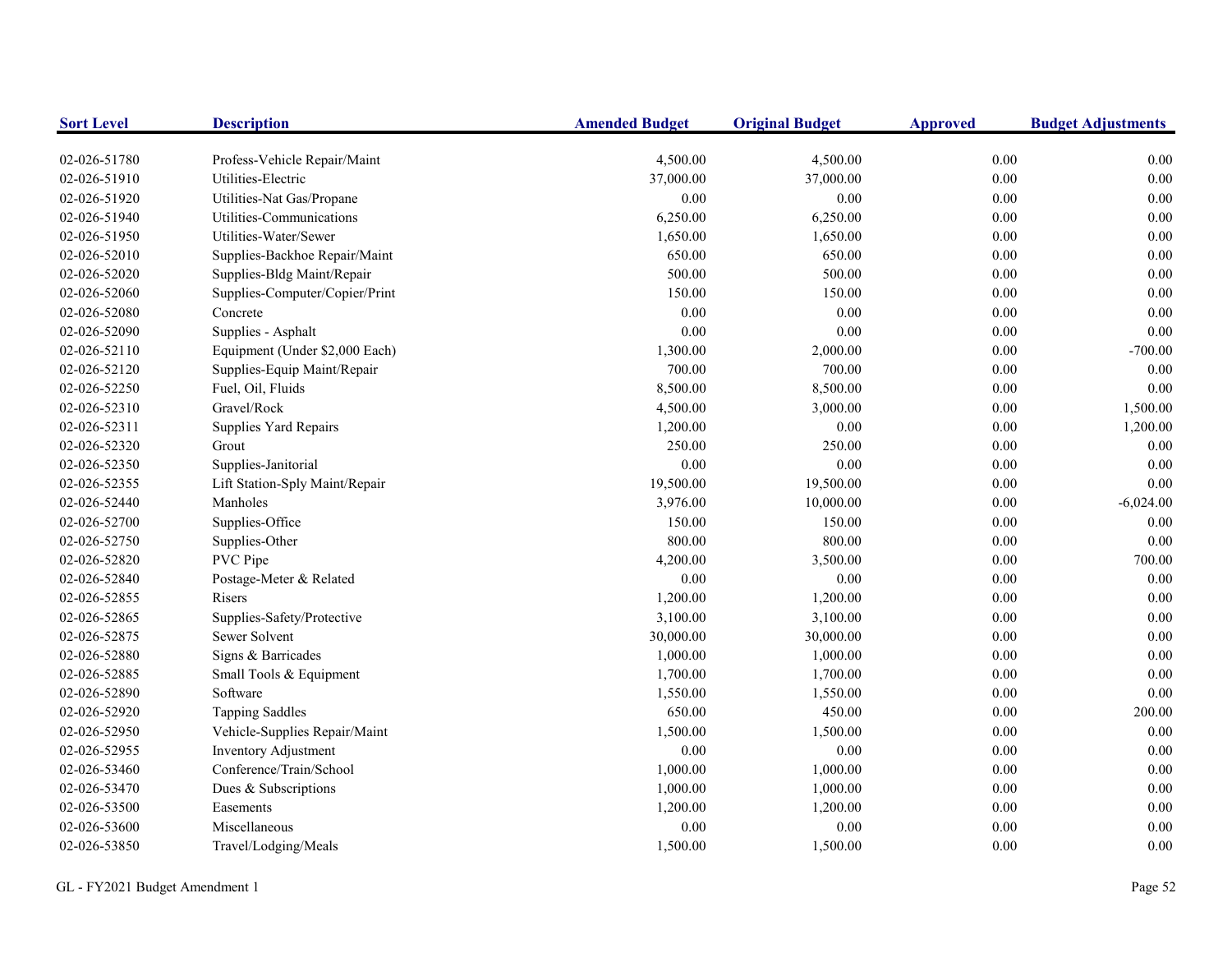| Sort Level | Description | Amended Budget | Original Budget | Approved | Budget Adjustments |
|---|---|---|---|---|---|
| 02-026-51780 | Profess-Vehicle Repair/Maint | 4,500.00 | 4,500.00 | 0.00 | 0.00 |
| 02-026-51910 | Utilities-Electric | 37,000.00 | 37,000.00 | 0.00 | 0.00 |
| 02-026-51920 | Utilities-Nat Gas/Propane | 0.00 | 0.00 | 0.00 | 0.00 |
| 02-026-51940 | Utilities-Communications | 6,250.00 | 6,250.00 | 0.00 | 0.00 |
| 02-026-51950 | Utilities-Water/Sewer | 1,650.00 | 1,650.00 | 0.00 | 0.00 |
| 02-026-52010 | Supplies-Backhoe Repair/Maint | 650.00 | 650.00 | 0.00 | 0.00 |
| 02-026-52020 | Supplies-Bldg Maint/Repair | 500.00 | 500.00 | 0.00 | 0.00 |
| 02-026-52060 | Supplies-Computer/Copier/Print | 150.00 | 150.00 | 0.00 | 0.00 |
| 02-026-52080 | Concrete | 0.00 | 0.00 | 0.00 | 0.00 |
| 02-026-52090 | Supplies - Asphalt | 0.00 | 0.00 | 0.00 | 0.00 |
| 02-026-52110 | Equipment (Under $2,000 Each) | 1,300.00 | 2,000.00 | 0.00 | -700.00 |
| 02-026-52120 | Supplies-Equip Maint/Repair | 700.00 | 700.00 | 0.00 | 0.00 |
| 02-026-52250 | Fuel, Oil, Fluids | 8,500.00 | 8,500.00 | 0.00 | 0.00 |
| 02-026-52310 | Gravel/Rock | 4,500.00 | 3,000.00 | 0.00 | 1,500.00 |
| 02-026-52311 | Supplies Yard Repairs | 1,200.00 | 0.00 | 0.00 | 1,200.00 |
| 02-026-52320 | Grout | 250.00 | 250.00 | 0.00 | 0.00 |
| 02-026-52350 | Supplies-Janitorial | 0.00 | 0.00 | 0.00 | 0.00 |
| 02-026-52355 | Lift Station-Sply Maint/Repair | 19,500.00 | 19,500.00 | 0.00 | 0.00 |
| 02-026-52440 | Manholes | 3,976.00 | 10,000.00 | 0.00 | -6,024.00 |
| 02-026-52700 | Supplies-Office | 150.00 | 150.00 | 0.00 | 0.00 |
| 02-026-52750 | Supplies-Other | 800.00 | 800.00 | 0.00 | 0.00 |
| 02-026-52820 | PVC Pipe | 4,200.00 | 3,500.00 | 0.00 | 700.00 |
| 02-026-52840 | Postage-Meter & Related | 0.00 | 0.00 | 0.00 | 0.00 |
| 02-026-52855 | Risers | 1,200.00 | 1,200.00 | 0.00 | 0.00 |
| 02-026-52865 | Supplies-Safety/Protective | 3,100.00 | 3,100.00 | 0.00 | 0.00 |
| 02-026-52875 | Sewer Solvent | 30,000.00 | 30,000.00 | 0.00 | 0.00 |
| 02-026-52880 | Signs & Barricades | 1,000.00 | 1,000.00 | 0.00 | 0.00 |
| 02-026-52885 | Small Tools & Equipment | 1,700.00 | 1,700.00 | 0.00 | 0.00 |
| 02-026-52890 | Software | 1,550.00 | 1,550.00 | 0.00 | 0.00 |
| 02-026-52920 | Tapping Saddles | 650.00 | 450.00 | 0.00 | 200.00 |
| 02-026-52950 | Vehicle-Supplies Repair/Maint | 1,500.00 | 1,500.00 | 0.00 | 0.00 |
| 02-026-52955 | Inventory Adjustment | 0.00 | 0.00 | 0.00 | 0.00 |
| 02-026-53460 | Conference/Train/School | 1,000.00 | 1,000.00 | 0.00 | 0.00 |
| 02-026-53470 | Dues & Subscriptions | 1,000.00 | 1,000.00 | 0.00 | 0.00 |
| 02-026-53500 | Easements | 1,200.00 | 1,200.00 | 0.00 | 0.00 |
| 02-026-53600 | Miscellaneous | 0.00 | 0.00 | 0.00 | 0.00 |
| 02-026-53850 | Travel/Lodging/Meals | 1,500.00 | 1,500.00 | 0.00 | 0.00 |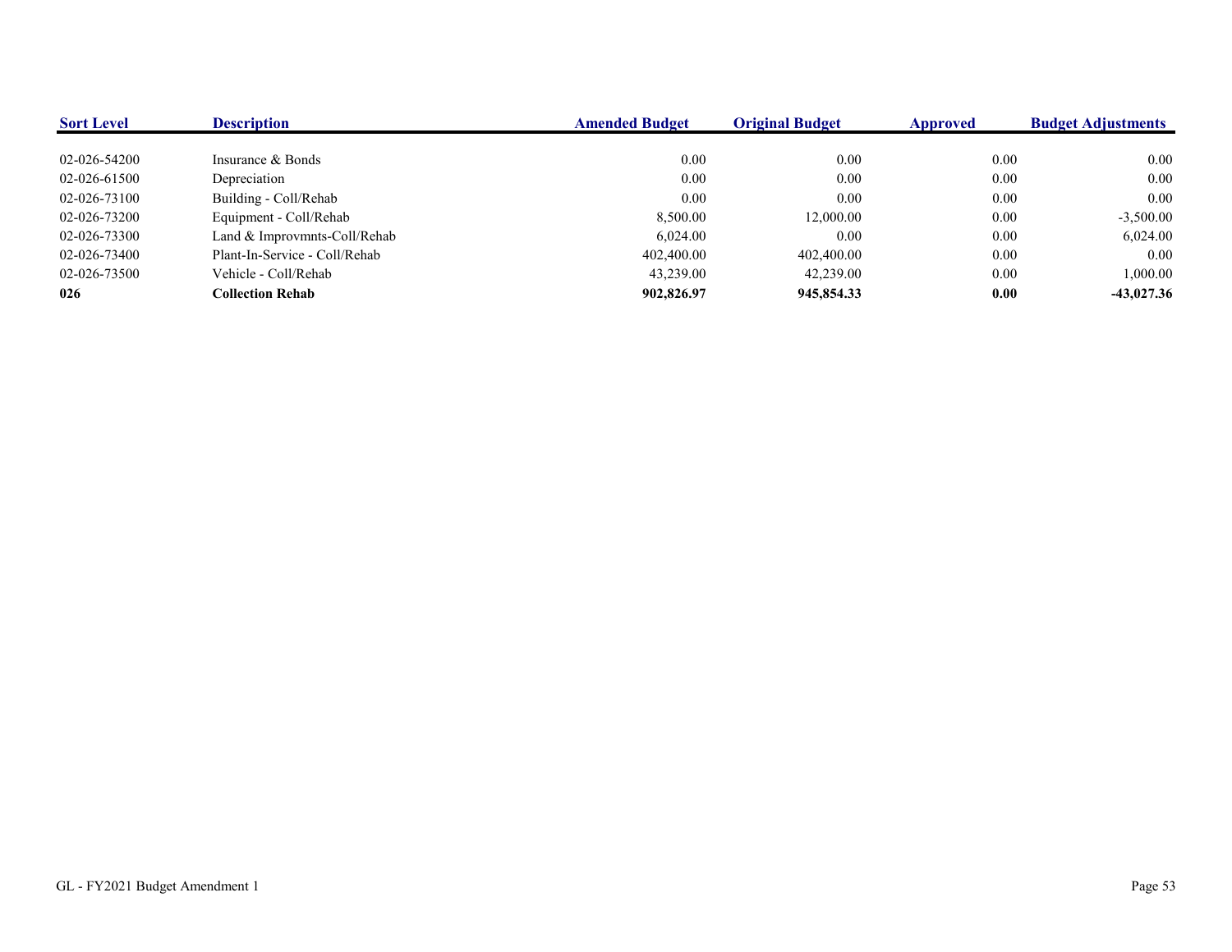| Sort Level | Description | Amended Budget | Original Budget | Approved | Budget Adjustments |
|---|---|---|---|---|---|
| 02-026-54200 | Insurance & Bonds | 0.00 | 0.00 | 0.00 | 0.00 |
| 02-026-61500 | Depreciation | 0.00 | 0.00 | 0.00 | 0.00 |
| 02-026-73100 | Building - Coll/Rehab | 0.00 | 0.00 | 0.00 | 0.00 |
| 02-026-73200 | Equipment - Coll/Rehab | 8,500.00 | 12,000.00 | 0.00 | -3,500.00 |
| 02-026-73300 | Land & Improvmnts-Coll/Rehab | 6,024.00 | 0.00 | 0.00 | 6,024.00 |
| 02-026-73400 | Plant-In-Service - Coll/Rehab | 402,400.00 | 402,400.00 | 0.00 | 0.00 |
| 02-026-73500 | Vehicle - Coll/Rehab | 43,239.00 | 42,239.00 | 0.00 | 1,000.00 |
| **026** | **Collection Rehab** | **902,826.97** | **945,854.33** | **0.00** | **-43,027.36** |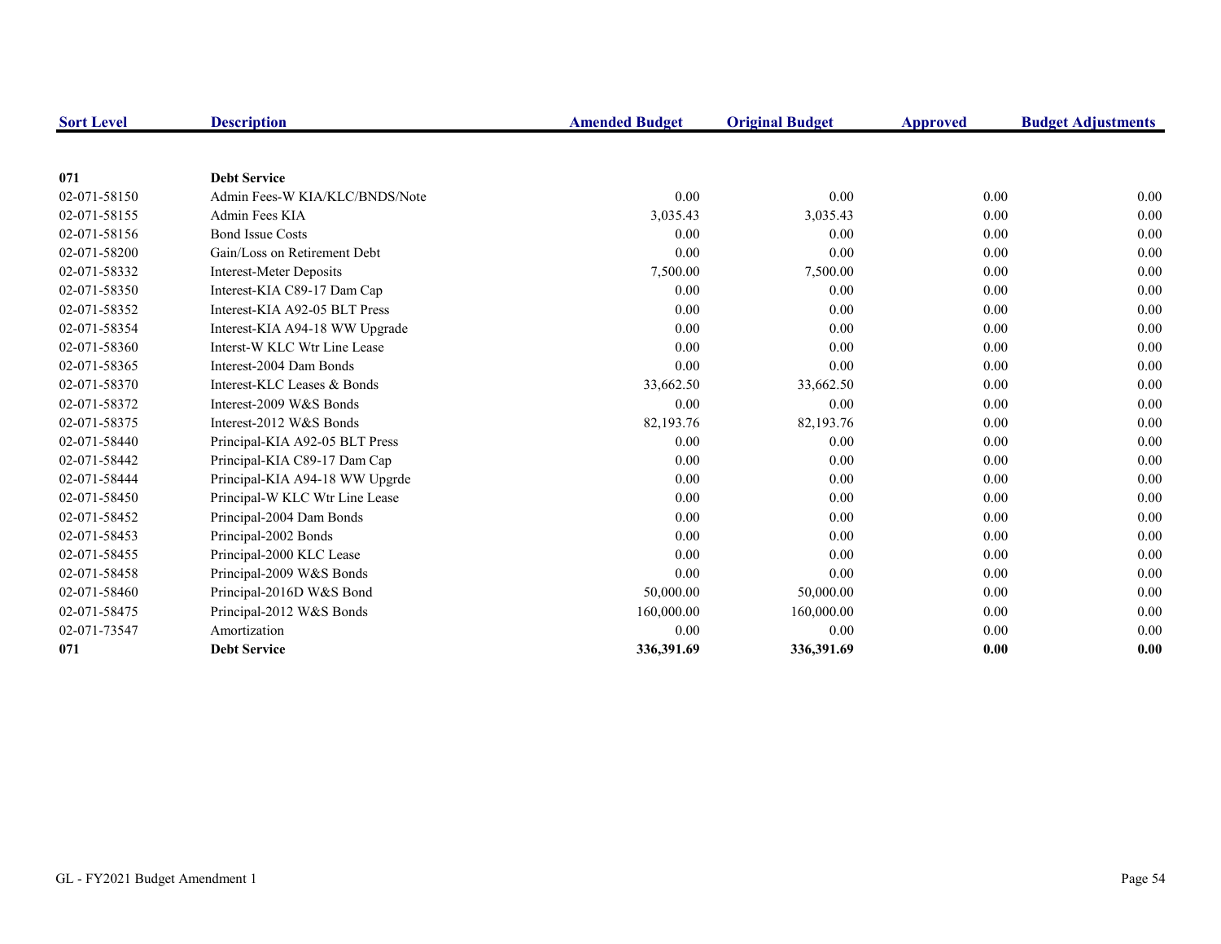| Sort Level | Description | Amended Budget | Original Budget | Approved | Budget Adjustments |
|---|---|---|---|---|---|
| **071** | **Debt Service** | | | | |
| 02-071-58150 | Admin Fees-W KIA/KLC/BNDS/Note | 0.00 | 0.00 | 0.00 | 0.00 |
| 02-071-58155 | Admin Fees KIA | 3,035.43 | 3,035.43 | 0.00 | 0.00 |
| 02-071-58156 | Bond Issue Costs | 0.00 | 0.00 | 0.00 | 0.00 |
| 02-071-58200 | Gain/Loss on Retirement Debt | 0.00 | 0.00 | 0.00 | 0.00 |
| 02-071-58332 | Interest-Meter Deposits | 7,500.00 | 7,500.00 | 0.00 | 0.00 |
| 02-071-58350 | Interest-KIA C89-17 Dam Cap | 0.00 | 0.00 | 0.00 | 0.00 |
| 02-071-58352 | Interest-KIA A92-05 BLT Press | 0.00 | 0.00 | 0.00 | 0.00 |
| 02-071-58354 | Interest-KIA A94-18 WW Upgrade | 0.00 | 0.00 | 0.00 | 0.00 |
| 02-071-58360 | Interst-W KLC Wtr Line Lease | 0.00 | 0.00 | 0.00 | 0.00 |
| 02-071-58365 | Interest-2004 Dam Bonds | 0.00 | 0.00 | 0.00 | 0.00 |
| 02-071-58370 | Interest-KLC Leases & Bonds | 33,662.50 | 33,662.50 | 0.00 | 0.00 |
| 02-071-58372 | Interest-2009 W&S Bonds | 0.00 | 0.00 | 0.00 | 0.00 |
| 02-071-58375 | Interest-2012 W&S Bonds | 82,193.76 | 82,193.76 | 0.00 | 0.00 |
| 02-071-58440 | Principal-KIA A92-05 BLT Press | 0.00 | 0.00 | 0.00 | 0.00 |
| 02-071-58442 | Principal-KIA C89-17 Dam Cap | 0.00 | 0.00 | 0.00 | 0.00 |
| 02-071-58444 | Principal-KIA A94-18 WW Upgrde | 0.00 | 0.00 | 0.00 | 0.00 |
| 02-071-58450 | Principal-W KLC Wtr Line Lease | 0.00 | 0.00 | 0.00 | 0.00 |
| 02-071-58452 | Principal-2004 Dam Bonds | 0.00 | 0.00 | 0.00 | 0.00 |
| 02-071-58453 | Principal-2002 Bonds | 0.00 | 0.00 | 0.00 | 0.00 |
| 02-071-58455 | Principal-2000 KLC Lease | 0.00 | 0.00 | 0.00 | 0.00 |
| 02-071-58458 | Principal-2009 W&S Bonds | 0.00 | 0.00 | 0.00 | 0.00 |
| 02-071-58460 | Principal-2016D W&S Bond | 50,000.00 | 50,000.00 | 0.00 | 0.00 |
| 02-071-58475 | Principal-2012 W&S Bonds | 160,000.00 | 160,000.00 | 0.00 | 0.00 |
| 02-071-73547 | Amortization | 0.00 | 0.00 | 0.00 | 0.00 |
| **071** | **Debt Service** | **336,391.69** | **336,391.69** | **0.00** | **0.00** |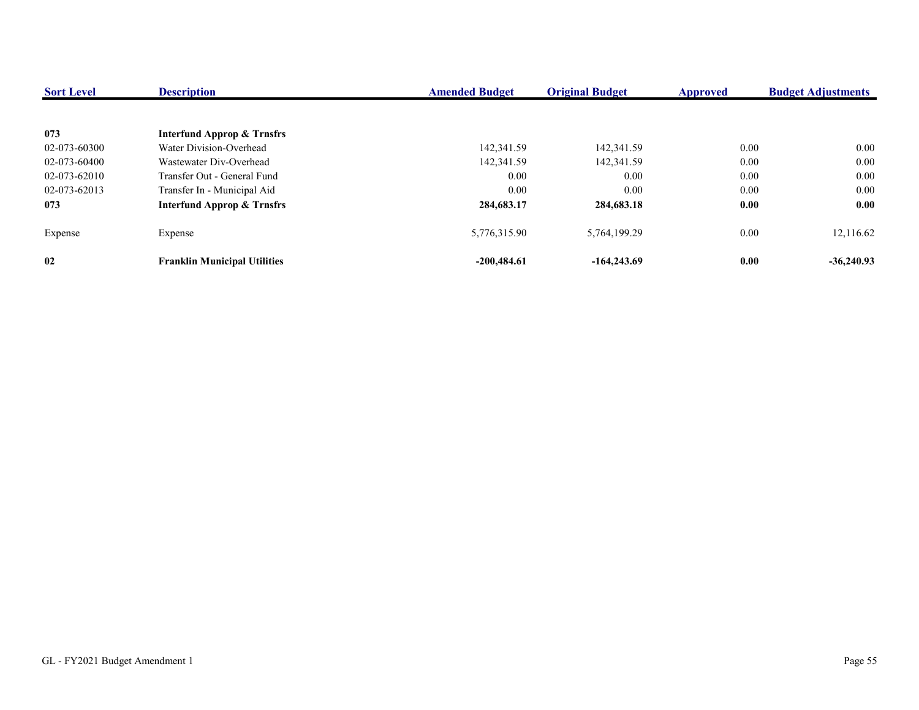| Sort Level | Description | Amended Budget | Original Budget | Approved | Budget Adjustments |
|---|---|---|---|---|---|
| **073** | **Interfund Approp & Trnsfrs** | | | | |
| 02-073-60300 | Water Division-Overhead | 142,341.59 | 142,341.59 | 0.00 | 0.00 |
| 02-073-60400 | Wastewater Div-Overhead | 142,341.59 | 142,341.59 | 0.00 | 0.00 |
| 02-073-62010 | Transfer Out - General Fund | 0.00 | 0.00 | 0.00 | 0.00 |
| 02-073-62013 | Transfer In - Municipal Aid | 0.00 | 0.00 | 0.00 | 0.00 |
| **073** | **Interfund Approp & Trnsfrs** | **284,683.17** | **284,683.18** | **0.00** | **0.00** |
| Expense | Expense | 5,776,315.90 | 5,764,199.29 | 0.00 | 12,116.62 |
| **02** | **Franklin Municipal Utilities** | **-200,484.61** | **-164,243.69** | **0.00** | **-36,240.93** |

GL - FY2021 Budget Amendment 1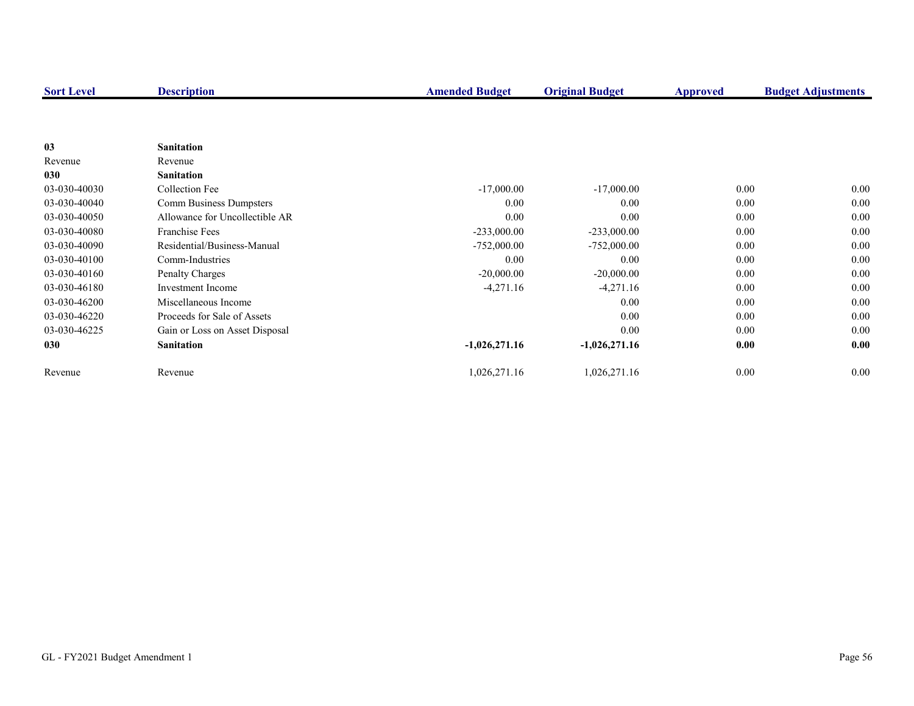| Sort Level | Description | Amended Budget | Original Budget | Approved | Budget Adjustments |
|---|---|---|---|---|---|
| **03** | **Sanitation** | | | | |
| Revenue | Revenue | | | | |
| **030** | **Sanitation** | | | | |
| 03-030-40030 | Collection Fee | -17,000.00 | -17,000.00 | 0.00 | 0.00 |
| 03-030-40040 | Comm Business Dumpsters | 0.00 | 0.00 | 0.00 | 0.00 |
| 03-030-40050 | Allowance for Uncollectible AR | 0.00 | 0.00 | 0.00 | 0.00 |
| 03-030-40080 | Franchise Fees | -233,000.00 | -233,000.00 | 0.00 | 0.00 |
| 03-030-40090 | Residential/Business-Manual | -752,000.00 | -752,000.00 | 0.00 | 0.00 |
| 03-030-40100 | Comm-Industries | 0.00 | 0.00 | 0.00 | 0.00 |
| 03-030-40160 | Penalty Charges | -20,000.00 | -20,000.00 | 0.00 | 0.00 |
| 03-030-46180 | Investment Income | -4,271.16 | -4,271.16 | 0.00 | 0.00 |
| 03-030-46200 | Miscellaneous Income | | 0.00 | 0.00 | 0.00 |
| 03-030-46220 | Proceeds for Sale of Assets | | 0.00 | 0.00 | 0.00 |
| 03-030-46225 | Gain or Loss on Asset Disposal | | 0.00 | 0.00 | 0.00 |
| **030** | **Sanitation** | **-1,026,271.16** | **-1,026,271.16** | **0.00** | **0.00** |
| Revenue | Revenue | 1,026,271.16 | 1,026,271.16 | 0.00 | 0.00 |

GL - FY2021 Budget Amendment 1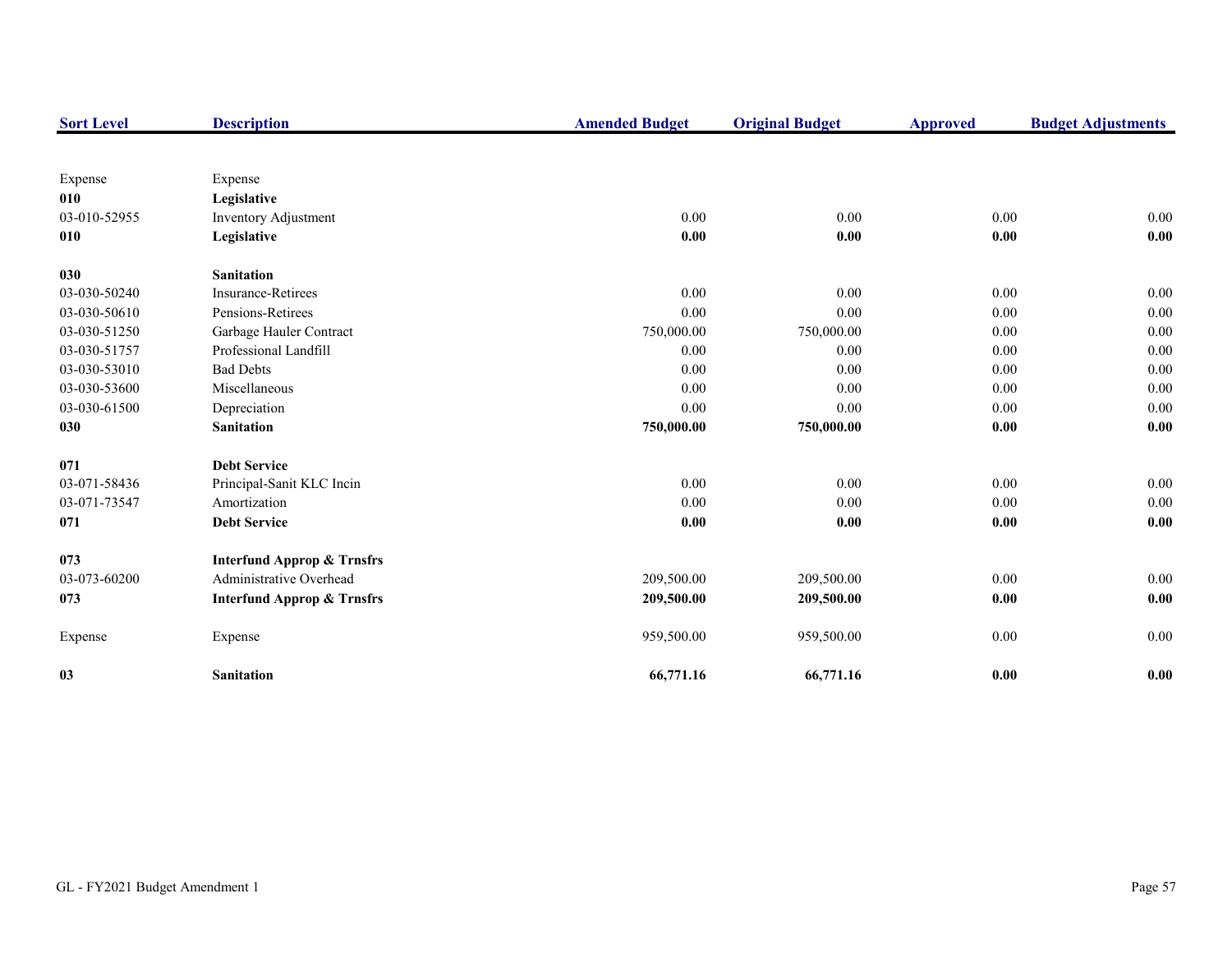| Sort Level | Description | Amended Budget | Original Budget | Approved | Budget Adjustments |
|---|---|---|---|---|---|
| Expense | Expense | | | | |
| **010** | **Legislative** | | | | |
| 03-010-52955 | Inventory Adjustment | 0.00 | 0.00 | 0.00 | 0.00 |
| **010** | **Legislative** | **0.00** | **0.00** | **0.00** | **0.00** |
| **030** | **Sanitation** | | | | |
| 03-030-50240 | Insurance-Retirees | 0.00 | 0.00 | 0.00 | 0.00 |
| 03-030-50610 | Pensions-Retirees | 0.00 | 0.00 | 0.00 | 0.00 |
| 03-030-51250 | Garbage Hauler Contract | 750,000.00 | 750,000.00 | 0.00 | 0.00 |
| 03-030-51757 | Professional Landfill | 0.00 | 0.00 | 0.00 | 0.00 |
| 03-030-53010 | Bad Debts | 0.00 | 0.00 | 0.00 | 0.00 |
| 03-030-53600 | Miscellaneous | 0.00 | 0.00 | 0.00 | 0.00 |
| 03-030-61500 | Depreciation | 0.00 | 0.00 | 0.00 | 0.00 |
| **030** | **Sanitation** | **750,000.00** | **750,000.00** | **0.00** | **0.00** |
| **071** | **Debt Service** | | | | |
| 03-071-58436 | Principal-Sanit KLC Incin | 0.00 | 0.00 | 0.00 | 0.00 |
| 03-071-73547 | Amortization | 0.00 | 0.00 | 0.00 | 0.00 |
| **071** | **Debt Service** | **0.00** | **0.00** | **0.00** | **0.00** |
| **073** | **Interfund Approp & Trnsfrs** | | | | |
| 03-073-60200 | Administrative Overhead | 209,500.00 | 209,500.00 | 0.00 | 0.00 |
| **073** | **Interfund Approp & Trnsfrs** | **209,500.00** | **209,500.00** | **0.00** | **0.00** |
| Expense | Expense | 959,500.00 | 959,500.00 | 0.00 | 0.00 |
| **03** | **Sanitation** | **66,771.16** | **66,771.16** | **0.00** | **0.00** |

GL - FY2021 Budget Amendment 1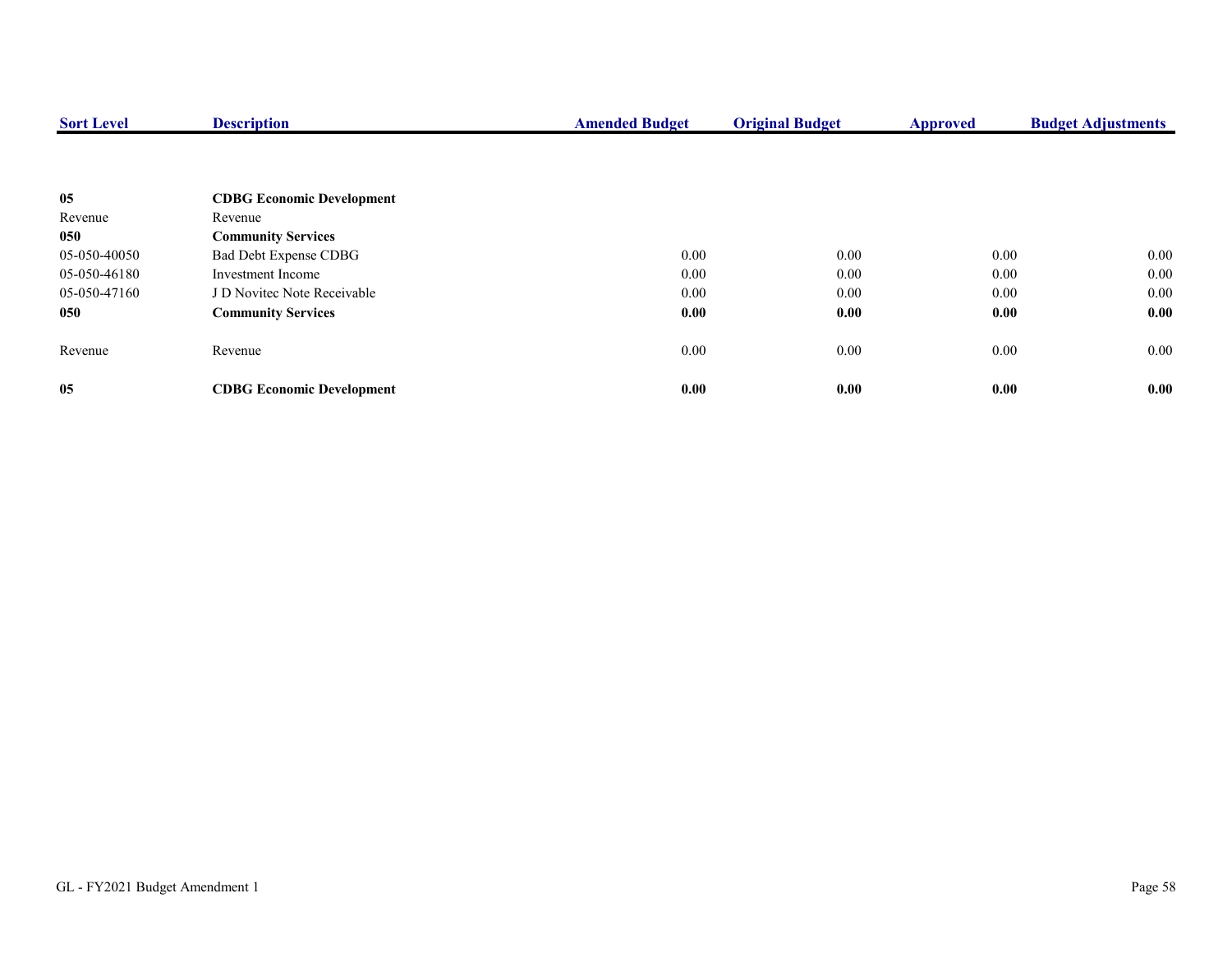| Sort Level | Description | Amended Budget | Original Budget | Approved | Budget Adjustments |
|---|---|---|---|---|---|
| **05** | **CDBG Economic Development** | | | | |
| Revenue | Revenue | | | | |
| **050** | **Community Services** | | | | |
| 05-050-40050 | Bad Debt Expense CDBG | 0.00 | 0.00 | 0.00 | 0.00 |
| 05-050-46180 | Investment Income | 0.00 | 0.00 | 0.00 | 0.00 |
| 05-050-47160 | J D Novitec Note Receivable | 0.00 | 0.00 | 0.00 | 0.00 |
| **050** | **Community Services** | **0.00** | **0.00** | **0.00** | **0.00** |
| Revenue | Revenue | 0.00 | 0.00 | 0.00 | 0.00 |
| **05** | **CDBG Economic Development** | **0.00** | **0.00** | **0.00** | **0.00** |

GL - FY2021 Budget Amendment 1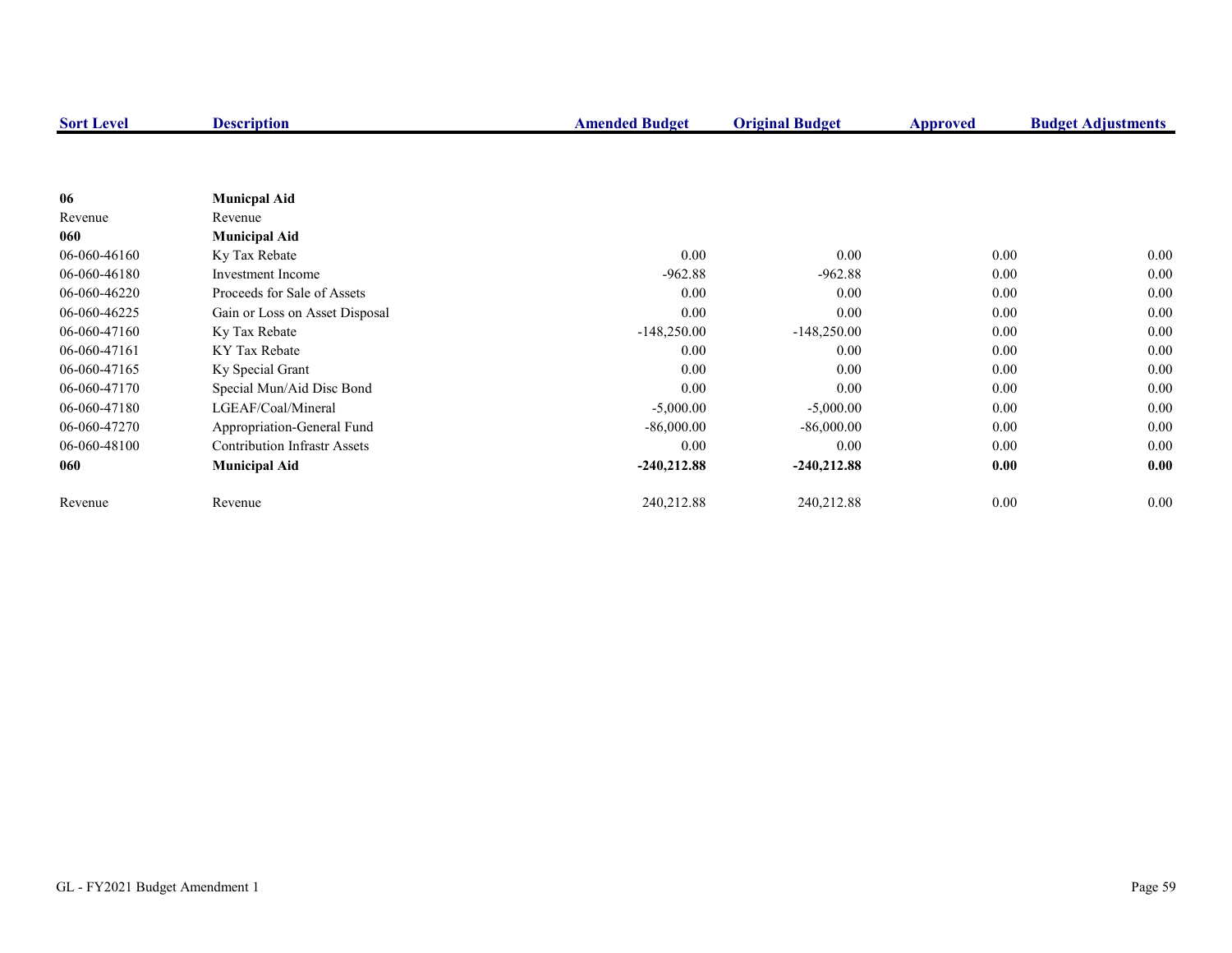| Sort Level | Description | Amended Budget | Original Budget | Approved | Budget Adjustments |
|---|---|---|---|---|---|
| **06** | **Municpal Aid** | | | | |
| Revenue | Revenue | | | | |
| **060** | **Municipal Aid** | | | | |
| 06-060-46160 | Ky Tax Rebate | 0.00 | 0.00 | 0.00 | 0.00 |
| 06-060-46180 | Investment Income | -962.88 | -962.88 | 0.00 | 0.00 |
| 06-060-46220 | Proceeds for Sale of Assets | 0.00 | 0.00 | 0.00 | 0.00 |
| 06-060-46225 | Gain or Loss on Asset Disposal | 0.00 | 0.00 | 0.00 | 0.00 |
| 06-060-47160 | Ky Tax Rebate | -148,250.00 | -148,250.00 | 0.00 | 0.00 |
| 06-060-47161 | KY Tax Rebate | 0.00 | 0.00 | 0.00 | 0.00 |
| 06-060-47165 | Ky Special Grant | 0.00 | 0.00 | 0.00 | 0.00 |
| 06-060-47170 | Special Mun/Aid Disc Bond | 0.00 | 0.00 | 0.00 | 0.00 |
| 06-060-47180 | LGEAF/Coal/Mineral | -5,000.00 | -5,000.00 | 0.00 | 0.00 |
| 06-060-47270 | Appropriation-General Fund | -86,000.00 | -86,000.00 | 0.00 | 0.00 |
| 06-060-48100 | Contribution Infrastr Assets | 0.00 | 0.00 | 0.00 | 0.00 |
| **060** | **Municipal Aid** | **-240,212.88** | **-240,212.88** | **0.00** | **0.00** |
| Revenue | Revenue | 240,212.88 | 240,212.88 | 0.00 | 0.00 |

GL - FY2021 Budget Amendment 1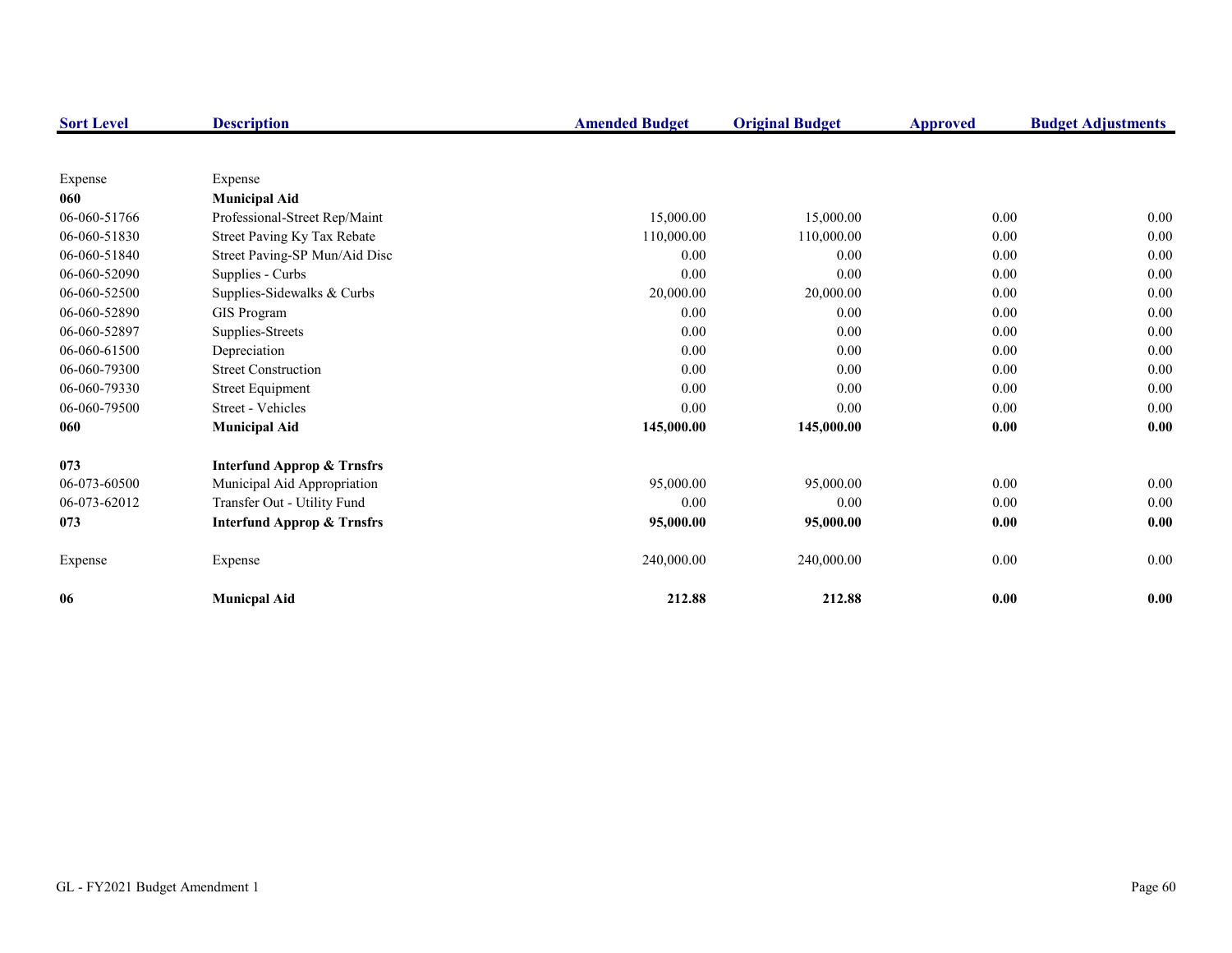| Sort Level | Description | Amended Budget | Original Budget | Approved | Budget Adjustments |
|---|---|---|---|---|---|
| Expense | Expense | | | | |
| **060** | **Municipal Aid** | | | | |
| 06-060-51766 | Professional-Street Rep/Maint | 15,000.00 | 15,000.00 | 0.00 | 0.00 |
| 06-060-51830 | Street Paving Ky Tax Rebate | 110,000.00 | 110,000.00 | 0.00 | 0.00 |
| 06-060-51840 | Street Paving-SP Mun/Aid Disc | 0.00 | 0.00 | 0.00 | 0.00 |
| 06-060-52090 | Supplies - Curbs | 0.00 | 0.00 | 0.00 | 0.00 |
| 06-060-52500 | Supplies-Sidewalks & Curbs | 20,000.00 | 20,000.00 | 0.00 | 0.00 |
| 06-060-52890 | GIS Program | 0.00 | 0.00 | 0.00 | 0.00 |
| 06-060-52897 | Supplies-Streets | 0.00 | 0.00 | 0.00 | 0.00 |
| 06-060-61500 | Depreciation | 0.00 | 0.00 | 0.00 | 0.00 |
| 06-060-79300 | Street Construction | 0.00 | 0.00 | 0.00 | 0.00 |
| 06-060-79330 | Street Equipment | 0.00 | 0.00 | 0.00 | 0.00 |
| 06-060-79500 | Street - Vehicles | 0.00 | 0.00 | 0.00 | 0.00 |
| **060** | **Municipal Aid** | **145,000.00** | **145,000.00** | **0.00** | **0.00** |
| **073** | **Interfund Approp & Trnsfrs** | | | | |
| 06-073-60500 | Municipal Aid Appropriation | 95,000.00 | 95,000.00 | 0.00 | 0.00 |
| 06-073-62012 | Transfer Out - Utility Fund | 0.00 | 0.00 | 0.00 | 0.00 |
| **073** | **Interfund Approp & Trnsfrs** | **95,000.00** | **95,000.00** | **0.00** | **0.00** |
| Expense | Expense | 240,000.00 | 240,000.00 | 0.00 | 0.00 |
| **06** | **Municpal Aid** | **212.88** | **212.88** | **0.00** | **0.00** |

GL - FY2021 Budget Amendment 1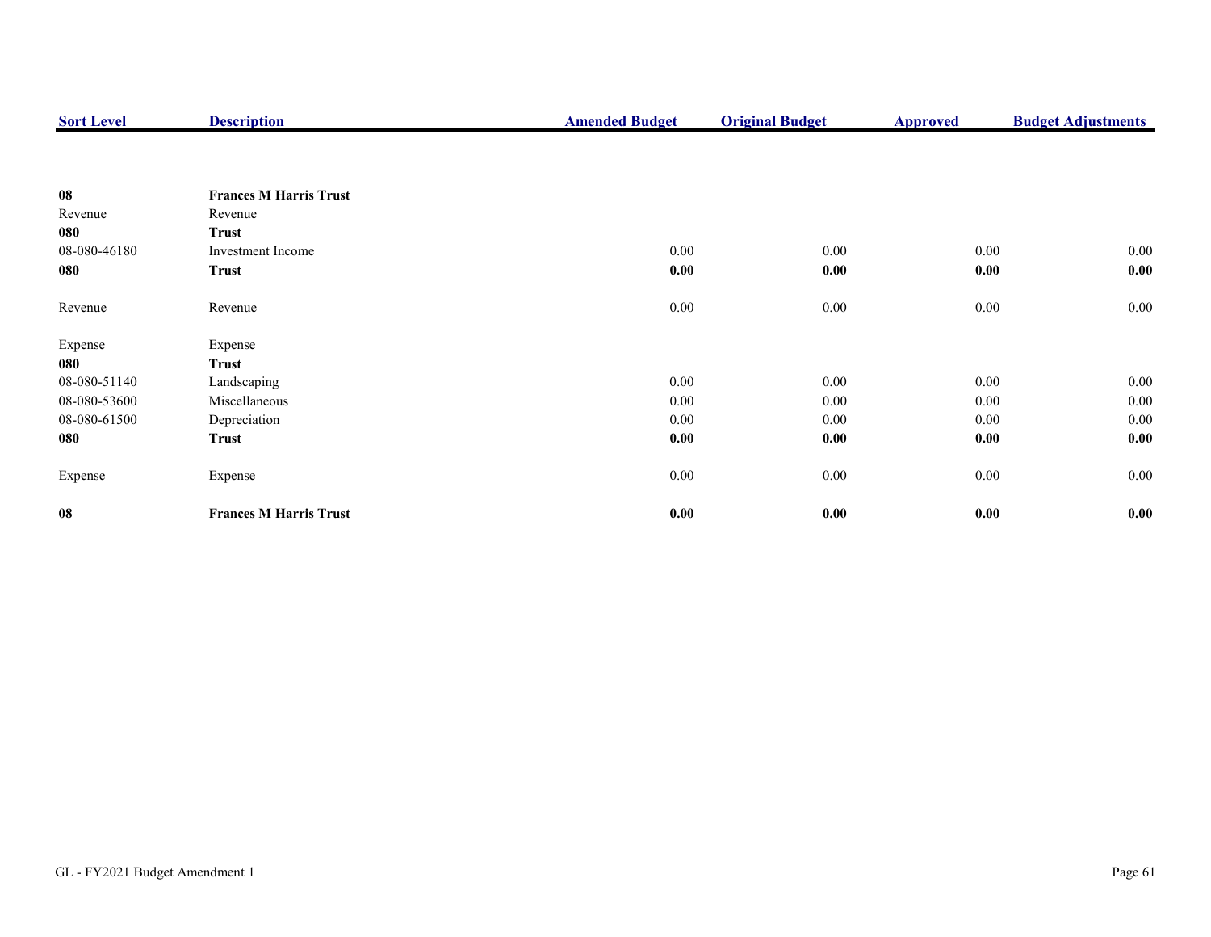| Sort Level | Description | Amended Budget | Original Budget | Approved | Budget Adjustments |
|---|---|---|---|---|---|
| **08** | **Frances M Harris Trust** | | | | |
| Revenue | Revenue | | | | |
| **080** | **Trust** | | | | |
| 08-080-46180 | Investment Income | 0.00 | 0.00 | 0.00 | 0.00 |
| **080** | **Trust** | **0.00** | **0.00** | **0.00** | **0.00** |
| Revenue | Revenue | 0.00 | 0.00 | 0.00 | 0.00 |
| Expense | Expense | | | | |
| **080** | **Trust** | | | | |
| 08-080-51140 | Landscaping | 0.00 | 0.00 | 0.00 | 0.00 |
| 08-080-53600 | Miscellaneous | 0.00 | 0.00 | 0.00 | 0.00 |
| 08-080-61500 | Depreciation | 0.00 | 0.00 | 0.00 | 0.00 |
| **080** | **Trust** | **0.00** | **0.00** | **0.00** | **0.00** |
| Expense | Expense | 0.00 | 0.00 | 0.00 | 0.00 |
| **08** | **Frances M Harris Trust** | **0.00** | **0.00** | **0.00** | **0.00** |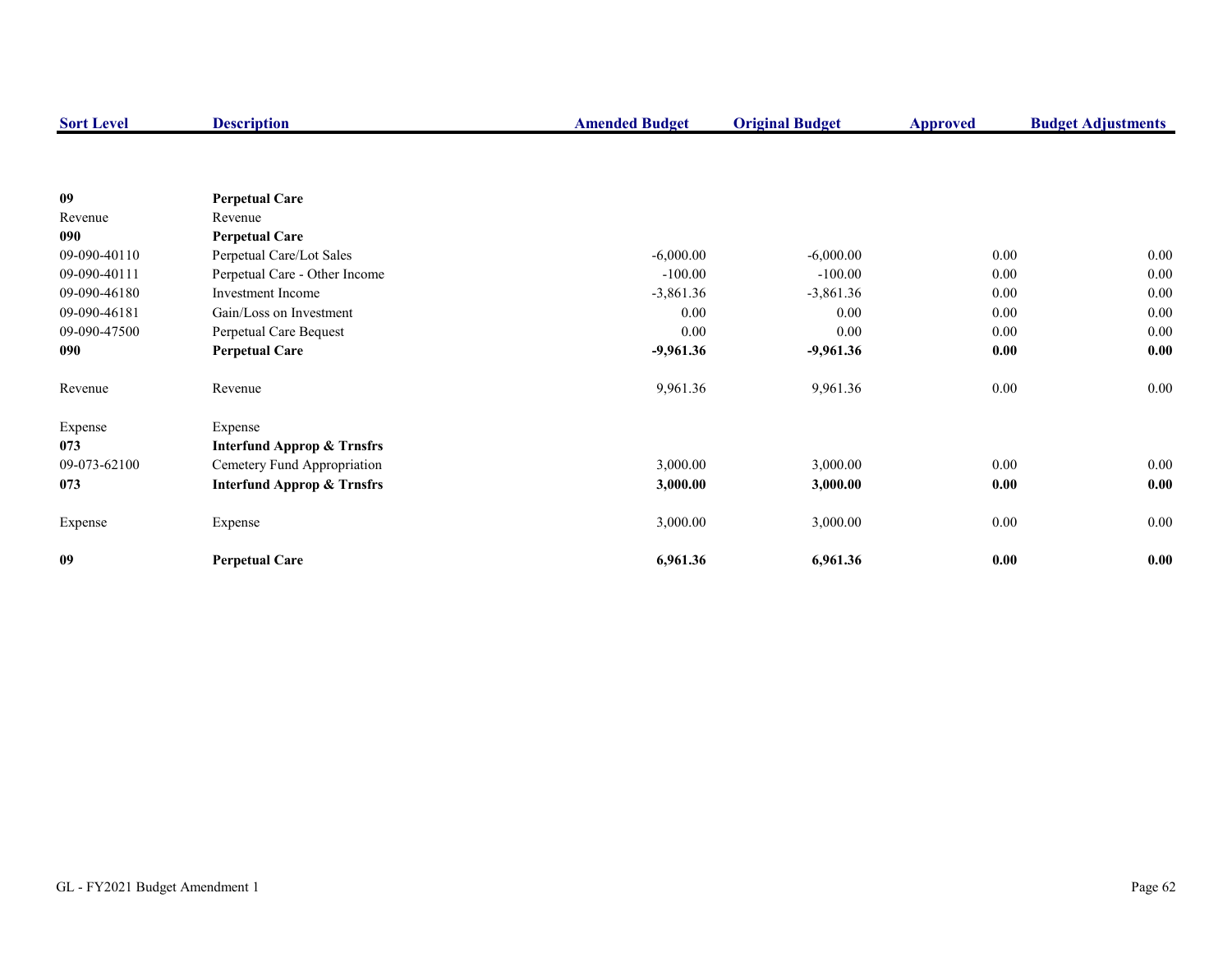| Sort Level | Description | Amended Budget | Original Budget | Approved | Budget Adjustments |
|---|---|---|---|---|---|
| **09** | **Perpetual Care** | | | | |
| Revenue | Revenue | | | | |
| **090** | **Perpetual Care** | | | | |
| 09-090-40110 | Perpetual Care/Lot Sales | -6,000.00 | -6,000.00 | 0.00 | 0.00 |
| 09-090-40111 | Perpetual Care - Other Income | -100.00 | -100.00 | 0.00 | 0.00 |
| 09-090-46180 | Investment Income | -3,861.36 | -3,861.36 | 0.00 | 0.00 |
| 09-090-46181 | Gain/Loss on Investment | 0.00 | 0.00 | 0.00 | 0.00 |
| 09-090-47500 | Perpetual Care Bequest | 0.00 | 0.00 | 0.00 | 0.00 |
| **090** | **Perpetual Care** | **-9,961.36** | **-9,961.36** | **0.00** | **0.00** |
| Revenue | Revenue | 9,961.36 | 9,961.36 | 0.00 | 0.00 |
| Expense | Expense | | | | |
| **073** | **Interfund Approp & Trnsfrs** | | | | |
| 09-073-62100 | Cemetery Fund Appropriation | 3,000.00 | 3,000.00 | 0.00 | 0.00 |
| **073** | **Interfund Approp & Trnsfrs** | **3,000.00** | **3,000.00** | **0.00** | **0.00** |
| Expense | Expense | 3,000.00 | 3,000.00 | 0.00 | 0.00 |
| **09** | **Perpetual Care** | **6,961.36** | **6,961.36** | **0.00** | **0.00** |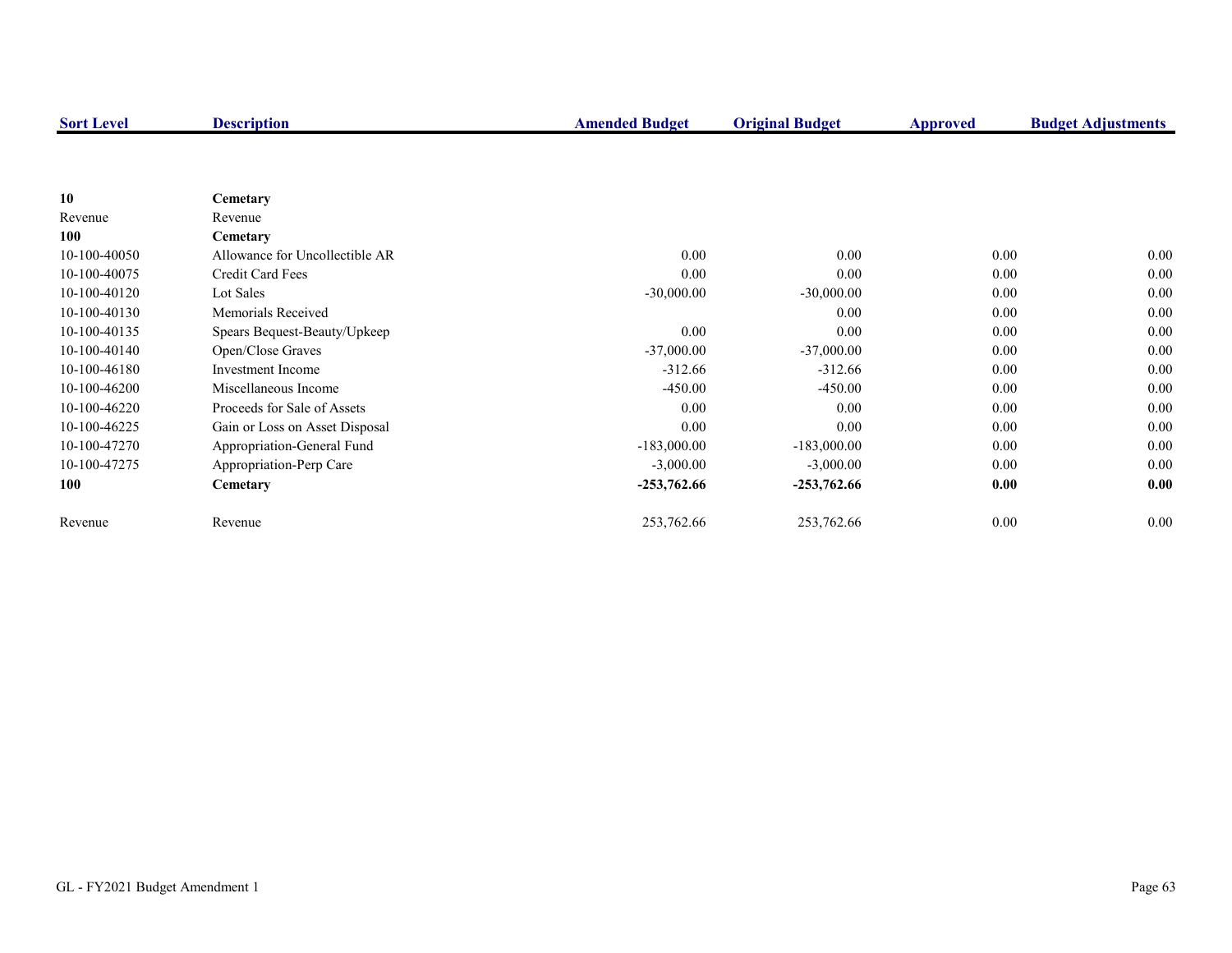| Sort Level | Description | Amended Budget | Original Budget | Approved | Budget Adjustments |
|---|---|---|---|---|---|
| **10** | **Cemetary** | | | | |
| Revenue | Revenue | | | | |
| **100** | **Cemetary** | | | | |
| 10-100-40050 | Allowance for Uncollectible AR | 0.00 | 0.00 | 0.00 | 0.00 |
| 10-100-40075 | Credit Card Fees | 0.00 | 0.00 | 0.00 | 0.00 |
| 10-100-40120 | Lot Sales | -30,000.00 | -30,000.00 | 0.00 | 0.00 |
| 10-100-40130 | Memorials Received | | 0.00 | 0.00 | 0.00 |
| 10-100-40135 | Spears Bequest-Beauty/Upkeep | 0.00 | 0.00 | 0.00 | 0.00 |
| 10-100-40140 | Open/Close Graves | -37,000.00 | -37,000.00 | 0.00 | 0.00 |
| 10-100-46180 | Investment Income | -312.66 | -312.66 | 0.00 | 0.00 |
| 10-100-46200 | Miscellaneous Income | -450.00 | -450.00 | 0.00 | 0.00 |
| 10-100-46220 | Proceeds for Sale of Assets | 0.00 | 0.00 | 0.00 | 0.00 |
| 10-100-46225 | Gain or Loss on Asset Disposal | 0.00 | 0.00 | 0.00 | 0.00 |
| 10-100-47270 | Appropriation-General Fund | -183,000.00 | -183,000.00 | 0.00 | 0.00 |
| 10-100-47275 | Appropriation-Perp Care | -3,000.00 | -3,000.00 | 0.00 | 0.00 |
| **100** | **Cemetary** | **-253,762.66** | **-253,762.66** | **0.00** | **0.00** |
| Revenue | Revenue | 253,762.66 | 253,762.66 | 0.00 | 0.00 |

GL - FY2021 Budget Amendment 1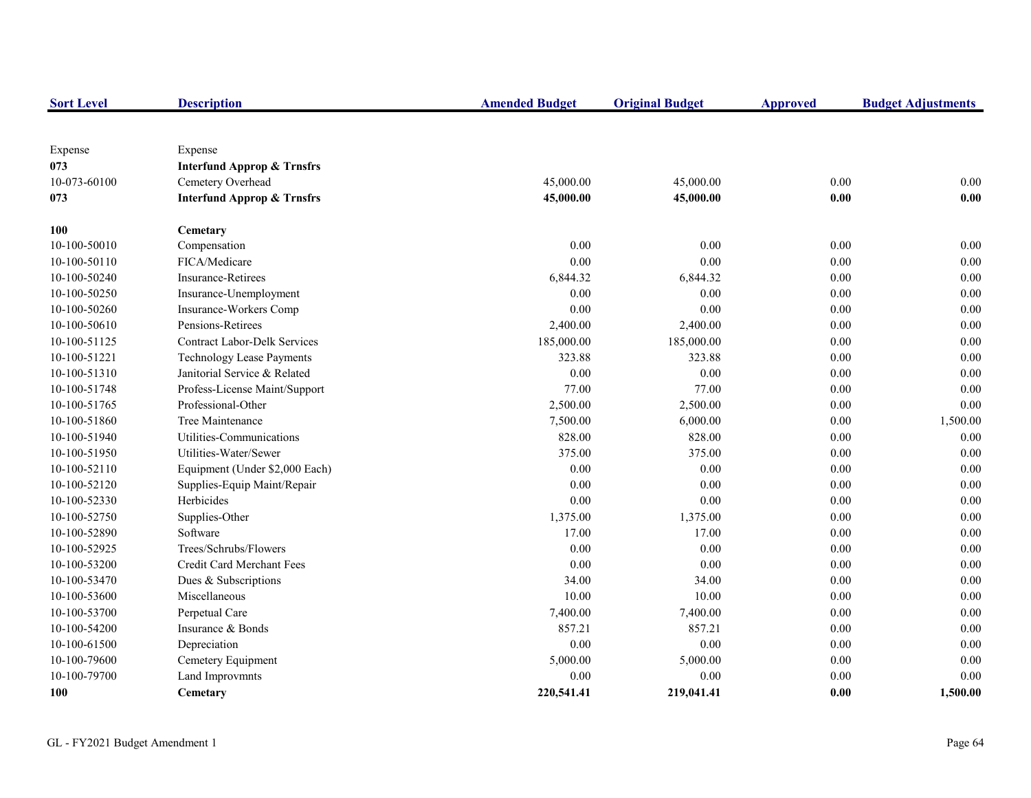| Sort Level | Description | Amended Budget | Original Budget | Approved | Budget Adjustments |
|---|---|---|---|---|---|
| Expense | Expense | | | | |
| **073** | **Interfund Approp & Trnsfrs** | | | | |
| 10-073-60100 | Cemetery Overhead | 45,000.00 | 45,000.00 | 0.00 | 0.00 |
| **073** | **Interfund Approp & Trnsfrs** | **45,000.00** | **45,000.00** | **0.00** | **0.00** |
| **100** | **Cemetary** | | | | |
| 10-100-50010 | Compensation | 0.00 | 0.00 | 0.00 | 0.00 |
| 10-100-50110 | FICA/Medicare | 0.00 | 0.00 | 0.00 | 0.00 |
| 10-100-50240 | Insurance-Retirees | 6,844.32 | 6,844.32 | 0.00 | 0.00 |
| 10-100-50250 | Insurance-Unemployment | 0.00 | 0.00 | 0.00 | 0.00 |
| 10-100-50260 | Insurance-Workers Comp | 0.00 | 0.00 | 0.00 | 0.00 |
| 10-100-50610 | Pensions-Retirees | 2,400.00 | 2,400.00 | 0.00 | 0.00 |
| 10-100-51125 | Contract Labor-Delk Services | 185,000.00 | 185,000.00 | 0.00 | 0.00 |
| 10-100-51221 | Technology Lease Payments | 323.88 | 323.88 | 0.00 | 0.00 |
| 10-100-51310 | Janitorial Service & Related | 0.00 | 0.00 | 0.00 | 0.00 |
| 10-100-51748 | Profess-License Maint/Support | 77.00 | 77.00 | 0.00 | 0.00 |
| 10-100-51765 | Professional-Other | 2,500.00 | 2,500.00 | 0.00 | 0.00 |
| 10-100-51860 | Tree Maintenance | 7,500.00 | 6,000.00 | 0.00 | 1,500.00 |
| 10-100-51940 | Utilities-Communications | 828.00 | 828.00 | 0.00 | 0.00 |
| 10-100-51950 | Utilities-Water/Sewer | 375.00 | 375.00 | 0.00 | 0.00 |
| 10-100-52110 | Equipment (Under $2,000 Each) | 0.00 | 0.00 | 0.00 | 0.00 |
| 10-100-52120 | Supplies-Equip Maint/Repair | 0.00 | 0.00 | 0.00 | 0.00 |
| 10-100-52330 | Herbicides | 0.00 | 0.00 | 0.00 | 0.00 |
| 10-100-52750 | Supplies-Other | 1,375.00 | 1,375.00 | 0.00 | 0.00 |
| 10-100-52890 | Software | 17.00 | 17.00 | 0.00 | 0.00 |
| 10-100-52925 | Trees/Schrubs/Flowers | 0.00 | 0.00 | 0.00 | 0.00 |
| 10-100-53200 | Credit Card Merchant Fees | 0.00 | 0.00 | 0.00 | 0.00 |
| 10-100-53470 | Dues & Subscriptions | 34.00 | 34.00 | 0.00 | 0.00 |
| 10-100-53600 | Miscellaneous | 10.00 | 10.00 | 0.00 | 0.00 |
| 10-100-53700 | Perpetual Care | 7,400.00 | 7,400.00 | 0.00 | 0.00 |
| 10-100-54200 | Insurance & Bonds | 857.21 | 857.21 | 0.00 | 0.00 |
| 10-100-61500 | Depreciation | 0.00 | 0.00 | 0.00 | 0.00 |
| 10-100-79600 | Cemetery Equipment | 5,000.00 | 5,000.00 | 0.00 | 0.00 |
| 10-100-79700 | Land Improvmnts | 0.00 | 0.00 | 0.00 | 0.00 |
| **100** | **Cemetary** | **220,541.41** | **219,041.41** | **0.00** | **1,500.00** |

GL - FY2021 Budget Amendment 1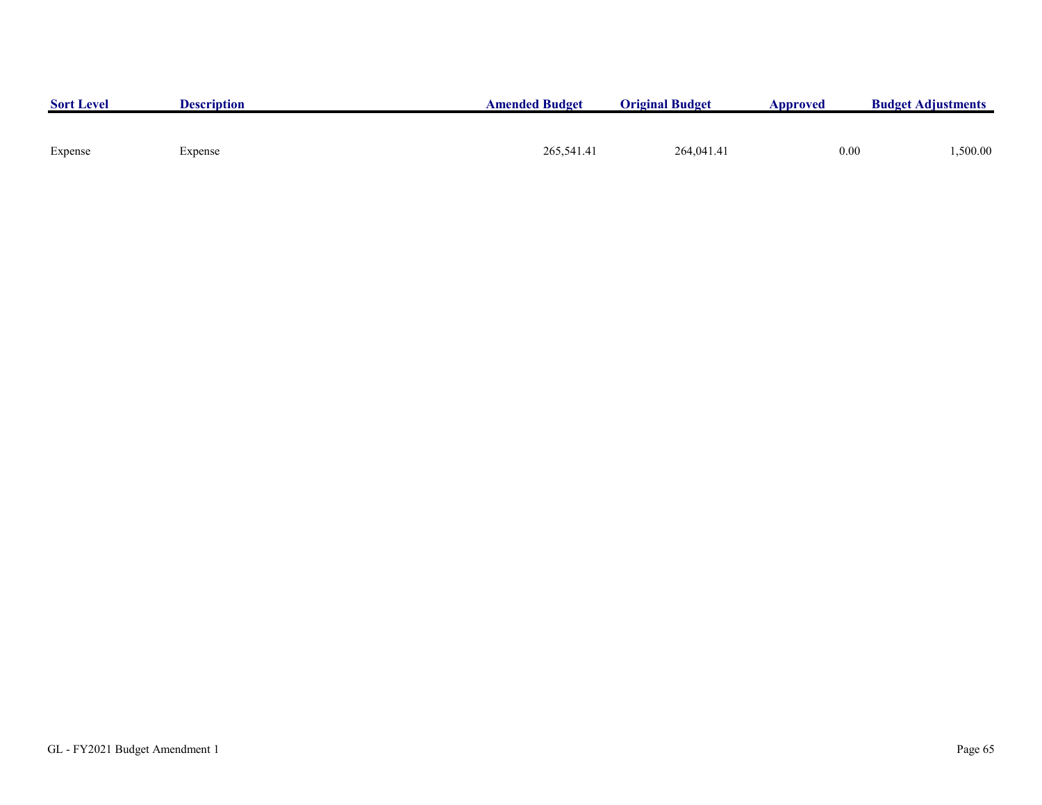| Sort Level | Description | Amended Budget | Original Budget | Approved | Budget Adjustments |
|---|---|---|---|---|---|
| Expense | Expense | 265,541.41 | 264,041.41 | 0.00 | 1,500.00 |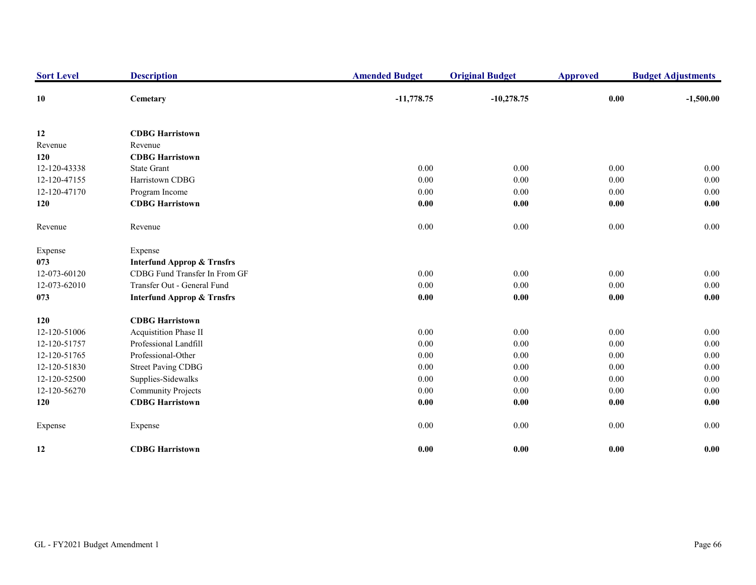| Sort Level | Description | Amended Budget | Original Budget | Approved | Budget Adjustments |
|---|---|---|---|---|---|
| **10** | **Cemetary** | **-11,778.75** | **-10,278.75** | **0.00** | **-1,500.00** |
| | | | | | |
| **12** | **CDBG Harristown** | | | | |
| Revenue | Revenue | | | | |
| **120** | **CDBG Harristown** | | | | |
| 12-120-43338 | State Grant | 0.00 | 0.00 | 0.00 | 0.00 |
| 12-120-47155 | Harristown CDBG | 0.00 | 0.00 | 0.00 | 0.00 |
| 12-120-47170 | Program Income | 0.00 | 0.00 | 0.00 | 0.00 |
| **120** | **CDBG Harristown** | **0.00** | **0.00** | **0.00** | **0.00** |
| | | | | | |
| Revenue | Revenue | 0.00 | 0.00 | 0.00 | 0.00 |
| | | | | | |
| Expense | Expense | | | | |
| **073** | **Interfund Approp & Trnsfrs** | | | | |
| 12-073-60120 | CDBG Fund Transfer In From GF | 0.00 | 0.00 | 0.00 | 0.00 |
| 12-073-62010 | Transfer Out - General Fund | 0.00 | 0.00 | 0.00 | 0.00 |
| **073** | **Interfund Approp & Trnsfrs** | **0.00** | **0.00** | **0.00** | **0.00** |
| | | | | | |
| **120** | **CDBG Harristown** | | | | |
| 12-120-51006 | Acquistition Phase II | 0.00 | 0.00 | 0.00 | 0.00 |
| 12-120-51757 | Professional Landfill | 0.00 | 0.00 | 0.00 | 0.00 |
| 12-120-51765 | Professional-Other | 0.00 | 0.00 | 0.00 | 0.00 |
| 12-120-51830 | Street Paving CDBG | 0.00 | 0.00 | 0.00 | 0.00 |
| 12-120-52500 | Supplies-Sidewalks | 0.00 | 0.00 | 0.00 | 0.00 |
| 12-120-56270 | Community Projects | 0.00 | 0.00 | 0.00 | 0.00 |
| **120** | **CDBG Harristown** | **0.00** | **0.00** | **0.00** | **0.00** |
| | | | | | |
| Expense | Expense | 0.00 | 0.00 | 0.00 | 0.00 |
| | | | | | |
| **12** | **CDBG Harristown** | **0.00** | **0.00** | **0.00** | **0.00** |

GL - FY2021 Budget Amendment 1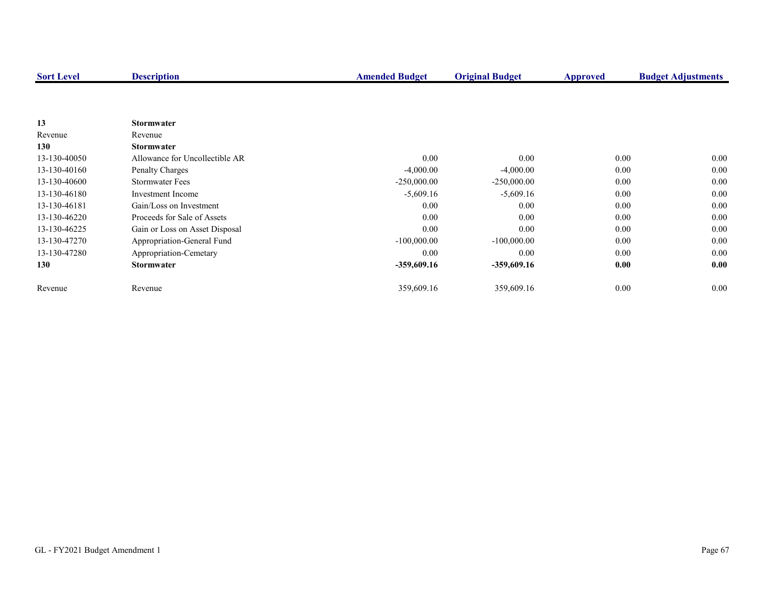| Sort Level | Description | Amended Budget | Original Budget | Approved | Budget Adjustments |
|---|---|---|---|---|---|
| **13** | **Stormwater** | | | | |
| Revenue | Revenue | | | | |
| **130** | **Stormwater** | | | | |
| 13-130-40050 | Allowance for Uncollectible AR | 0.00 | 0.00 | 0.00 | 0.00 |
| 13-130-40160 | Penalty Charges | -4,000.00 | -4,000.00 | 0.00 | 0.00 |
| 13-130-40600 | Stormwater Fees | -250,000.00 | -250,000.00 | 0.00 | 0.00 |
| 13-130-46180 | Investment Income | -5,609.16 | -5,609.16 | 0.00 | 0.00 |
| 13-130-46181 | Gain/Loss on Investment | 0.00 | 0.00 | 0.00 | 0.00 |
| 13-130-46220 | Proceeds for Sale of Assets | 0.00 | 0.00 | 0.00 | 0.00 |
| 13-130-46225 | Gain or Loss on Asset Disposal | 0.00 | 0.00 | 0.00 | 0.00 |
| 13-130-47270 | Appropriation-General Fund | -100,000.00 | -100,000.00 | 0.00 | 0.00 |
| 13-130-47280 | Appropriation-Cemetary | 0.00 | 0.00 | 0.00 | 0.00 |
| **130** | **Stormwater** | **-359,609.16** | **-359,609.16** | **0.00** | **0.00** |
| Revenue | Revenue | 359,609.16 | 359,609.16 | 0.00 | 0.00 |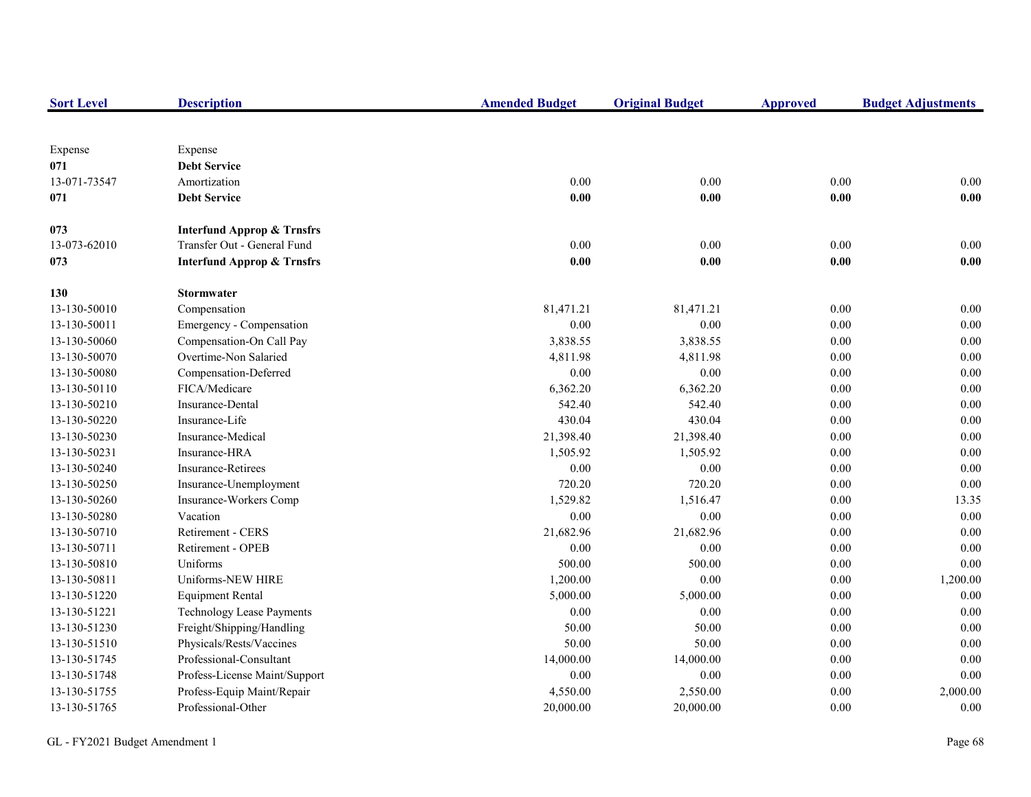| Sort Level | Description | Amended Budget | Original Budget | Approved | Budget Adjustments |
|---|---|---|---|---|---|
| Expense | Expense | | | | |
| **071** | **Debt Service** | | | | |
| 13-071-73547 | Amortization | 0.00 | 0.00 | 0.00 | 0.00 |
| **071** | **Debt Service** | **0.00** | **0.00** | **0.00** | **0.00** |
| **073** | **Interfund Approp & Trnsfrs** | | | | |
| 13-073-62010 | Transfer Out - General Fund | 0.00 | 0.00 | 0.00 | 0.00 |
| **073** | **Interfund Approp & Trnsfrs** | **0.00** | **0.00** | **0.00** | **0.00** |
| **130** | **Stormwater** | | | | |
| 13-130-50010 | Compensation | 81,471.21 | 81,471.21 | 0.00 | 0.00 |
| 13-130-50011 | Emergency - Compensation | 0.00 | 0.00 | 0.00 | 0.00 |
| 13-130-50060 | Compensation-On Call Pay | 3,838.55 | 3,838.55 | 0.00 | 0.00 |
| 13-130-50070 | Overtime-Non Salaried | 4,811.98 | 4,811.98 | 0.00 | 0.00 |
| 13-130-50080 | Compensation-Deferred | 0.00 | 0.00 | 0.00 | 0.00 |
| 13-130-50110 | FICA/Medicare | 6,362.20 | 6,362.20 | 0.00 | 0.00 |
| 13-130-50210 | Insurance-Dental | 542.40 | 542.40 | 0.00 | 0.00 |
| 13-130-50220 | Insurance-Life | 430.04 | 430.04 | 0.00 | 0.00 |
| 13-130-50230 | Insurance-Medical | 21,398.40 | 21,398.40 | 0.00 | 0.00 |
| 13-130-50231 | Insurance-HRA | 1,505.92 | 1,505.92 | 0.00 | 0.00 |
| 13-130-50240 | Insurance-Retirees | 0.00 | 0.00 | 0.00 | 0.00 |
| 13-130-50250 | Insurance-Unemployment | 720.20 | 720.20 | 0.00 | 0.00 |
| 13-130-50260 | Insurance-Workers Comp | 1,529.82 | 1,516.47 | 0.00 | 13.35 |
| 13-130-50280 | Vacation | 0.00 | 0.00 | 0.00 | 0.00 |
| 13-130-50710 | Retirement - CERS | 21,682.96 | 21,682.96 | 0.00 | 0.00 |
| 13-130-50711 | Retirement - OPEB | 0.00 | 0.00 | 0.00 | 0.00 |
| 13-130-50810 | Uniforms | 500.00 | 500.00 | 0.00 | 0.00 |
| 13-130-50811 | Uniforms-NEW HIRE | 1,200.00 | 0.00 | 0.00 | 1,200.00 |
| 13-130-51220 | Equipment Rental | 5,000.00 | 5,000.00 | 0.00 | 0.00 |
| 13-130-51221 | Technology Lease Payments | 0.00 | 0.00 | 0.00 | 0.00 |
| 13-130-51230 | Freight/Shipping/Handling | 50.00 | 50.00 | 0.00 | 0.00 |
| 13-130-51510 | Physicals/Rests/Vaccines | 50.00 | 50.00 | 0.00 | 0.00 |
| 13-130-51745 | Professional-Consultant | 14,000.00 | 14,000.00 | 0.00 | 0.00 |
| 13-130-51748 | Profess-License Maint/Support | 0.00 | 0.00 | 0.00 | 0.00 |
| 13-130-51755 | Profess-Equip Maint/Repair | 4,550.00 | 2,550.00 | 0.00 | 2,000.00 |
| 13-130-51765 | Professional-Other | 20,000.00 | 20,000.00 | 0.00 | 0.00 |

GL - FY2021 Budget Amendment 1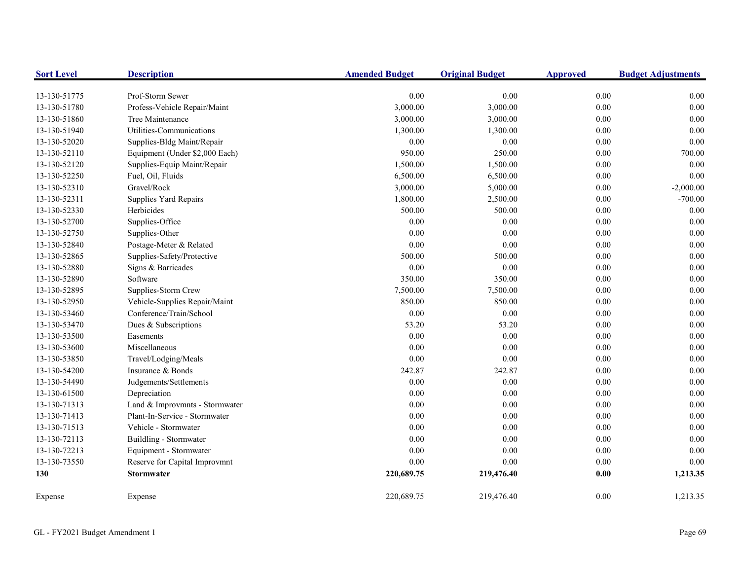| Sort Level | Description | Amended Budget | Original Budget | Approved | Budget Adjustments |
|---|---|---|---|---|---|
| 13-130-51775 | Prof-Storm Sewer | 0.00 | 0.00 | 0.00 | 0.00 |
| 13-130-51780 | Profess-Vehicle Repair/Maint | 3,000.00 | 3,000.00 | 0.00 | 0.00 |
| 13-130-51860 | Tree Maintenance | 3,000.00 | 3,000.00 | 0.00 | 0.00 |
| 13-130-51940 | Utilities-Communications | 1,300.00 | 1,300.00 | 0.00 | 0.00 |
| 13-130-52020 | Supplies-Bldg Maint/Repair | 0.00 | 0.00 | 0.00 | 0.00 |
| 13-130-52110 | Equipment (Under $2,000 Each) | 950.00 | 250.00 | 0.00 | 700.00 |
| 13-130-52120 | Supplies-Equip Maint/Repair | 1,500.00 | 1,500.00 | 0.00 | 0.00 |
| 13-130-52250 | Fuel, Oil, Fluids | 6,500.00 | 6,500.00 | 0.00 | 0.00 |
| 13-130-52310 | Gravel/Rock | 3,000.00 | 5,000.00 | 0.00 | -2,000.00 |
| 13-130-52311 | Supplies Yard Repairs | 1,800.00 | 2,500.00 | 0.00 | -700.00 |
| 13-130-52330 | Herbicides | 500.00 | 500.00 | 0.00 | 0.00 |
| 13-130-52700 | Supplies-Office | 0.00 | 0.00 | 0.00 | 0.00 |
| 13-130-52750 | Supplies-Other | 0.00 | 0.00 | 0.00 | 0.00 |
| 13-130-52840 | Postage-Meter & Related | 0.00 | 0.00 | 0.00 | 0.00 |
| 13-130-52865 | Supplies-Safety/Protective | 500.00 | 500.00 | 0.00 | 0.00 |
| 13-130-52880 | Signs & Barricades | 0.00 | 0.00 | 0.00 | 0.00 |
| 13-130-52890 | Software | 350.00 | 350.00 | 0.00 | 0.00 |
| 13-130-52895 | Supplies-Storm Crew | 7,500.00 | 7,500.00 | 0.00 | 0.00 |
| 13-130-52950 | Vehicle-Supplies Repair/Maint | 850.00 | 850.00 | 0.00 | 0.00 |
| 13-130-53460 | Conference/Train/School | 0.00 | 0.00 | 0.00 | 0.00 |
| 13-130-53470 | Dues & Subscriptions | 53.20 | 53.20 | 0.00 | 0.00 |
| 13-130-53500 | Easements | 0.00 | 0.00 | 0.00 | 0.00 |
| 13-130-53600 | Miscellaneous | 0.00 | 0.00 | 0.00 | 0.00 |
| 13-130-53850 | Travel/Lodging/Meals | 0.00 | 0.00 | 0.00 | 0.00 |
| 13-130-54200 | Insurance & Bonds | 242.87 | 242.87 | 0.00 | 0.00 |
| 13-130-54490 | Judgements/Settlements | 0.00 | 0.00 | 0.00 | 0.00 |
| 13-130-61500 | Depreciation | 0.00 | 0.00 | 0.00 | 0.00 |
| 13-130-71313 | Land & Improvmnts - Stormwater | 0.00 | 0.00 | 0.00 | 0.00 |
| 13-130-71413 | Plant-In-Service - Stormwater | 0.00 | 0.00 | 0.00 | 0.00 |
| 13-130-71513 | Vehicle - Stormwater | 0.00 | 0.00 | 0.00 | 0.00 |
| 13-130-72113 | Buildling - Stormwater | 0.00 | 0.00 | 0.00 | 0.00 |
| 13-130-72213 | Equipment - Stormwater | 0.00 | 0.00 | 0.00 | 0.00 |
| 13-130-73550 | Reserve for Capital Improvmnt | 0.00 | 0.00 | 0.00 | 0.00 |
| **130** | **Stormwater** | **220,689.75** | **219,476.40** | **0.00** | **1,213.35** |
| Expense | Expense | 220,689.75 | 219,476.40 | 0.00 | 1,213.35 |

GL - FY2021 Budget Amendment 1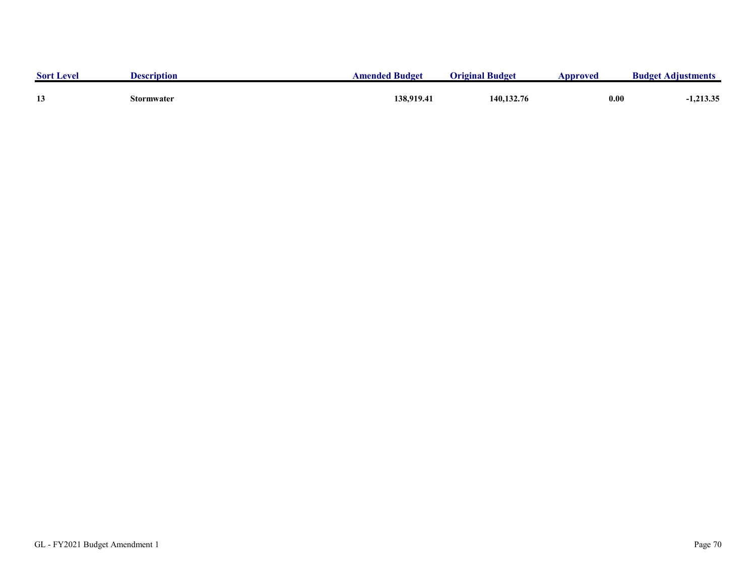| Sort Level | Description | Amended Budget | Original Budget | Approved | Budget Adjustments |
| --- | --- | --- | --- | --- | --- |
| **13** | **Stormwater** | **138,919.41** | **140,132.76** | **0.00** | **-1,213.35** |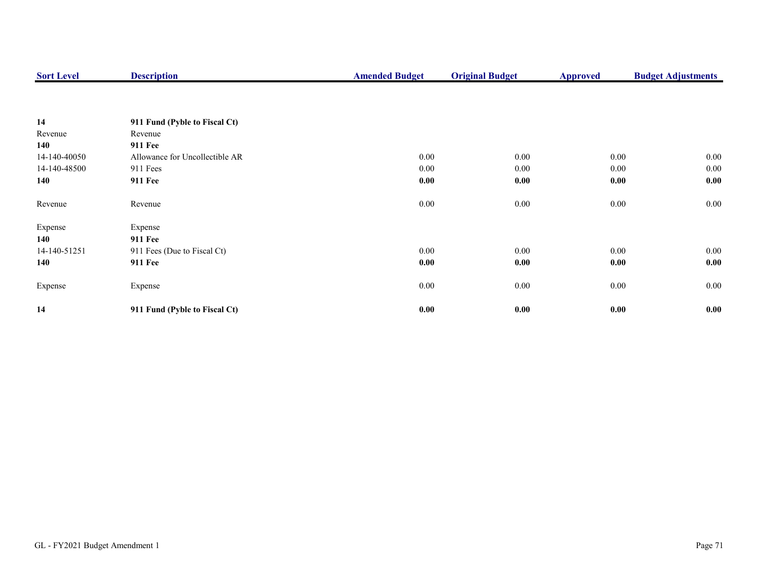| Sort Level | Description | Amended Budget | Original Budget | Approved | Budget Adjustments |
|---|---|---|---|---|---|
| **14** | **911 Fund (Pyble to Fiscal Ct)** | | | | |
| Revenue | Revenue | | | | |
| **140** | **911 Fee** | | | | |
| 14-140-40050 | Allowance for Uncollectible AR | 0.00 | 0.00 | 0.00 | 0.00 |
| 14-140-48500 | 911 Fees | 0.00 | 0.00 | 0.00 | 0.00 |
| **140** | **911 Fee** | **0.00** | **0.00** | **0.00** | **0.00** |
| Revenue | Revenue | 0.00 | 0.00 | 0.00 | 0.00 |
| Expense | Expense | | | | |
| **140** | **911 Fee** | | | | |
| 14-140-51251 | 911 Fees (Due to Fiscal Ct) | 0.00 | 0.00 | 0.00 | 0.00 |
| **140** | **911 Fee** | **0.00** | **0.00** | **0.00** | **0.00** |
| Expense | Expense | 0.00 | 0.00 | 0.00 | 0.00 |
| **14** | **911 Fund (Pyble to Fiscal Ct)** | **0.00** | **0.00** | **0.00** | **0.00** |

GL - FY2021 Budget Amendment 1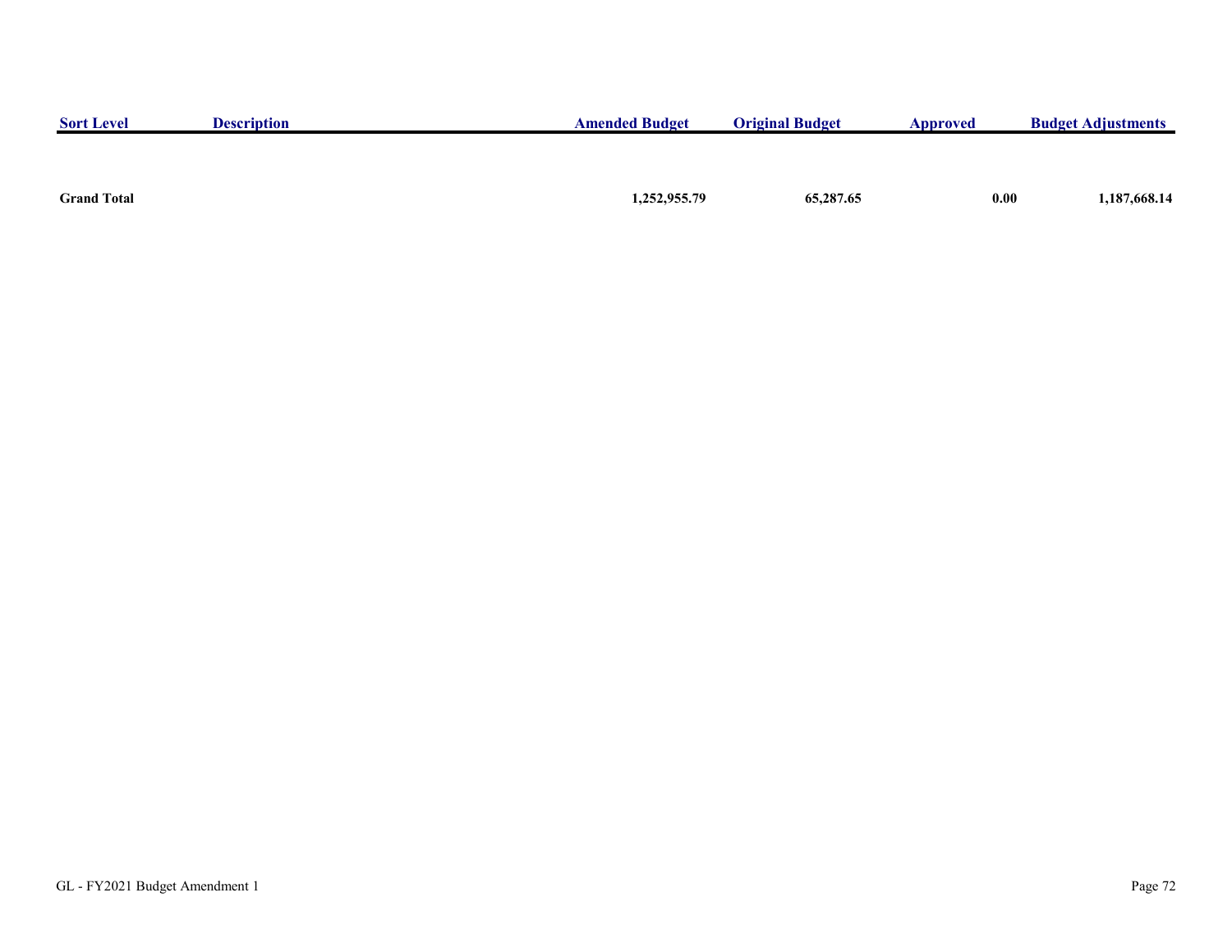| Sort Level | Description | Amended Budget | Original Budget | Approved | Budget Adjustments |
| --- | --- | --- | --- | --- | --- |
| **Grand Total** | | **1,252,955.79** | **65,287.65** | **0.00** | **1,187,668.14** |